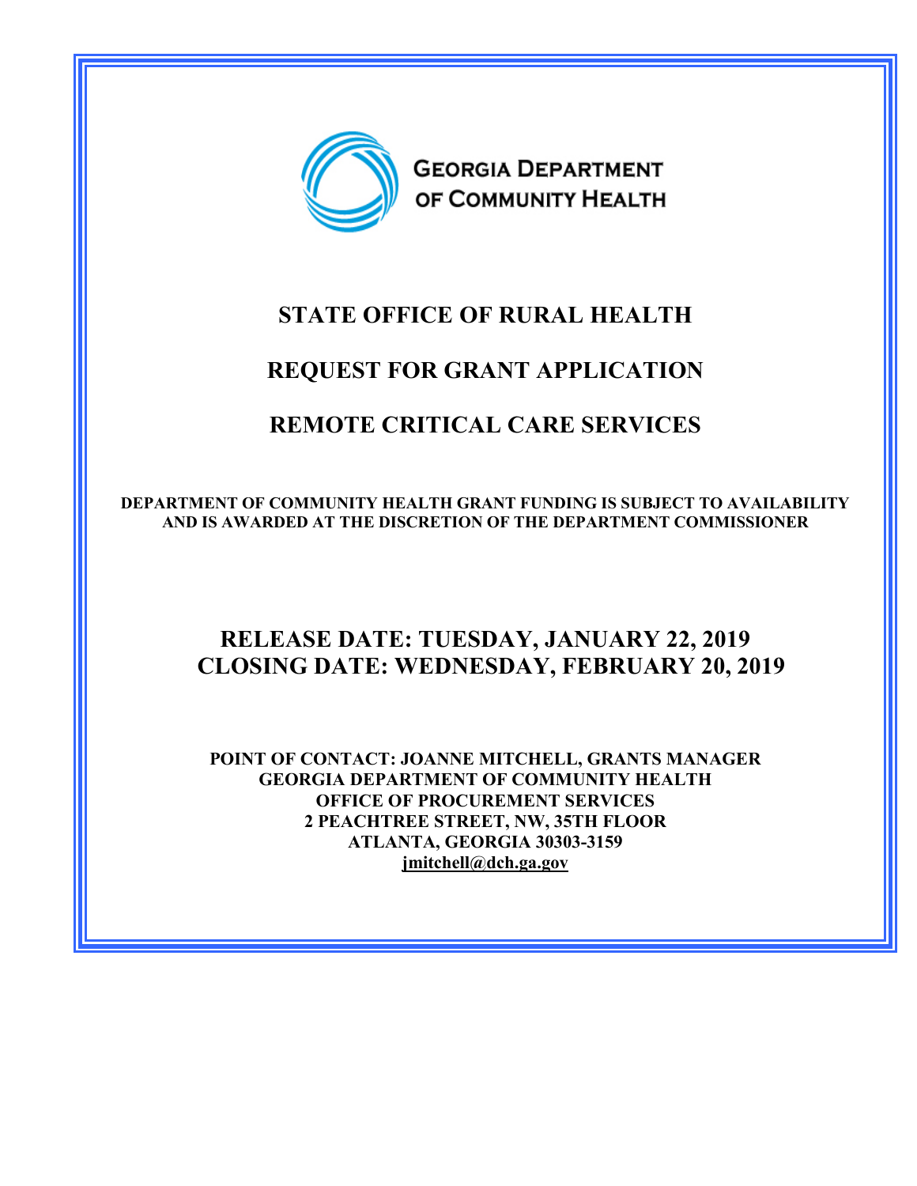GEORGIA DEPARTMENT OF COMMUNITY HEALTH

# STATE OFFICE OF RURAL HEALTH

# REQUEST FOR GRANT APPLICATION

# REMOTE CRITICAL CARE SERVICES

**DEPARTMENT OF COMMUNITY HEALTH GRANT FUNDING IS SUBJECT TO AVAILABILITY AND IS AWARDED AT THE DISCRETION OF THE DEPARTMENT COMMISSIONER**

## RELEASE DATE: TUESDAY, JANUARY 22, 2019
## CLOSING DATE: WEDNESDAY, FEBRUARY 20, 2019

**POINT OF CONTACT: JOANNE MITCHELL, GRANTS MANAGER**
**GEORGIA DEPARTMENT OF COMMUNITY HEALTH**
**OFFICE OF PROCUREMENT SERVICES**
**2 PEACHTREE STREET, NW, 35TH FLOOR**
**ATLANTA, GEORGIA 30303-3159**
**jmitchell@dch.ga.gov**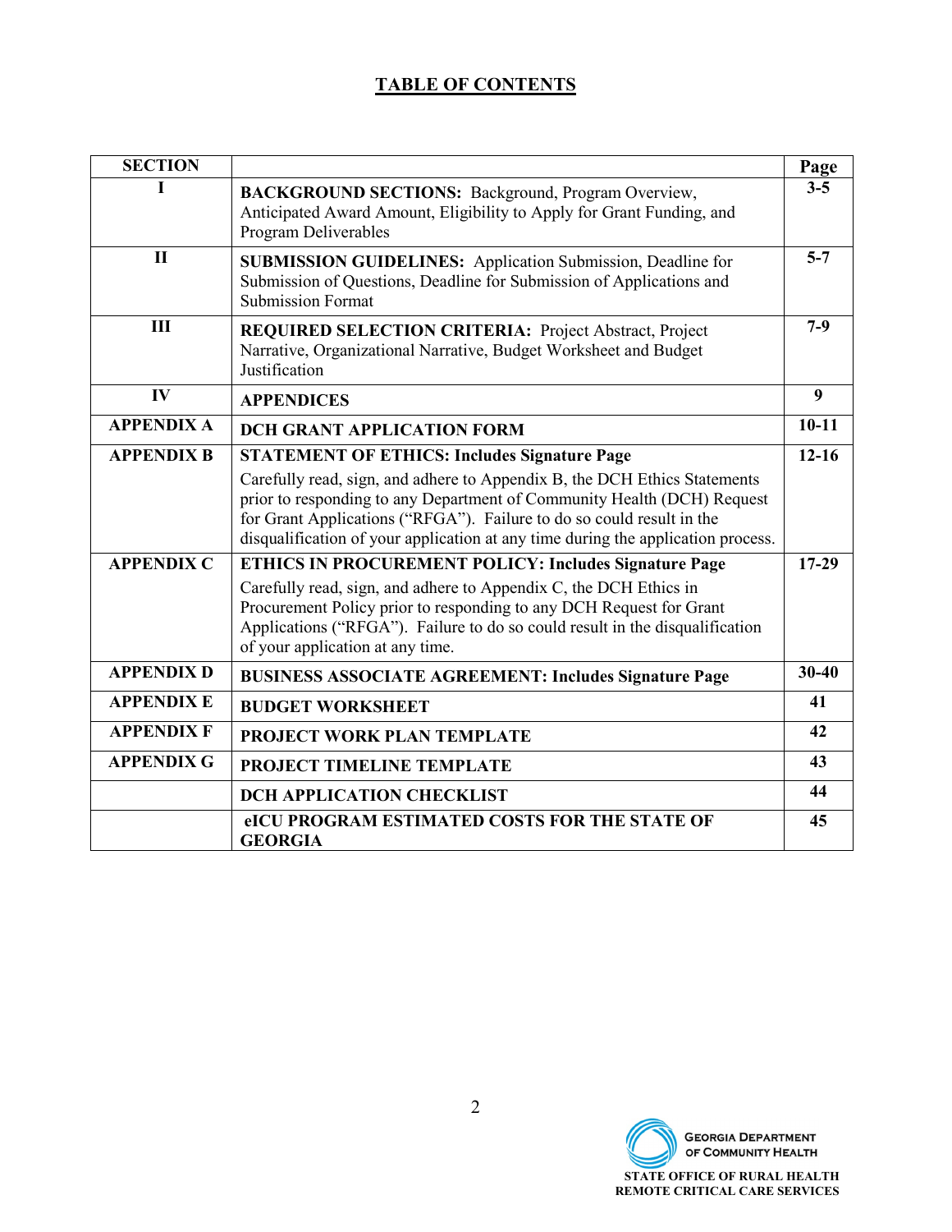# TABLE OF CONTENTS

| SECTION | | Page |
|---|---|---|
| I | **BACKGROUND SECTIONS:** Background, Program Overview, Anticipated Award Amount, Eligibility to Apply for Grant Funding, and Program Deliverables | 3-5 |
| II | **SUBMISSION GUIDELINES:** Application Submission, Deadline for Submission of Questions, Deadline for Submission of Applications and Submission Format | 5-7 |
| III | **REQUIRED SELECTION CRITERIA:** Project Abstract, Project Narrative, Organizational Narrative, Budget Worksheet and Budget Justification | 7-9 |
| IV | **APPENDICES** | 9 |
| APPENDIX A | **DCH GRANT APPLICATION FORM** | 10-11 |
| APPENDIX B | **STATEMENT OF ETHICS: Includes Signature Page** Carefully read, sign, and adhere to Appendix B, the DCH Ethics Statements prior to responding to any Department of Community Health (DCH) Request for Grant Applications ("RFGA"). Failure to do so could result in the disqualification of your application at any time during the application process. | 12-16 |
| APPENDIX C | **ETHICS IN PROCUREMENT POLICY: Includes Signature Page** Carefully read, sign, and adhere to Appendix C, the DCH Ethics in Procurement Policy prior to responding to any DCH Request for Grant Applications ("RFGA"). Failure to do so could result in the disqualification of your application at any time. | 17-29 |
| APPENDIX D | **BUSINESS ASSOCIATE AGREEMENT: Includes Signature Page** | 30-40 |
| APPENDIX E | **BUDGET WORKSHEET** | 41 |
| APPENDIX F | **PROJECT WORK PLAN TEMPLATE** | 42 |
| APPENDIX G | **PROJECT TIMELINE TEMPLATE** | 43 |
| | **DCH APPLICATION CHECKLIST** | 44 |
| | **eICU PROGRAM ESTIMATED COSTS FOR THE STATE OF GEORGIA** | 45 |

GEORGIA DEPARTMENT OF COMMUNITY HEALTH

STATE OFFICE OF RURAL HEALTH
REMOTE CRITICAL CARE SERVICES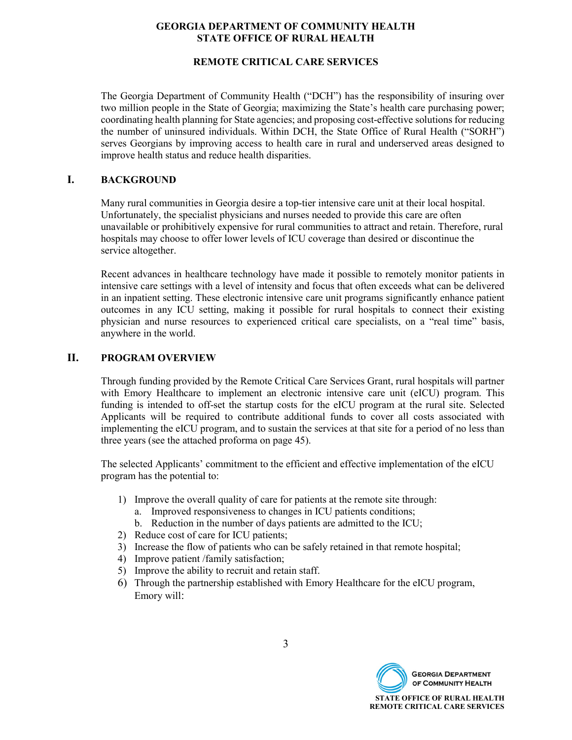**GEORGIA DEPARTMENT OF COMMUNITY HEALTH**
**STATE OFFICE OF RURAL HEALTH**

**REMOTE CRITICAL CARE SERVICES**

The Georgia Department of Community Health ("DCH") has the responsibility of insuring over two million people in the State of Georgia; maximizing the State's health care purchasing power; coordinating health planning for State agencies; and proposing cost-effective solutions for reducing the number of uninsured individuals. Within DCH, the State Office of Rural Health ("SORH") serves Georgians by improving access to health care in rural and underserved areas designed to improve health status and reduce health disparities.

## I. BACKGROUND

Many rural communities in Georgia desire a top-tier intensive care unit at their local hospital. Unfortunately, the specialist physicians and nurses needed to provide this care are often unavailable or prohibitively expensive for rural communities to attract and retain. Therefore, rural hospitals may choose to offer lower levels of ICU coverage than desired or discontinue the service altogether.

Recent advances in healthcare technology have made it possible to remotely monitor patients in intensive care settings with a level of intensity and focus that often exceeds what can be delivered in an inpatient setting. These electronic intensive care unit programs significantly enhance patient outcomes in any ICU setting, making it possible for rural hospitals to connect their existing physician and nurse resources to experienced critical care specialists, on a "real time" basis, anywhere in the world.

## II. PROGRAM OVERVIEW

Through funding provided by the Remote Critical Care Services Grant, rural hospitals will partner with Emory Healthcare to implement an electronic intensive care unit (eICU) program. This funding is intended to off-set the startup costs for the eICU program at the rural site. Selected Applicants will be required to contribute additional funds to cover all costs associated with implementing the eICU program, and to sustain the services at that site for a period of no less than three years (see the attached proforma on page 45).

The selected Applicants' commitment to the efficient and effective implementation of the eICU program has the potential to:

1) Improve the overall quality of care for patients at the remote site through:
   a. Improved responsiveness to changes in ICU patients conditions;
   b. Reduction in the number of days patients are admitted to the ICU;
2) Reduce cost of care for ICU patients;
3) Increase the flow of patients who can be safely retained in that remote hospital;
4) Improve patient /family satisfaction;
5) Improve the ability to recruit and retain staff.
6) Through the partnership established with Emory Healthcare for the eICU program, Emory will: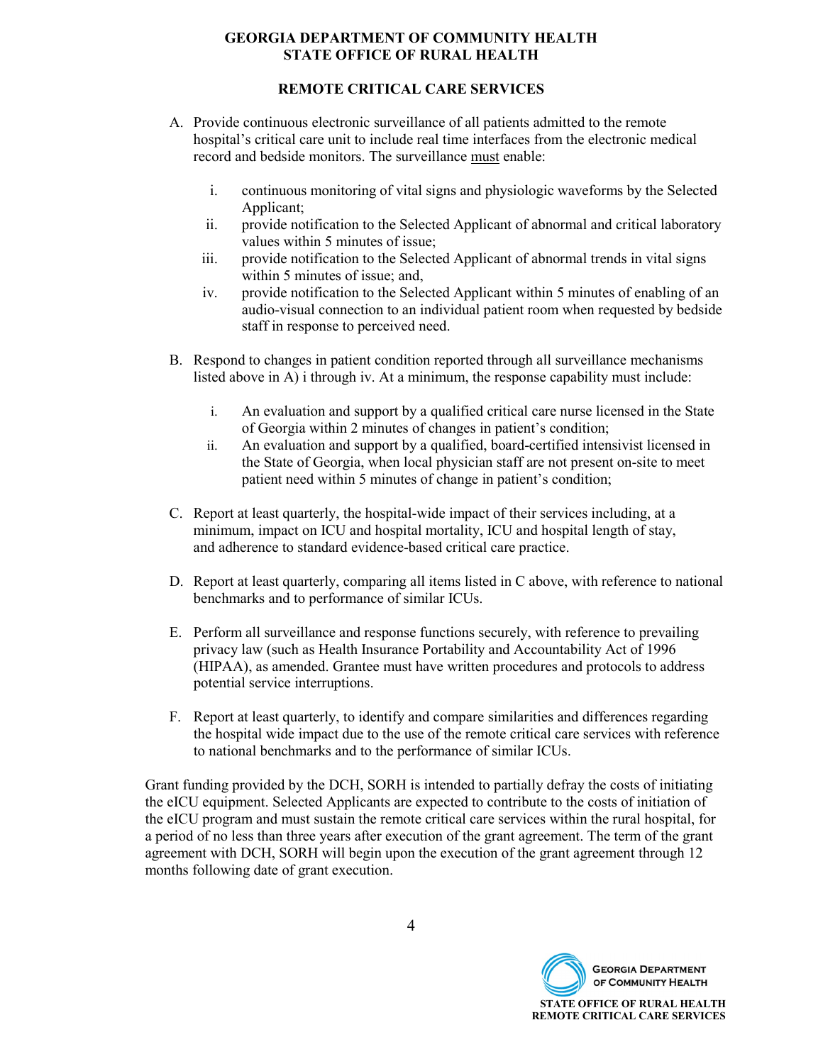**REMOTE CRITICAL CARE SERVICES**

A. Provide continuous electronic surveillance of all patients admitted to the remote hospital's critical care unit to include real time interfaces from the electronic medical record and bedside monitors. The surveillance must enable:

   i. continuous monitoring of vital signs and physiologic waveforms by the Selected Applicant;
   ii. provide notification to the Selected Applicant of abnormal and critical laboratory values within 5 minutes of issue;
   iii. provide notification to the Selected Applicant of abnormal trends in vital signs within 5 minutes of issue; and,
   iv. provide notification to the Selected Applicant within 5 minutes of enabling of an audio-visual connection to an individual patient room when requested by bedside staff in response to perceived need.

B. Respond to changes in patient condition reported through all surveillance mechanisms listed above in A) i through iv. At a minimum, the response capability must include:

   i. An evaluation and support by a qualified critical care nurse licensed in the State of Georgia within 2 minutes of changes in patient's condition;
   ii. An evaluation and support by a qualified, board-certified intensivist licensed in the State of Georgia, when local physician staff are not present on-site to meet patient need within 5 minutes of change in patient's condition;

C. Report at least quarterly, the hospital-wide impact of their services including, at a minimum, impact on ICU and hospital mortality, ICU and hospital length of stay, and adherence to standard evidence-based critical care practice.

D. Report at least quarterly, comparing all items listed in C above, with reference to national benchmarks and to performance of similar ICUs.

E. Perform all surveillance and response functions securely, with reference to prevailing privacy law (such as Health Insurance Portability and Accountability Act of 1996 (HIPAA), as amended. Grantee must have written procedures and protocols to address potential service interruptions.

F. Report at least quarterly, to identify and compare similarities and differences regarding the hospital wide impact due to the use of the remote critical care services with reference to national benchmarks and to the performance of similar ICUs.

Grant funding provided by the DCH, SORH is intended to partially defray the costs of initiating the eICU equipment. Selected Applicants are expected to contribute to the costs of initiation of the eICU program and must sustain the remote critical care services within the rural hospital, for a period of no less than three years after execution of the grant agreement. The term of the grant agreement with DCH, SORH will begin upon the execution of the grant agreement through 12 months following date of grant execution.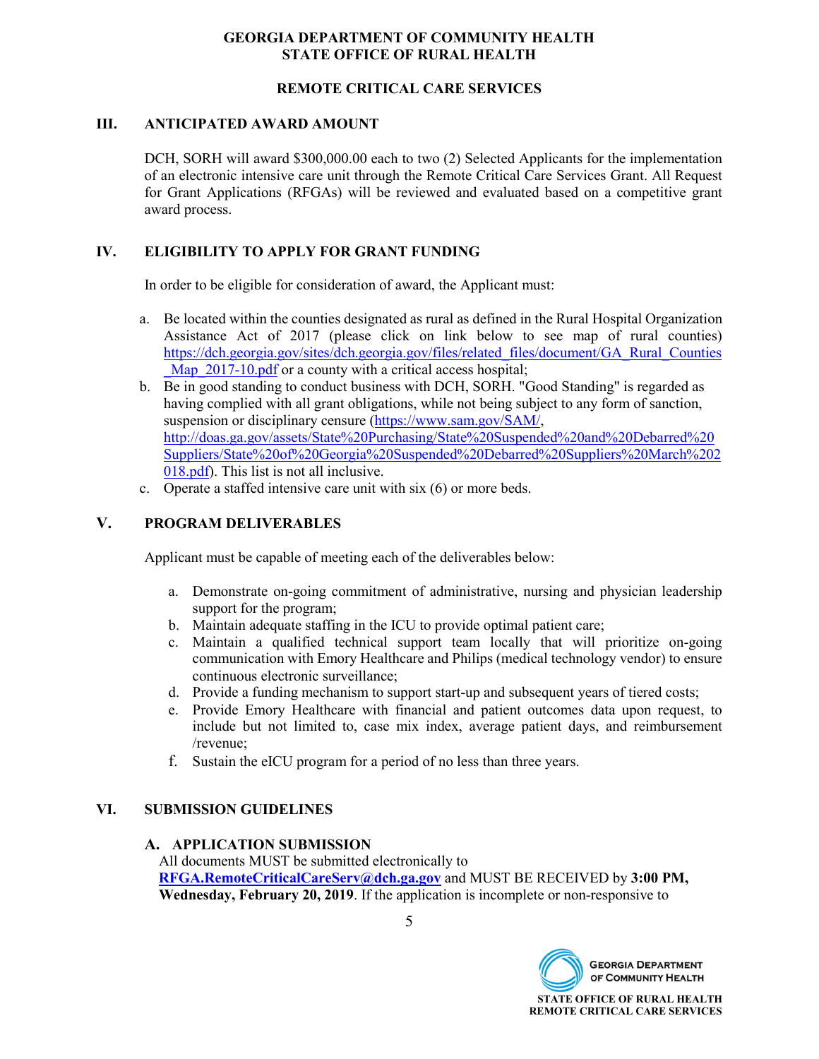**GEORGIA DEPARTMENT OF COMMUNITY HEALTH**
**STATE OFFICE OF RURAL HEALTH**

**REMOTE CRITICAL CARE SERVICES**

## III. ANTICIPATED AWARD AMOUNT

DCH, SORH will award $300,000.00 each to two (2) Selected Applicants for the implementation of an electronic intensive care unit through the Remote Critical Care Services Grant. All Request for Grant Applications (RFGAs) will be reviewed and evaluated based on a competitive grant award process.

## IV. ELIGIBILITY TO APPLY FOR GRANT FUNDING

In order to be eligible for consideration of award, the Applicant must:

a. Be located within the counties designated as rural as defined in the Rural Hospital Organization Assistance Act of 2017 (please click on link below to see map of rural counties) https://dch.georgia.gov/sites/dch.georgia.gov/files/related_files/document/GA_Rural_Counties_Map_2017-10.pdf or a county with a critical access hospital;
b. Be in good standing to conduct business with DCH, SORH. "Good Standing" is regarded as having complied with all grant obligations, while not being subject to any form of sanction, suspension or disciplinary censure (https://www.sam.gov/SAM/, http://doas.ga.gov/assets/State%20Purchasing/State%20Suspended%20and%20Debarred%20Suppliers/State%20of%20Georgia%20Suspended%20Debarred%20Suppliers%20March%202018.pdf). This list is not all inclusive.
c. Operate a staffed intensive care unit with six (6) or more beds.

## V. PROGRAM DELIVERABLES

Applicant must be capable of meeting each of the deliverables below:

a. Demonstrate on-going commitment of administrative, nursing and physician leadership support for the program;
b. Maintain adequate staffing in the ICU to provide optimal patient care;
c. Maintain a qualified technical support team locally that will prioritize on-going communication with Emory Healthcare and Philips (medical technology vendor) to ensure continuous electronic surveillance;
d. Provide a funding mechanism to support start-up and subsequent years of tiered costs;
e. Provide Emory Healthcare with financial and patient outcomes data upon request, to include but not limited to, case mix index, average patient days, and reimbursement /revenue;
f. Sustain the eICU program for a period of no less than three years.

## VI. SUBMISSION GUIDELINES

### A. APPLICATION SUBMISSION

All documents MUST be submitted electronically to **RFGA.RemoteCriticalCareServ@dch.ga.gov** and MUST BE RECEIVED by **3:00 PM, Wednesday, February 20, 2019**. If the application is incomplete or non-responsive to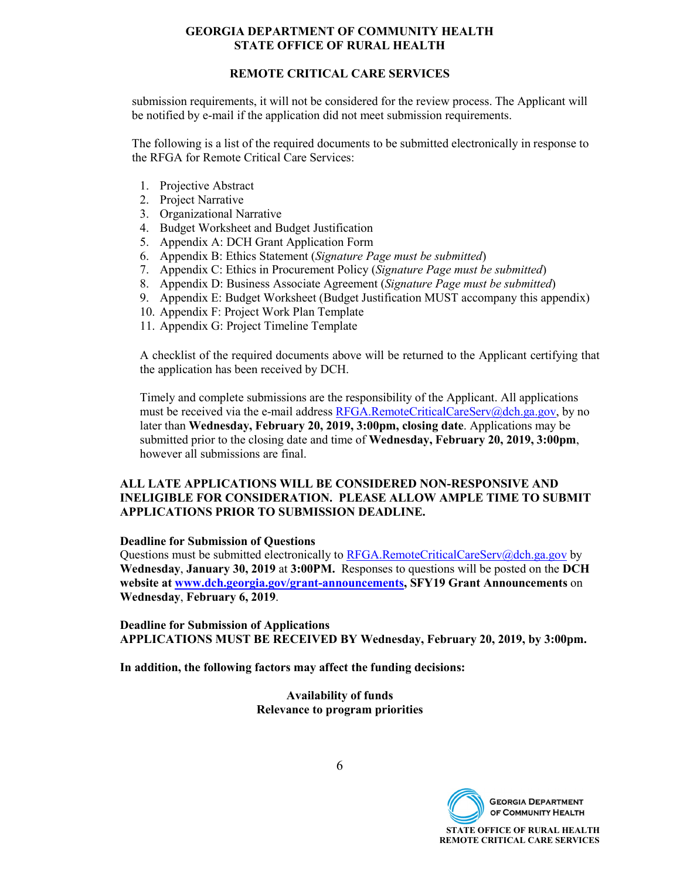submission requirements, it will not be considered for the review process. The Applicant will be notified by e-mail if the application did not meet submission requirements.

The following is a list of the required documents to be submitted electronically in response to the RFGA for Remote Critical Care Services:

1. Projective Abstract
2. Project Narrative
3. Organizational Narrative
4. Budget Worksheet and Budget Justification
5. Appendix A: DCH Grant Application Form
6. Appendix B: Ethics Statement (*Signature Page must be submitted*)
7. Appendix C: Ethics in Procurement Policy (*Signature Page must be submitted*)
8. Appendix D: Business Associate Agreement (*Signature Page must be submitted*)
9. Appendix E: Budget Worksheet (Budget Justification MUST accompany this appendix)
10. Appendix F: Project Work Plan Template
11. Appendix G: Project Timeline Template

A checklist of the required documents above will be returned to the Applicant certifying that the application has been received by DCH.

Timely and complete submissions are the responsibility of the Applicant. All applications must be received via the e-mail address RFGA.RemoteCriticalCareServ@dch.ga.gov, by no later than **Wednesday, February 20, 2019, 3:00pm, closing date**. Applications may be submitted prior to the closing date and time of **Wednesday, February 20, 2019, 3:00pm**, however all submissions are final.

**ALL LATE APPLICATIONS WILL BE CONSIDERED NON-RESPONSIVE AND INELIGIBLE FOR CONSIDERATION. PLEASE ALLOW AMPLE TIME TO SUBMIT APPLICATIONS PRIOR TO SUBMISSION DEADLINE.**

**Deadline for Submission of Questions**

Questions must be submitted electronically to RFGA.RemoteCriticalCareServ@dch.ga.gov by **Wednesday**, **January 30, 2019** at **3:00PM.** Responses to questions will be posted on the **DCH website at www.dch.georgia.gov/grant-announcements, SFY19 Grant Announcements** on **Wednesday**, **February 6, 2019**.

**Deadline for Submission of Applications**

**APPLICATIONS MUST BE RECEIVED BY Wednesday, February 20, 2019, by 3:00pm.**

**In addition, the following factors may affect the funding decisions:**

**Availability of funds**
**Relevance to program priorities**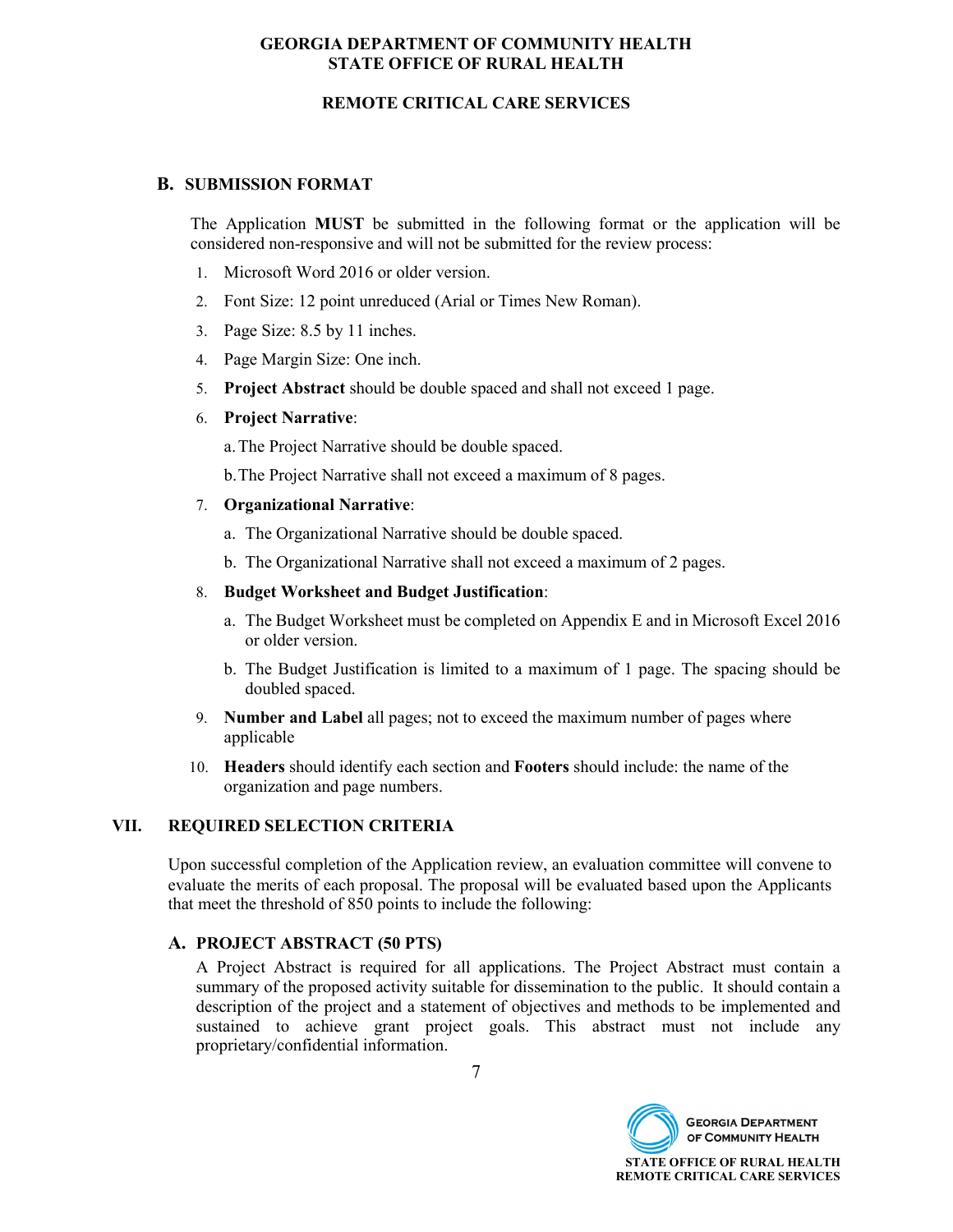## B. SUBMISSION FORMAT

The Application **MUST** be submitted in the following format or the application will be considered non-responsive and will not be submitted for the review process:

1. Microsoft Word 2016 or older version.
2. Font Size: 12 point unreduced (Arial or Times New Roman).
3. Page Size: 8.5 by 11 inches.
4. Page Margin Size: One inch.
5. **Project Abstract** should be double spaced and shall not exceed 1 page.
6. **Project Narrative**:

   a. The Project Narrative should be double spaced.

   b. The Project Narrative shall not exceed a maximum of 8 pages.
7. **Organizational Narrative**:

   a. The Organizational Narrative should be double spaced.

   b. The Organizational Narrative shall not exceed a maximum of 2 pages.
8. **Budget Worksheet and Budget Justification**:

   a. The Budget Worksheet must be completed on Appendix E and in Microsoft Excel 2016 or older version.

   b. The Budget Justification is limited to a maximum of 1 page. The spacing should be doubled spaced.
9. **Number and Label** all pages; not to exceed the maximum number of pages where applicable
10. **Headers** should identify each section and **Footers** should include: the name of the organization and page numbers.

# VII. REQUIRED SELECTION CRITERIA

Upon successful completion of the Application review, an evaluation committee will convene to evaluate the merits of each proposal. The proposal will be evaluated based upon the Applicants that meet the threshold of 850 points to include the following:

## A. PROJECT ABSTRACT (50 PTS)

A Project Abstract is required for all applications. The Project Abstract must contain a summary of the proposed activity suitable for dissemination to the public. It should contain a description of the project and a statement of objectives and methods to be implemented and sustained to achieve grant project goals. This abstract must not include any proprietary/confidential information.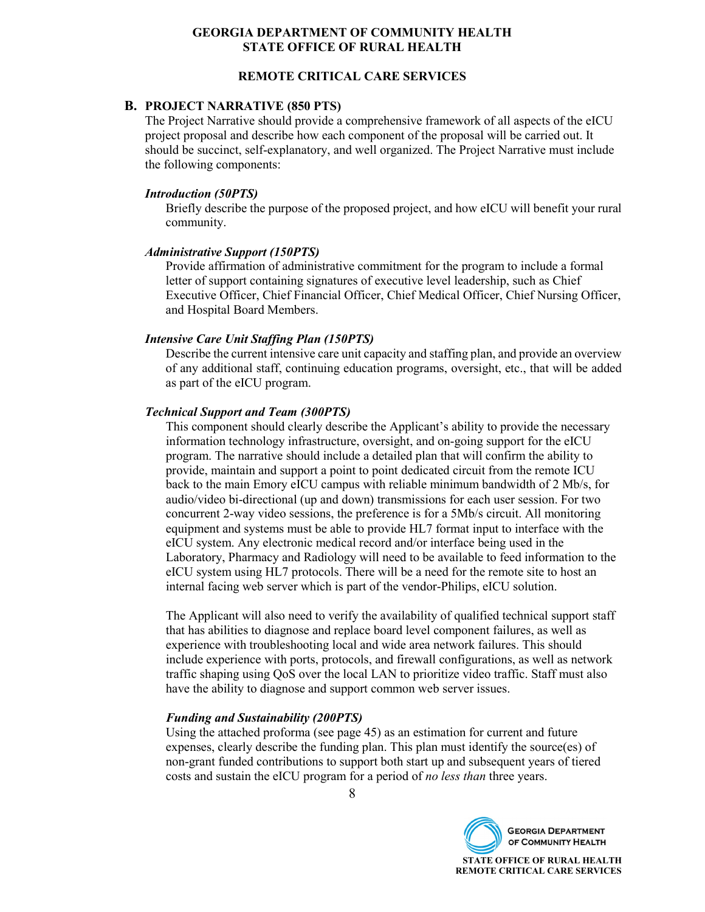## B. PROJECT NARRATIVE (850 PTS)

The Project Narrative should provide a comprehensive framework of all aspects of the eICU project proposal and describe how each component of the proposal will be carried out. It should be succinct, self-explanatory, and well organized. The Project Narrative must include the following components:

***Introduction (50PTS)***

Briefly describe the purpose of the proposed project, and how eICU will benefit your rural community.

***Administrative Support (150PTS)***

Provide affirmation of administrative commitment for the program to include a formal letter of support containing signatures of executive level leadership, such as Chief Executive Officer, Chief Financial Officer, Chief Medical Officer, Chief Nursing Officer, and Hospital Board Members.

***Intensive Care Unit Staffing Plan (150PTS)***

Describe the current intensive care unit capacity and staffing plan, and provide an overview of any additional staff, continuing education programs, oversight, etc., that will be added as part of the eICU program.

***Technical Support and Team (300PTS)***

This component should clearly describe the Applicant's ability to provide the necessary information technology infrastructure, oversight, and on-going support for the eICU program. The narrative should include a detailed plan that will confirm the ability to provide, maintain and support a point to point dedicated circuit from the remote ICU back to the main Emory eICU campus with reliable minimum bandwidth of 2 Mb/s, for audio/video bi-directional (up and down) transmissions for each user session. For two concurrent 2-way video sessions, the preference is for a 5Mb/s circuit. All monitoring equipment and systems must be able to provide HL7 format input to interface with the eICU system. Any electronic medical record and/or interface being used in the Laboratory, Pharmacy and Radiology will need to be available to feed information to the eICU system using HL7 protocols. There will be a need for the remote site to host an internal facing web server which is part of the vendor-Philips, eICU solution.

The Applicant will also need to verify the availability of qualified technical support staff that has abilities to diagnose and replace board level component failures, as well as experience with troubleshooting local and wide area network failures. This should include experience with ports, protocols, and firewall configurations, as well as network traffic shaping using QoS over the local LAN to prioritize video traffic. Staff must also have the ability to diagnose and support common web server issues.

***Funding and Sustainability (200PTS)***

Using the attached proforma (see page 45) as an estimation for current and future expenses, clearly describe the funding plan. This plan must identify the source(es) of non-grant funded contributions to support both start up and subsequent years of tiered costs and sustain the eICU program for a period of *no less than* three years.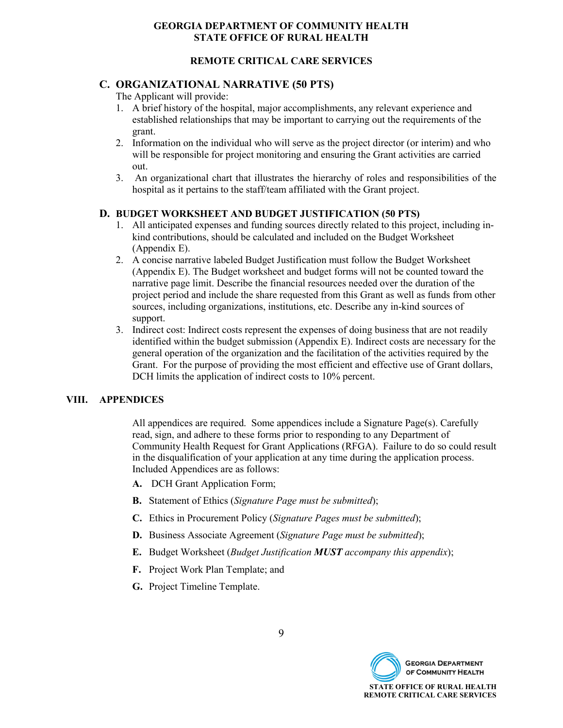### C. ORGANIZATIONAL NARRATIVE (50 PTS)

The Applicant will provide:

1. A brief history of the hospital, major accomplishments, any relevant experience and established relationships that may be important to carrying out the requirements of the grant.
2. Information on the individual who will serve as the project director (or interim) and who will be responsible for project monitoring and ensuring the Grant activities are carried out.
3. An organizational chart that illustrates the hierarchy of roles and responsibilities of the hospital as it pertains to the staff/team affiliated with the Grant project.

### D. BUDGET WORKSHEET AND BUDGET JUSTIFICATION (50 PTS)

1. All anticipated expenses and funding sources directly related to this project, including in-kind contributions, should be calculated and included on the Budget Worksheet (Appendix E).
2. A concise narrative labeled Budget Justification must follow the Budget Worksheet (Appendix E). The Budget worksheet and budget forms will not be counted toward the narrative page limit. Describe the financial resources needed over the duration of the project period and include the share requested from this Grant as well as funds from other sources, including organizations, institutions, etc. Describe any in-kind sources of support.
3. Indirect cost: Indirect costs represent the expenses of doing business that are not readily identified within the budget submission (Appendix E). Indirect costs are necessary for the general operation of the organization and the facilitation of the activities required by the Grant. For the purpose of providing the most efficient and effective use of Grant dollars, DCH limits the application of indirect costs to 10% percent.

## VIII. APPENDICES

All appendices are required. Some appendices include a Signature Page(s). Carefully read, sign, and adhere to these forms prior to responding to any Department of Community Health Request for Grant Applications (RFGA). Failure to do so could result in the disqualification of your application at any time during the application process. Included Appendices are as follows:

**A.** DCH Grant Application Form;

**B.** Statement of Ethics (*Signature Page must be submitted*);

**C.** Ethics in Procurement Policy (*Signature Pages must be submitted*);

**D.** Business Associate Agreement (*Signature Page must be submitted*);

**E.** Budget Worksheet (*Budget Justification **MUST** accompany this appendix*);

**F.** Project Work Plan Template; and

**G.** Project Timeline Template.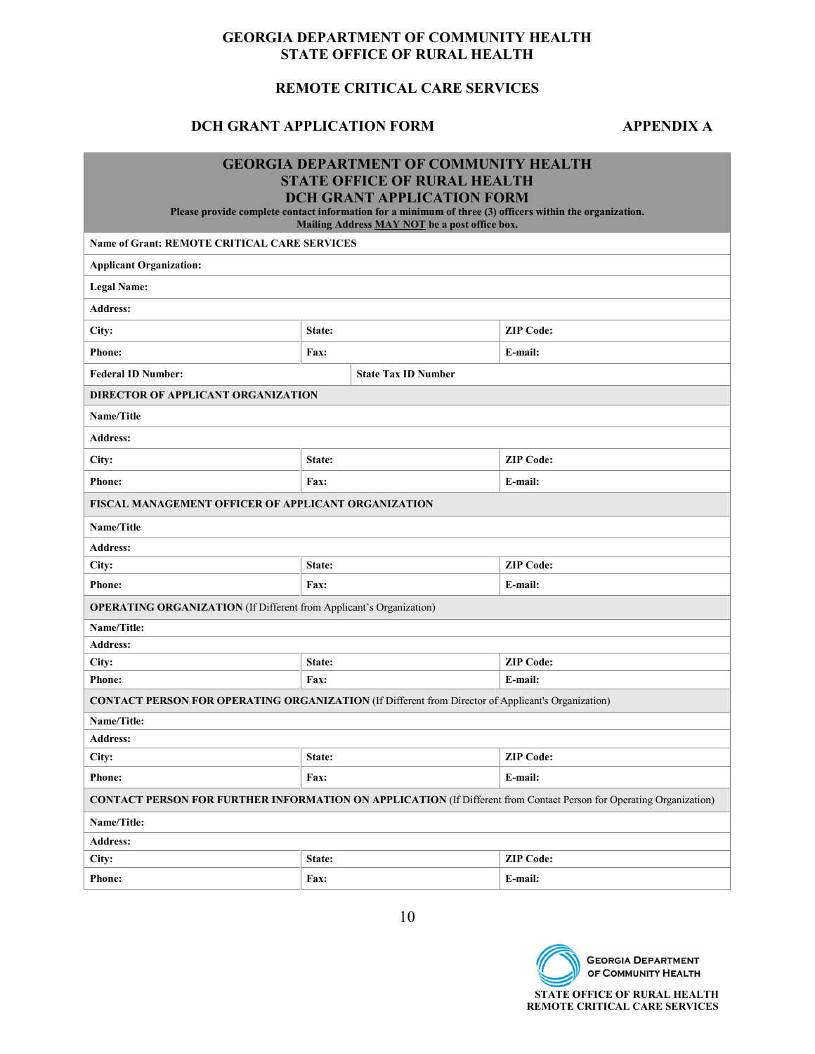# GEORGIA DEPARTMENT OF COMMUNITY HEALTH
# STATE OFFICE OF RURAL HEALTH

## REMOTE CRITICAL CARE SERVICES

## DCH GRANT APPLICATION FORM — APPENDIX A

| GEORGIA DEPARTMENT OF COMMUNITY HEALTH<br>STATE OFFICE OF RURAL HEALTH<br>DCH GRANT APPLICATION FORM<br>Please provide complete contact information for a minimum of three (3) officers within the organization.<br>Mailing Address MAY NOT be a post office box. | | |
|---|---|---|
| **Name of Grant: REMOTE CRITICAL CARE SERVICES** | | |
| **Applicant Organization:** | | |
| **Legal Name:** | | |
| **Address:** | | |
| **City:** | **State:** | **ZIP Code:** |
| **Phone:** | **Fax:** | **E-mail:** |
| **Federal ID Number:** | **State Tax ID Number** | |
| **DIRECTOR OF APPLICANT ORGANIZATION** | | |
| **Name/Title** | | |
| **Address:** | | |
| **City:** | **State:** | **ZIP Code:** |
| **Phone:** | **Fax:** | **E-mail:** |
| **FISCAL MANAGEMENT OFFICER OF APPLICANT ORGANIZATION** | | |
| **Name/Title** | | |
| **Address:** | | |
| **City:** | **State:** | **ZIP Code:** |
| **Phone:** | **Fax:** | **E-mail:** |
| **OPERATING ORGANIZATION** (If Different from Applicant's Organization) | | |
| **Name/Title:** | | |
| **Address:** | | |
| **City:** | **State:** | **ZIP Code:** |
| **Phone:** | **Fax:** | **E-mail:** |
| **CONTACT PERSON FOR OPERATING ORGANIZATION** (If Different from Director of Applicant's Organization) | | |
| **Name/Title:** | | |
| **Address:** | | |
| **City:** | **State:** | **ZIP Code:** |
| **Phone:** | **Fax:** | **E-mail:** |
| **CONTACT PERSON FOR FURTHER INFORMATION ON APPLICATION** (If Different from Contact Person for Operating Organization) | | |
| **Name/Title:** | | |
| **Address:** | | |
| **City:** | **State:** | **ZIP Code:** |
| **Phone:** | **Fax:** | **E-mail:** |

GEORGIA DEPARTMENT OF COMMUNITY HEALTH

STATE OFFICE OF RURAL HEALTH
REMOTE CRITICAL CARE SERVICES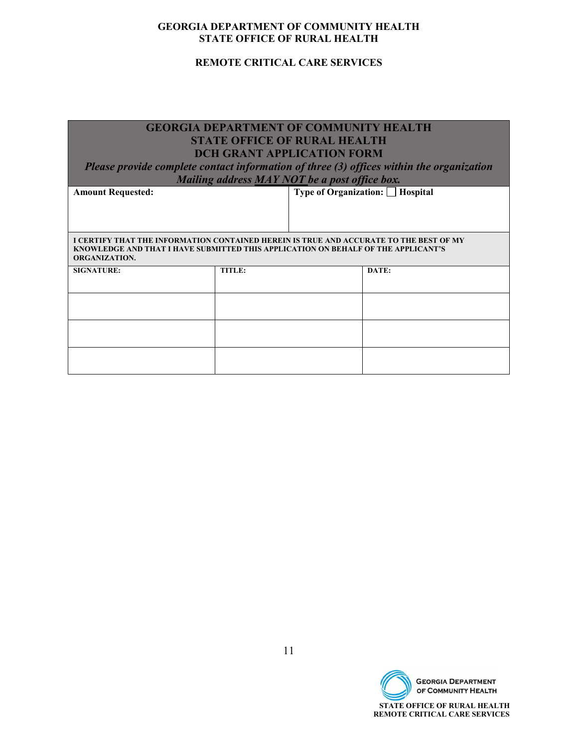| GEORGIA DEPARTMENT OF COMMUNITY HEALTH<br>STATE OFFICE OF RURAL HEALTH<br>DCH GRANT APPLICATION FORM<br>*Please provide complete contact information of three (3) offices within the organization*<br>*Mailing address MAY NOT be a post office box.* | |
|---|---|
| **Amount Requested:** | **Type of Organization:** ☐ **Hospital** |

**I CERTIFY THAT THE INFORMATION CONTAINED HEREIN IS TRUE AND ACCURATE TO THE BEST OF MY KNOWLEDGE AND THAT I HAVE SUBMITTED THIS APPLICATION ON BEHALF OF THE APPLICANT'S ORGANIZATION.**

| SIGNATURE: | TITLE: | DATE: |
|---|---|---|
| | | |
| | | |
| | | |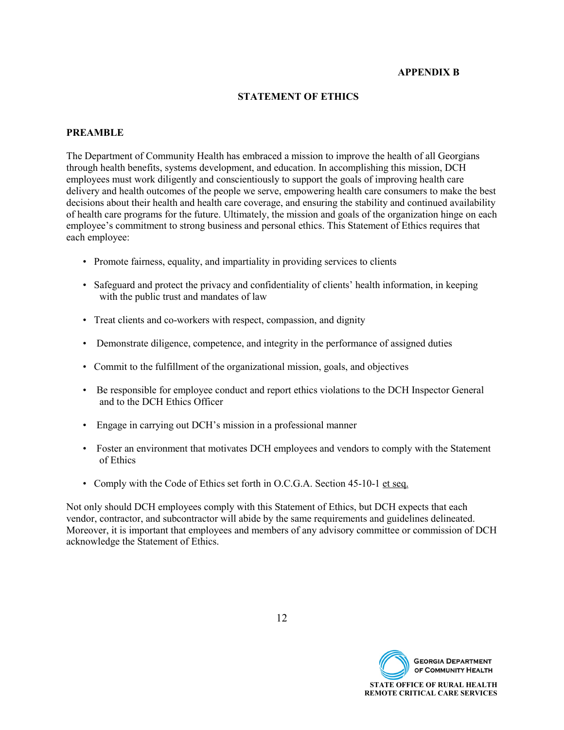**APPENDIX B**

## STATEMENT OF ETHICS

### PREAMBLE

The Department of Community Health has embraced a mission to improve the health of all Georgians through health benefits, systems development, and education. In accomplishing this mission, DCH employees must work diligently and conscientiously to support the goals of improving health care delivery and health outcomes of the people we serve, empowering health care consumers to make the best decisions about their health and health care coverage, and ensuring the stability and continued availability of health care programs for the future. Ultimately, the mission and goals of the organization hinge on each employee's commitment to strong business and personal ethics. This Statement of Ethics requires that each employee:

- Promote fairness, equality, and impartiality in providing services to clients
- Safeguard and protect the privacy and confidentiality of clients' health information, in keeping with the public trust and mandates of law
- Treat clients and co-workers with respect, compassion, and dignity
- Demonstrate diligence, competence, and integrity in the performance of assigned duties
- Commit to the fulfillment of the organizational mission, goals, and objectives
- Be responsible for employee conduct and report ethics violations to the DCH Inspector General and to the DCH Ethics Officer
- Engage in carrying out DCH's mission in a professional manner
- Foster an environment that motivates DCH employees and vendors to comply with the Statement of Ethics
- Comply with the Code of Ethics set forth in O.C.G.A. Section 45-10-1 et seq.

Not only should DCH employees comply with this Statement of Ethics, but DCH expects that each vendor, contractor, and subcontractor will abide by the same requirements and guidelines delineated. Moreover, it is important that employees and members of any advisory committee or commission of DCH acknowledge the Statement of Ethics.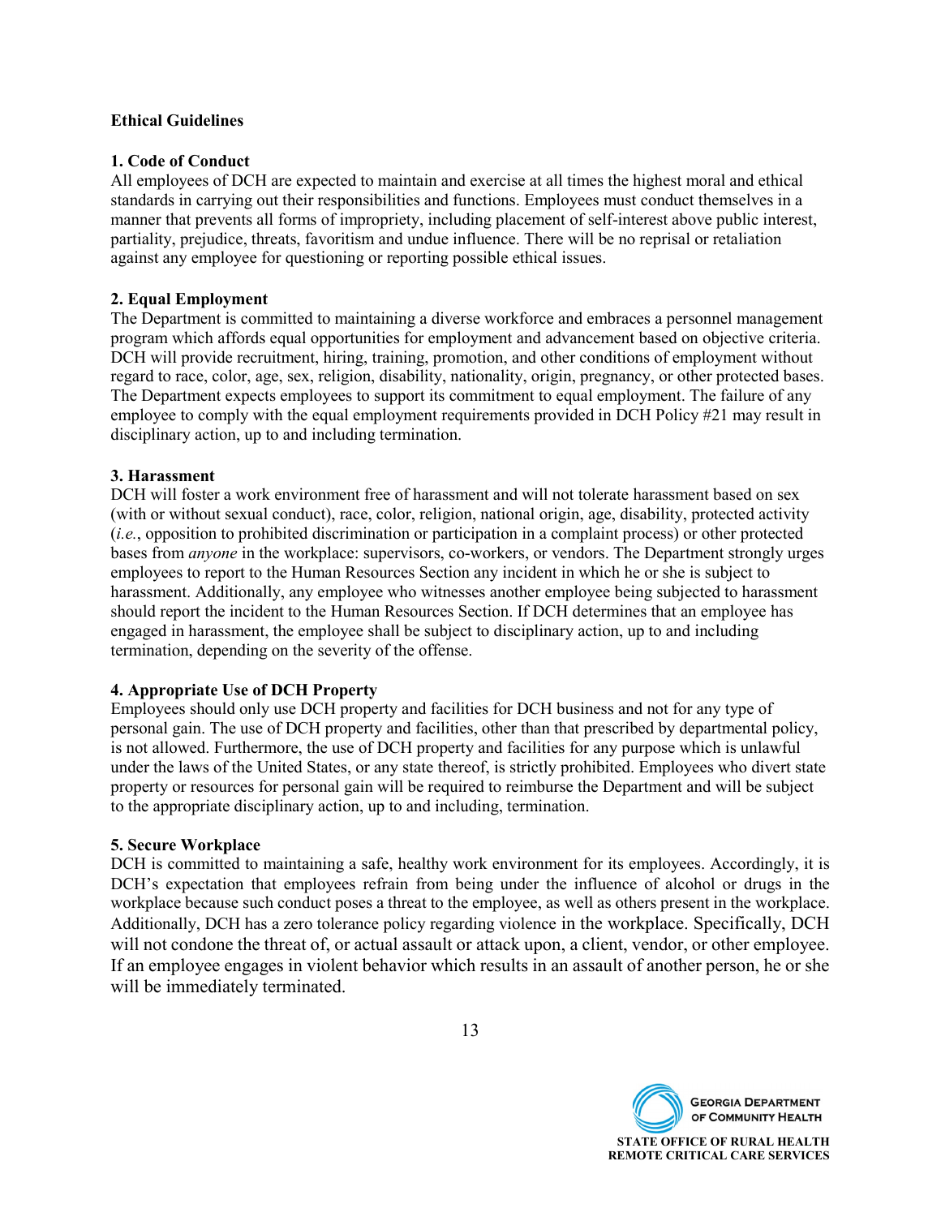**Ethical Guidelines**

**1. Code of Conduct**

All employees of DCH are expected to maintain and exercise at all times the highest moral and ethical standards in carrying out their responsibilities and functions. Employees must conduct themselves in a manner that prevents all forms of impropriety, including placement of self-interest above public interest, partiality, prejudice, threats, favoritism and undue influence. There will be no reprisal or retaliation against any employee for questioning or reporting possible ethical issues.

**2. Equal Employment**

The Department is committed to maintaining a diverse workforce and embraces a personnel management program which affords equal opportunities for employment and advancement based on objective criteria. DCH will provide recruitment, hiring, training, promotion, and other conditions of employment without regard to race, color, age, sex, religion, disability, nationality, origin, pregnancy, or other protected bases. The Department expects employees to support its commitment to equal employment. The failure of any employee to comply with the equal employment requirements provided in DCH Policy #21 may result in disciplinary action, up to and including termination.

**3. Harassment**

DCH will foster a work environment free of harassment and will not tolerate harassment based on sex (with or without sexual conduct), race, color, religion, national origin, age, disability, protected activity (*i.e.*, opposition to prohibited discrimination or participation in a complaint process) or other protected bases from *anyone* in the workplace: supervisors, co-workers, or vendors. The Department strongly urges employees to report to the Human Resources Section any incident in which he or she is subject to harassment. Additionally, any employee who witnesses another employee being subjected to harassment should report the incident to the Human Resources Section. If DCH determines that an employee has engaged in harassment, the employee shall be subject to disciplinary action, up to and including termination, depending on the severity of the offense.

**4. Appropriate Use of DCH Property**

Employees should only use DCH property and facilities for DCH business and not for any type of personal gain. The use of DCH property and facilities, other than that prescribed by departmental policy, is not allowed. Furthermore, the use of DCH property and facilities for any purpose which is unlawful under the laws of the United States, or any state thereof, is strictly prohibited. Employees who divert state property or resources for personal gain will be required to reimburse the Department and will be subject to the appropriate disciplinary action, up to and including, termination.

**5. Secure Workplace**

DCH is committed to maintaining a safe, healthy work environment for its employees. Accordingly, it is DCH's expectation that employees refrain from being under the influence of alcohol or drugs in the workplace because such conduct poses a threat to the employee, as well as others present in the workplace. Additionally, DCH has a zero tolerance policy regarding violence in the workplace. Specifically, DCH will not condone the threat of, or actual assault or attack upon, a client, vendor, or other employee. If an employee engages in violent behavior which results in an assault of another person, he or she will be immediately terminated.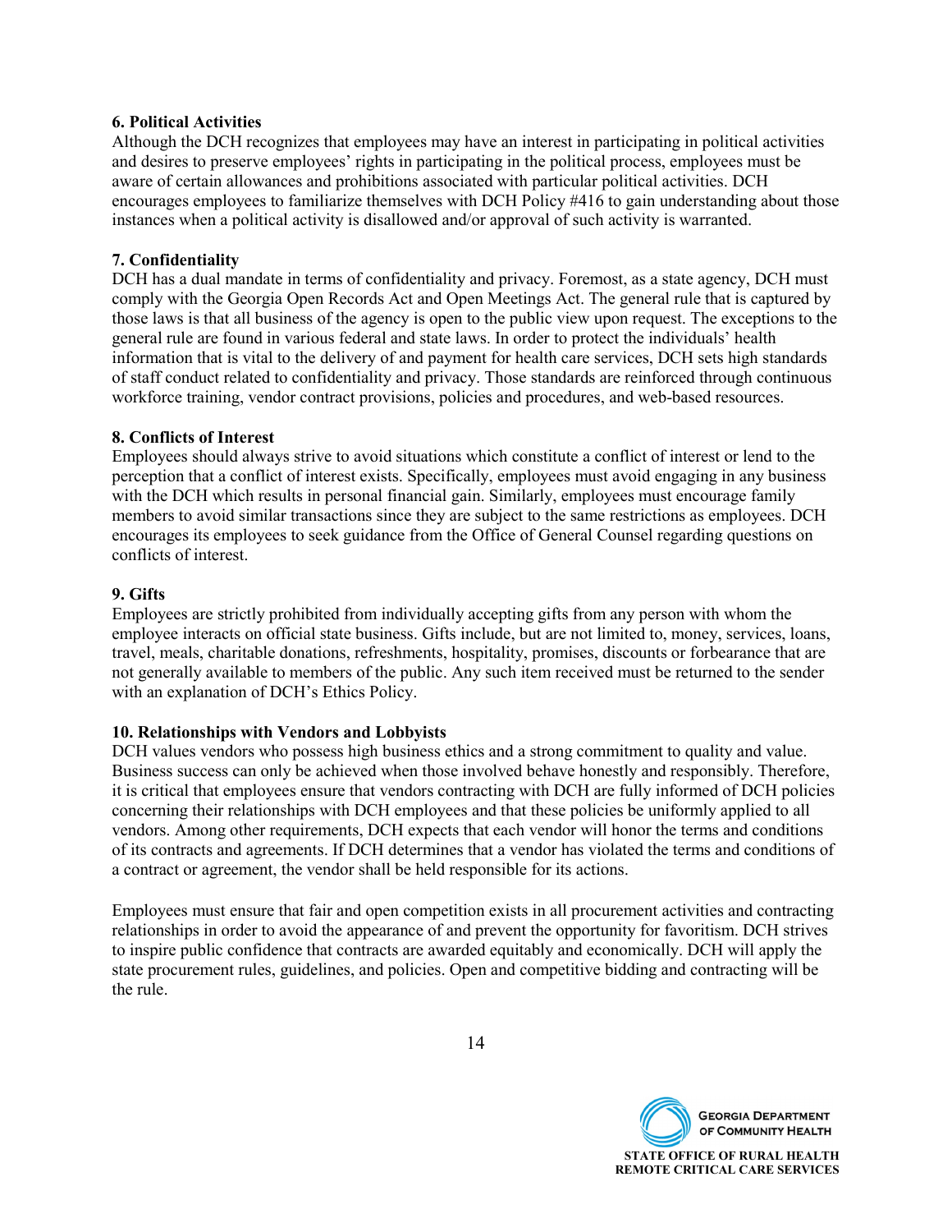**6. Political Activities**

Although the DCH recognizes that employees may have an interest in participating in political activities and desires to preserve employees' rights in participating in the political process, employees must be aware of certain allowances and prohibitions associated with particular political activities. DCH encourages employees to familiarize themselves with DCH Policy #416 to gain understanding about those instances when a political activity is disallowed and/or approval of such activity is warranted.

**7. Confidentiality**

DCH has a dual mandate in terms of confidentiality and privacy. Foremost, as a state agency, DCH must comply with the Georgia Open Records Act and Open Meetings Act. The general rule that is captured by those laws is that all business of the agency is open to the public view upon request. The exceptions to the general rule are found in various federal and state laws. In order to protect the individuals' health information that is vital to the delivery of and payment for health care services, DCH sets high standards of staff conduct related to confidentiality and privacy. Those standards are reinforced through continuous workforce training, vendor contract provisions, policies and procedures, and web-based resources.

**8. Conflicts of Interest**

Employees should always strive to avoid situations which constitute a conflict of interest or lend to the perception that a conflict of interest exists. Specifically, employees must avoid engaging in any business with the DCH which results in personal financial gain. Similarly, employees must encourage family members to avoid similar transactions since they are subject to the same restrictions as employees. DCH encourages its employees to seek guidance from the Office of General Counsel regarding questions on conflicts of interest.

**9. Gifts**

Employees are strictly prohibited from individually accepting gifts from any person with whom the employee interacts on official state business. Gifts include, but are not limited to, money, services, loans, travel, meals, charitable donations, refreshments, hospitality, promises, discounts or forbearance that are not generally available to members of the public. Any such item received must be returned to the sender with an explanation of DCH's Ethics Policy.

**10. Relationships with Vendors and Lobbyists**

DCH values vendors who possess high business ethics and a strong commitment to quality and value. Business success can only be achieved when those involved behave honestly and responsibly. Therefore, it is critical that employees ensure that vendors contracting with DCH are fully informed of DCH policies concerning their relationships with DCH employees and that these policies be uniformly applied to all vendors. Among other requirements, DCH expects that each vendor will honor the terms and conditions of its contracts and agreements. If DCH determines that a vendor has violated the terms and conditions of a contract or agreement, the vendor shall be held responsible for its actions.

Employees must ensure that fair and open competition exists in all procurement activities and contracting relationships in order to avoid the appearance of and prevent the opportunity for favoritism. DCH strives to inspire public confidence that contracts are awarded equitably and economically. DCH will apply the state procurement rules, guidelines, and policies. Open and competitive bidding and contracting will be the rule.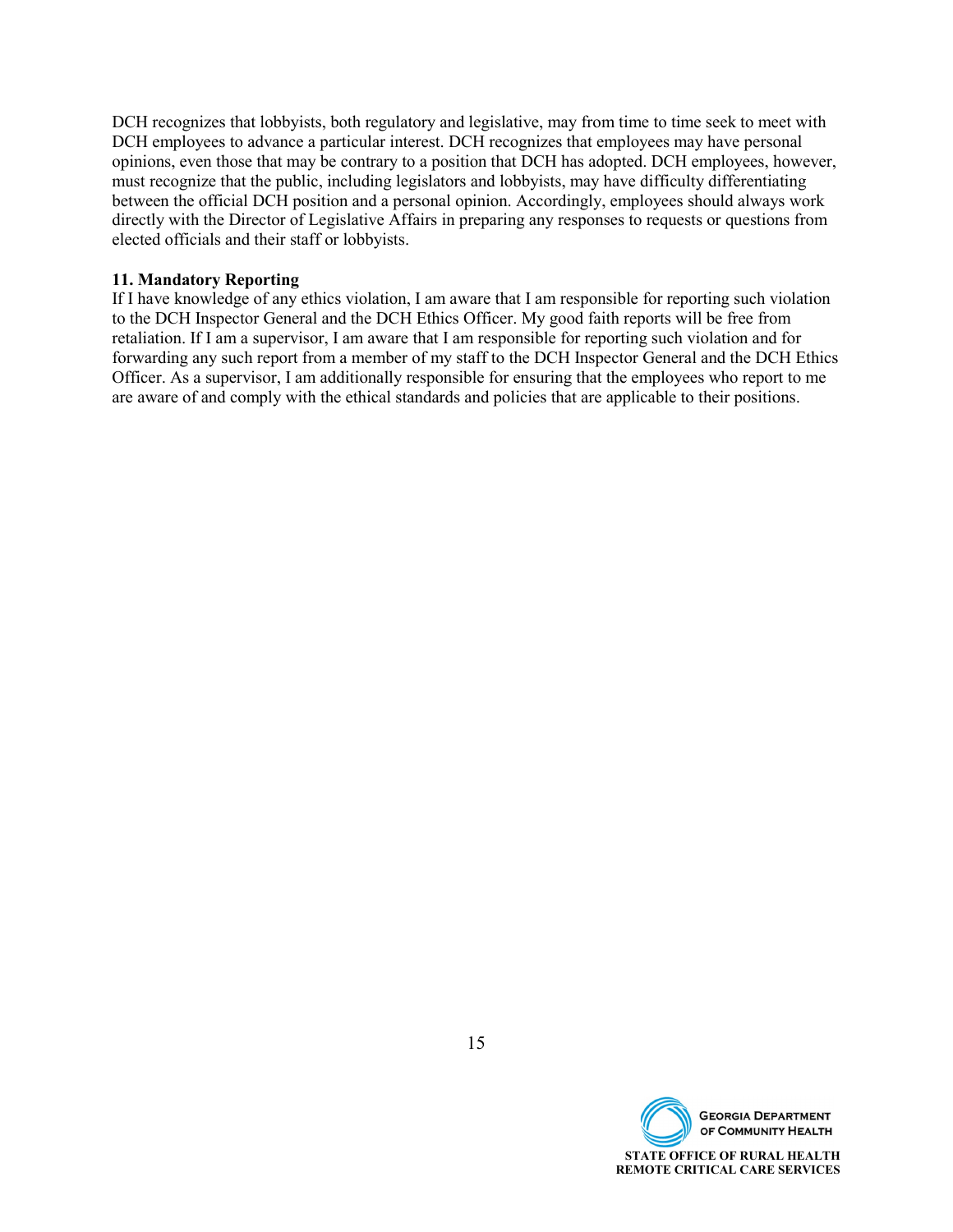DCH recognizes that lobbyists, both regulatory and legislative, may from time to time seek to meet with DCH employees to advance a particular interest. DCH recognizes that employees may have personal opinions, even those that may be contrary to a position that DCH has adopted. DCH employees, however, must recognize that the public, including legislators and lobbyists, may have difficulty differentiating between the official DCH position and a personal opinion. Accordingly, employees should always work directly with the Director of Legislative Affairs in preparing any responses to requests or questions from elected officials and their staff or lobbyists.

**11. Mandatory Reporting**

If I have knowledge of any ethics violation, I am aware that I am responsible for reporting such violation to the DCH Inspector General and the DCH Ethics Officer. My good faith reports will be free from retaliation. If I am a supervisor, I am aware that I am responsible for reporting such violation and for forwarding any such report from a member of my staff to the DCH Inspector General and the DCH Ethics Officer. As a supervisor, I am additionally responsible for ensuring that the employees who report to me are aware of and comply with the ethical standards and policies that are applicable to their positions.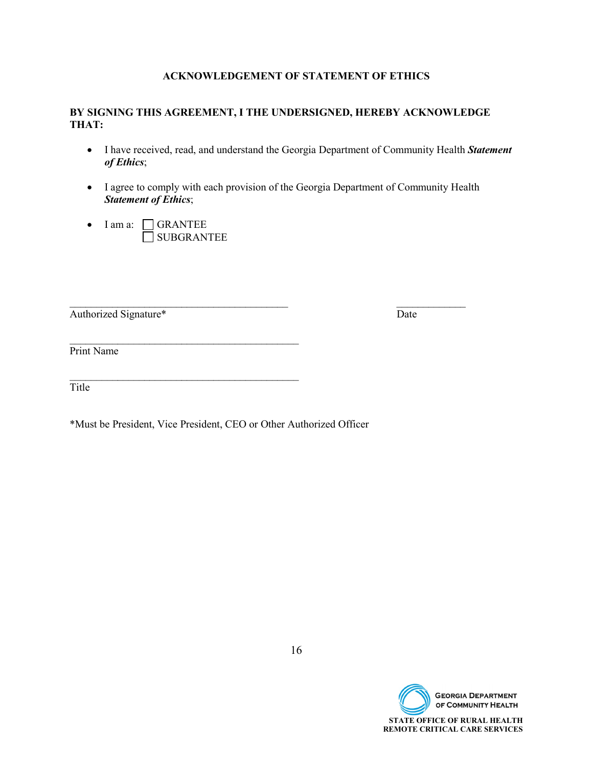## ACKNOWLEDGEMENT OF STATEMENT OF ETHICS

**BY SIGNING THIS AGREEMENT, I THE UNDERSIGNED, HEREBY ACKNOWLEDGE THAT:**

- I have received, read, and understand the Georgia Department of Community Health ***Statement of Ethics***;
- I agree to comply with each provision of the Georgia Department of Community Health ***Statement of Ethics***;
- I am a: ☐ GRANTEE
  ☐ SUBGRANTEE

\_\_\_\_\_\_\_\_\_\_\_\_\_\_\_\_\_\_\_\_\_\_\_\_\_\_\_\_\_\_\_\_\_\_\_\_\_\_\_\_\_\_ \_\_\_\_\_\_\_\_\_\_\_\_\_
Authorized Signature* Date

\_\_\_\_\_\_\_\_\_\_\_\_\_\_\_\_\_\_\_\_\_\_\_\_\_\_\_\_\_\_\_\_\_\_\_\_\_\_\_\_\_\_\_
Print Name

\_\_\_\_\_\_\_\_\_\_\_\_\_\_\_\_\_\_\_\_\_\_\_\_\_\_\_\_\_\_\_\_\_\_\_\_\_\_\_\_\_\_\_
Title

*Must be President, Vice President, CEO or Other Authorized Officer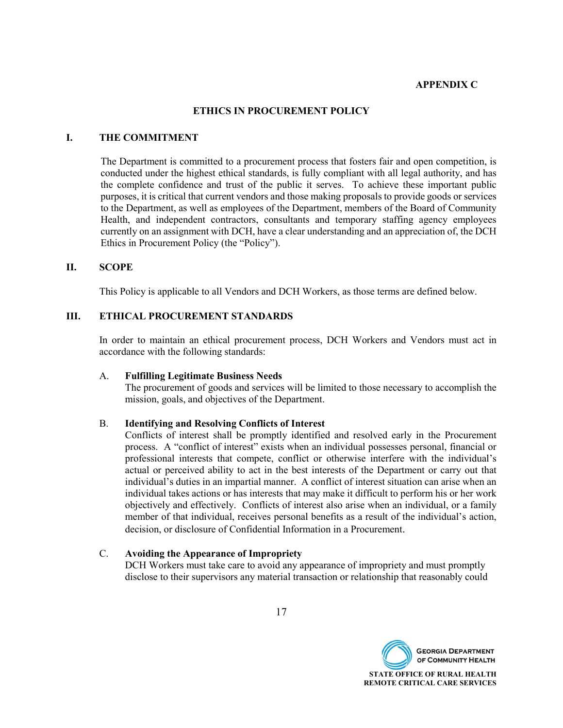**APPENDIX C**

## ETHICS IN PROCUREMENT POLICY

### I. THE COMMITMENT

The Department is committed to a procurement process that fosters fair and open competition, is conducted under the highest ethical standards, is fully compliant with all legal authority, and has the complete confidence and trust of the public it serves. To achieve these important public purposes, it is critical that current vendors and those making proposals to provide goods or services to the Department, as well as employees of the Department, members of the Board of Community Health, and independent contractors, consultants and temporary staffing agency employees currently on an assignment with DCH, have a clear understanding and an appreciation of, the DCH Ethics in Procurement Policy (the "Policy").

### II. SCOPE

This Policy is applicable to all Vendors and DCH Workers, as those terms are defined below.

### III. ETHICAL PROCUREMENT STANDARDS

In order to maintain an ethical procurement process, DCH Workers and Vendors must act in accordance with the following standards:

A. **Fulfilling Legitimate Business Needs**
The procurement of goods and services will be limited to those necessary to accomplish the mission, goals, and objectives of the Department.

B. **Identifying and Resolving Conflicts of Interest**
Conflicts of interest shall be promptly identified and resolved early in the Procurement process. A "conflict of interest" exists when an individual possesses personal, financial or professional interests that compete, conflict or otherwise interfere with the individual's actual or perceived ability to act in the best interests of the Department or carry out that individual's duties in an impartial manner. A conflict of interest situation can arise when an individual takes actions or has interests that may make it difficult to perform his or her work objectively and effectively. Conflicts of interest also arise when an individual, or a family member of that individual, receives personal benefits as a result of the individual's action, decision, or disclosure of Confidential Information in a Procurement.

C. **Avoiding the Appearance of Impropriety**
DCH Workers must take care to avoid any appearance of impropriety and must promptly disclose to their supervisors any material transaction or relationship that reasonably could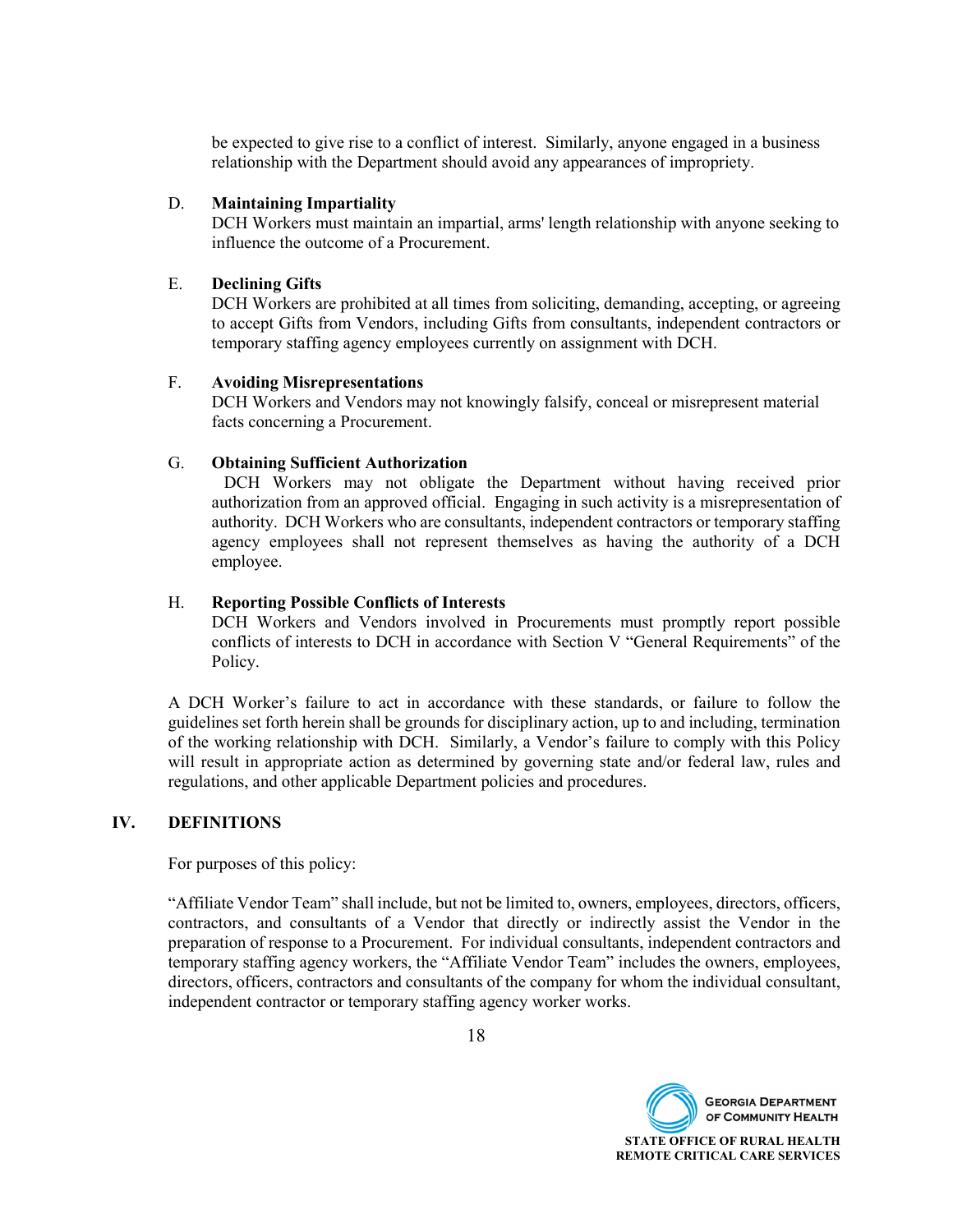be expected to give rise to a conflict of interest. Similarly, anyone engaged in a business relationship with the Department should avoid any appearances of impropriety.

D. **Maintaining Impartiality**
DCH Workers must maintain an impartial, arms' length relationship with anyone seeking to influence the outcome of a Procurement.

E. **Declining Gifts**
DCH Workers are prohibited at all times from soliciting, demanding, accepting, or agreeing to accept Gifts from Vendors, including Gifts from consultants, independent contractors or temporary staffing agency employees currently on assignment with DCH.

F. **Avoiding Misrepresentations**
DCH Workers and Vendors may not knowingly falsify, conceal or misrepresent material facts concerning a Procurement.

G. **Obtaining Sufficient Authorization**
DCH Workers may not obligate the Department without having received prior authorization from an approved official. Engaging in such activity is a misrepresentation of authority. DCH Workers who are consultants, independent contractors or temporary staffing agency employees shall not represent themselves as having the authority of a DCH employee.

H. **Reporting Possible Conflicts of Interests**
DCH Workers and Vendors involved in Procurements must promptly report possible conflicts of interests to DCH in accordance with Section V "General Requirements" of the Policy.

A DCH Worker's failure to act in accordance with these standards, or failure to follow the guidelines set forth herein shall be grounds for disciplinary action, up to and including, termination of the working relationship with DCH. Similarly, a Vendor's failure to comply with this Policy will result in appropriate action as determined by governing state and/or federal law, rules and regulations, and other applicable Department policies and procedures.

## IV. DEFINITIONS

For purposes of this policy:

"Affiliate Vendor Team" shall include, but not be limited to, owners, employees, directors, officers, contractors, and consultants of a Vendor that directly or indirectly assist the Vendor in the preparation of response to a Procurement. For individual consultants, independent contractors and temporary staffing agency workers, the "Affiliate Vendor Team" includes the owners, employees, directors, officers, contractors and consultants of the company for whom the individual consultant, independent contractor or temporary staffing agency worker works.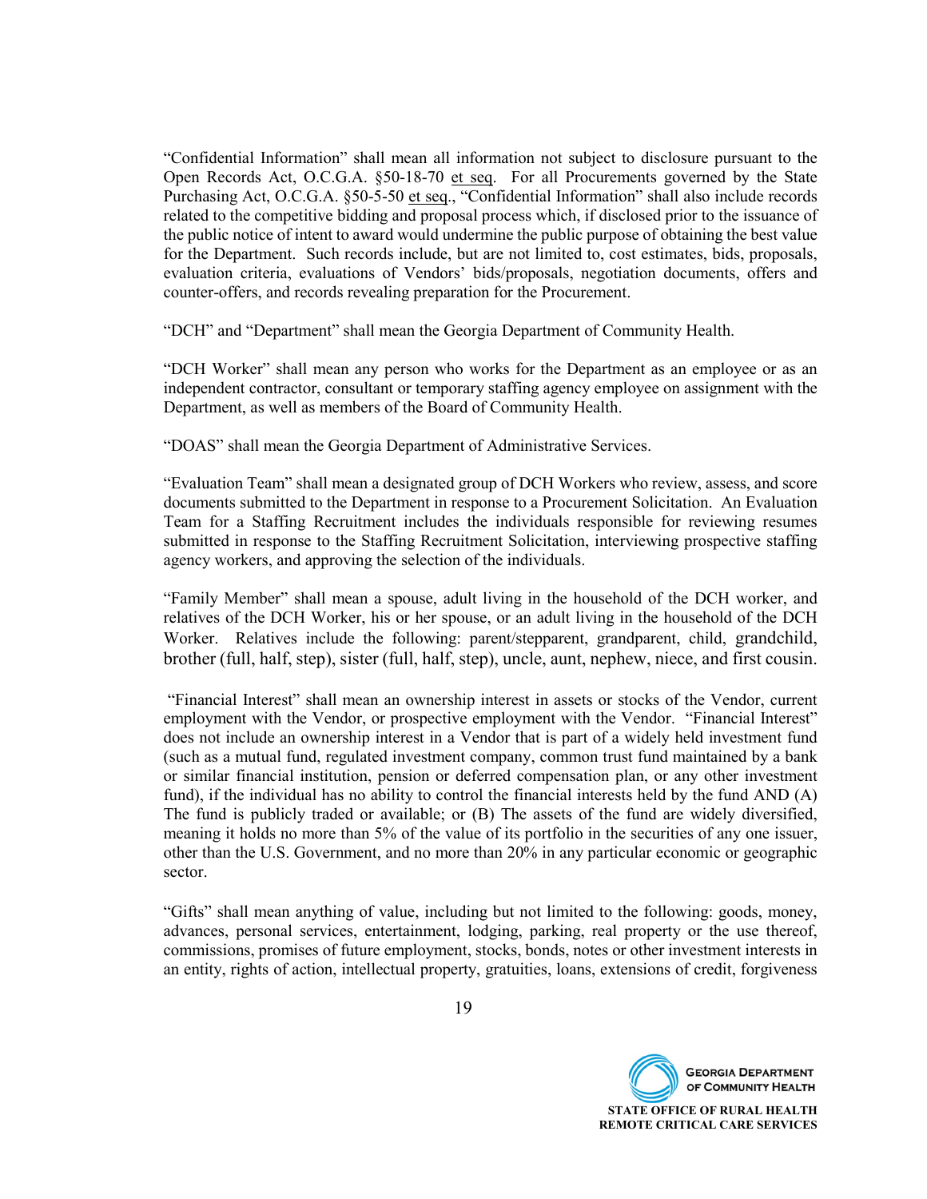"Confidential Information" shall mean all information not subject to disclosure pursuant to the Open Records Act, O.C.G.A. §50-18-70 et seq. For all Procurements governed by the State Purchasing Act, O.C.G.A. §50-5-50 et seq., "Confidential Information" shall also include records related to the competitive bidding and proposal process which, if disclosed prior to the issuance of the public notice of intent to award would undermine the public purpose of obtaining the best value for the Department. Such records include, but are not limited to, cost estimates, bids, proposals, evaluation criteria, evaluations of Vendors' bids/proposals, negotiation documents, offers and counter-offers, and records revealing preparation for the Procurement.

"DCH" and "Department" shall mean the Georgia Department of Community Health.

"DCH Worker" shall mean any person who works for the Department as an employee or as an independent contractor, consultant or temporary staffing agency employee on assignment with the Department, as well as members of the Board of Community Health.

"DOAS" shall mean the Georgia Department of Administrative Services.

"Evaluation Team" shall mean a designated group of DCH Workers who review, assess, and score documents submitted to the Department in response to a Procurement Solicitation. An Evaluation Team for a Staffing Recruitment includes the individuals responsible for reviewing resumes submitted in response to the Staffing Recruitment Solicitation, interviewing prospective staffing agency workers, and approving the selection of the individuals.

"Family Member" shall mean a spouse, adult living in the household of the DCH worker, and relatives of the DCH Worker, his or her spouse, or an adult living in the household of the DCH Worker. Relatives include the following: parent/stepparent, grandparent, child, grandchild, brother (full, half, step), sister (full, half, step), uncle, aunt, nephew, niece, and first cousin.

"Financial Interest" shall mean an ownership interest in assets or stocks of the Vendor, current employment with the Vendor, or prospective employment with the Vendor. "Financial Interest" does not include an ownership interest in a Vendor that is part of a widely held investment fund (such as a mutual fund, regulated investment company, common trust fund maintained by a bank or similar financial institution, pension or deferred compensation plan, or any other investment fund), if the individual has no ability to control the financial interests held by the fund AND (A) The fund is publicly traded or available; or (B) The assets of the fund are widely diversified, meaning it holds no more than 5% of the value of its portfolio in the securities of any one issuer, other than the U.S. Government, and no more than 20% in any particular economic or geographic sector.

"Gifts" shall mean anything of value, including but not limited to the following: goods, money, advances, personal services, entertainment, lodging, parking, real property or the use thereof, commissions, promises of future employment, stocks, bonds, notes or other investment interests in an entity, rights of action, intellectual property, gratuities, loans, extensions of credit, forgiveness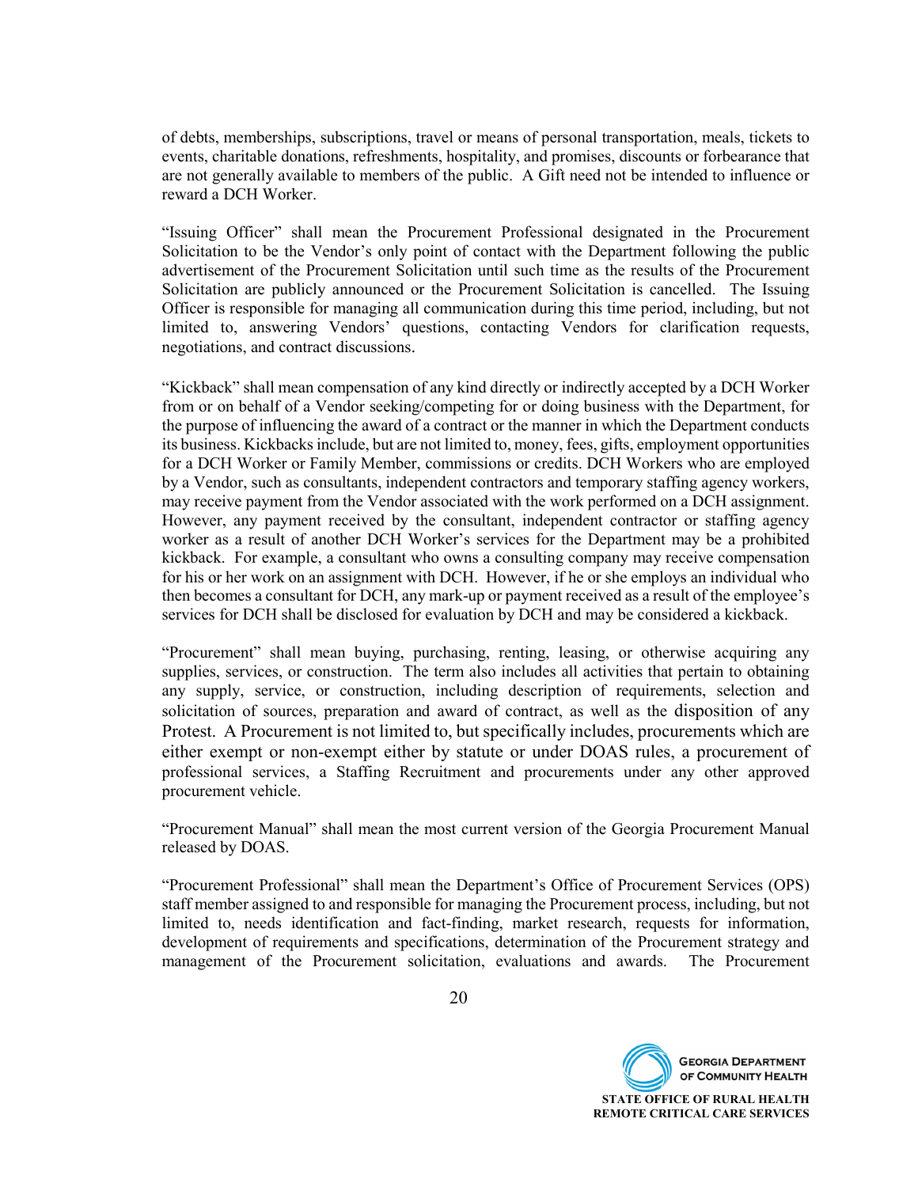of debts, memberships, subscriptions, travel or means of personal transportation, meals, tickets to events, charitable donations, refreshments, hospitality, and promises, discounts or forbearance that are not generally available to members of the public. A Gift need not be intended to influence or reward a DCH Worker.

"Issuing Officer" shall mean the Procurement Professional designated in the Procurement Solicitation to be the Vendor's only point of contact with the Department following the public advertisement of the Procurement Solicitation until such time as the results of the Procurement Solicitation are publicly announced or the Procurement Solicitation is cancelled. The Issuing Officer is responsible for managing all communication during this time period, including, but not limited to, answering Vendors' questions, contacting Vendors for clarification requests, negotiations, and contract discussions.

"Kickback" shall mean compensation of any kind directly or indirectly accepted by a DCH Worker from or on behalf of a Vendor seeking/competing for or doing business with the Department, for the purpose of influencing the award of a contract or the manner in which the Department conducts its business. Kickbacks include, but are not limited to, money, fees, gifts, employment opportunities for a DCH Worker or Family Member, commissions or credits. DCH Workers who are employed by a Vendor, such as consultants, independent contractors and temporary staffing agency workers, may receive payment from the Vendor associated with the work performed on a DCH assignment. However, any payment received by the consultant, independent contractor or staffing agency worker as a result of another DCH Worker's services for the Department may be a prohibited kickback. For example, a consultant who owns a consulting company may receive compensation for his or her work on an assignment with DCH. However, if he or she employs an individual who then becomes a consultant for DCH, any mark-up or payment received as a result of the employee's services for DCH shall be disclosed for evaluation by DCH and may be considered a kickback.

"Procurement" shall mean buying, purchasing, renting, leasing, or otherwise acquiring any supplies, services, or construction. The term also includes all activities that pertain to obtaining any supply, service, or construction, including description of requirements, selection and solicitation of sources, preparation and award of contract, as well as the disposition of any Protest. A Procurement is not limited to, but specifically includes, procurements which are either exempt or non-exempt either by statute or under DOAS rules, a procurement of professional services, a Staffing Recruitment and procurements under any other approved procurement vehicle.

"Procurement Manual" shall mean the most current version of the Georgia Procurement Manual released by DOAS.

"Procurement Professional" shall mean the Department's Office of Procurement Services (OPS) staff member assigned to and responsible for managing the Procurement process, including, but not limited to, needs identification and fact-finding, market research, requests for information, development of requirements and specifications, determination of the Procurement strategy and management of the Procurement solicitation, evaluations and awards. The Procurement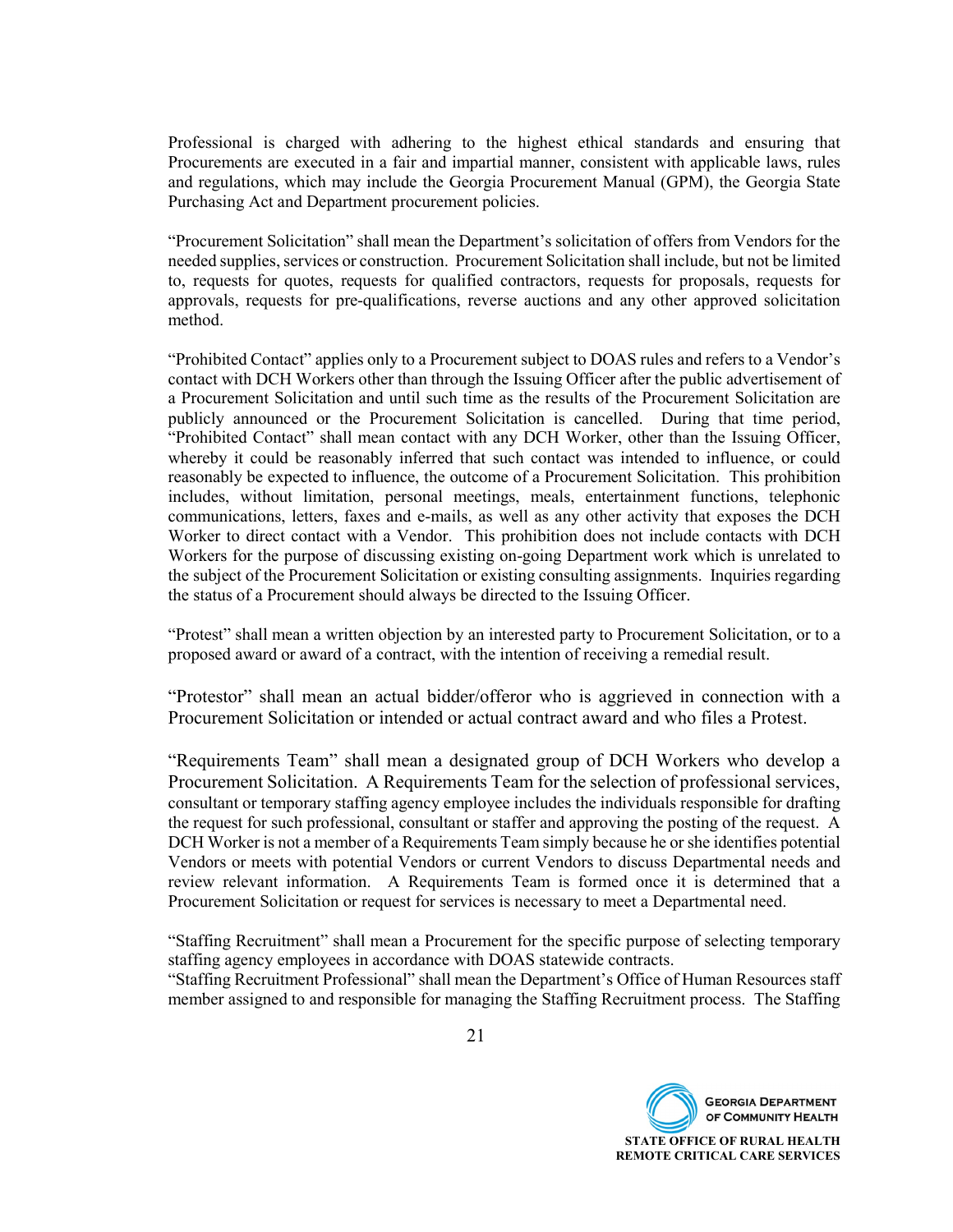Professional is charged with adhering to the highest ethical standards and ensuring that Procurements are executed in a fair and impartial manner, consistent with applicable laws, rules and regulations, which may include the Georgia Procurement Manual (GPM), the Georgia State Purchasing Act and Department procurement policies.

"Procurement Solicitation" shall mean the Department's solicitation of offers from Vendors for the needed supplies, services or construction. Procurement Solicitation shall include, but not be limited to, requests for quotes, requests for qualified contractors, requests for proposals, requests for approvals, requests for pre-qualifications, reverse auctions and any other approved solicitation method.

"Prohibited Contact" applies only to a Procurement subject to DOAS rules and refers to a Vendor's contact with DCH Workers other than through the Issuing Officer after the public advertisement of a Procurement Solicitation and until such time as the results of the Procurement Solicitation are publicly announced or the Procurement Solicitation is cancelled. During that time period, "Prohibited Contact" shall mean contact with any DCH Worker, other than the Issuing Officer, whereby it could be reasonably inferred that such contact was intended to influence, or could reasonably be expected to influence, the outcome of a Procurement Solicitation. This prohibition includes, without limitation, personal meetings, meals, entertainment functions, telephonic communications, letters, faxes and e-mails, as well as any other activity that exposes the DCH Worker to direct contact with a Vendor. This prohibition does not include contacts with DCH Workers for the purpose of discussing existing on-going Department work which is unrelated to the subject of the Procurement Solicitation or existing consulting assignments. Inquiries regarding the status of a Procurement should always be directed to the Issuing Officer.

"Protest" shall mean a written objection by an interested party to Procurement Solicitation, or to a proposed award or award of a contract, with the intention of receiving a remedial result.

"Protestor" shall mean an actual bidder/offeror who is aggrieved in connection with a Procurement Solicitation or intended or actual contract award and who files a Protest.

"Requirements Team" shall mean a designated group of DCH Workers who develop a Procurement Solicitation. A Requirements Team for the selection of professional services, consultant or temporary staffing agency employee includes the individuals responsible for drafting the request for such professional, consultant or staffer and approving the posting of the request. A DCH Worker is not a member of a Requirements Team simply because he or she identifies potential Vendors or meets with potential Vendors or current Vendors to discuss Departmental needs and review relevant information. A Requirements Team is formed once it is determined that a Procurement Solicitation or request for services is necessary to meet a Departmental need.

"Staffing Recruitment" shall mean a Procurement for the specific purpose of selecting temporary staffing agency employees in accordance with DOAS statewide contracts.

"Staffing Recruitment Professional" shall mean the Department's Office of Human Resources staff member assigned to and responsible for managing the Staffing Recruitment process. The Staffing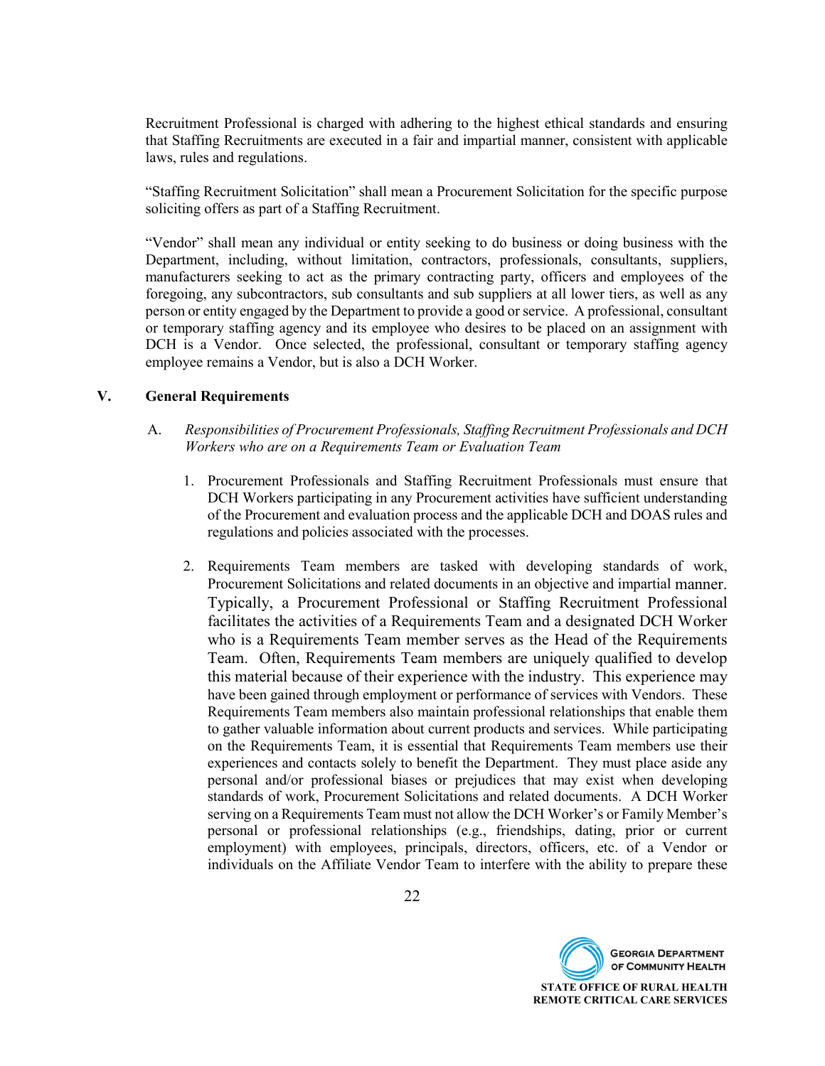Recruitment Professional is charged with adhering to the highest ethical standards and ensuring that Staffing Recruitments are executed in a fair and impartial manner, consistent with applicable laws, rules and regulations.

"Staffing Recruitment Solicitation" shall mean a Procurement Solicitation for the specific purpose soliciting offers as part of a Staffing Recruitment.

"Vendor" shall mean any individual or entity seeking to do business or doing business with the Department, including, without limitation, contractors, professionals, consultants, suppliers, manufacturers seeking to act as the primary contracting party, officers and employees of the foregoing, any subcontractors, sub consultants and sub suppliers at all lower tiers, as well as any person or entity engaged by the Department to provide a good or service. A professional, consultant or temporary staffing agency and its employee who desires to be placed on an assignment with DCH is a Vendor. Once selected, the professional, consultant or temporary staffing agency employee remains a Vendor, but is also a DCH Worker.

## V. General Requirements

A. *Responsibilities of Procurement Professionals, Staffing Recruitment Professionals and DCH Workers who are on a Requirements Team or Evaluation Team*

1. Procurement Professionals and Staffing Recruitment Professionals must ensure that DCH Workers participating in any Procurement activities have sufficient understanding of the Procurement and evaluation process and the applicable DCH and DOAS rules and regulations and policies associated with the processes.

2. Requirements Team members are tasked with developing standards of work, Procurement Solicitations and related documents in an objective and impartial manner. Typically, a Procurement Professional or Staffing Recruitment Professional facilitates the activities of a Requirements Team and a designated DCH Worker who is a Requirements Team member serves as the Head of the Requirements Team. Often, Requirements Team members are uniquely qualified to develop this material because of their experience with the industry. This experience may have been gained through employment or performance of services with Vendors. These Requirements Team members also maintain professional relationships that enable them to gather valuable information about current products and services. While participating on the Requirements Team, it is essential that Requirements Team members use their experiences and contacts solely to benefit the Department. They must place aside any personal and/or professional biases or prejudices that may exist when developing standards of work, Procurement Solicitations and related documents. A DCH Worker serving on a Requirements Team must not allow the DCH Worker's or Family Member's personal or professional relationships (e.g., friendships, dating, prior or current employment) with employees, principals, directors, officers, etc. of a Vendor or individuals on the Affiliate Vendor Team to interfere with the ability to prepare these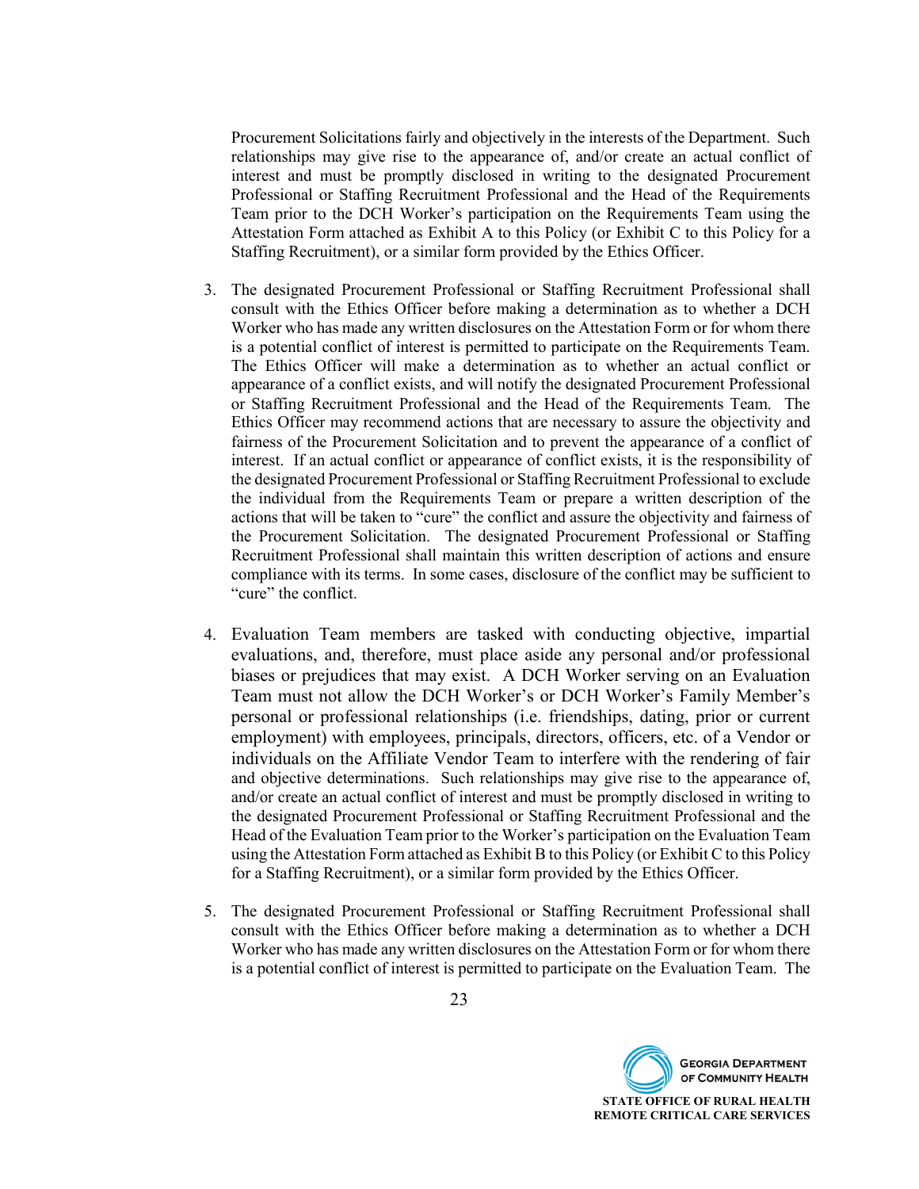Procurement Solicitations fairly and objectively in the interests of the Department. Such relationships may give rise to the appearance of, and/or create an actual conflict of interest and must be promptly disclosed in writing to the designated Procurement Professional or Staffing Recruitment Professional and the Head of the Requirements Team prior to the DCH Worker's participation on the Requirements Team using the Attestation Form attached as Exhibit A to this Policy (or Exhibit C to this Policy for a Staffing Recruitment), or a similar form provided by the Ethics Officer.

3. The designated Procurement Professional or Staffing Recruitment Professional shall consult with the Ethics Officer before making a determination as to whether a DCH Worker who has made any written disclosures on the Attestation Form or for whom there is a potential conflict of interest is permitted to participate on the Requirements Team. The Ethics Officer will make a determination as to whether an actual conflict or appearance of a conflict exists, and will notify the designated Procurement Professional or Staffing Recruitment Professional and the Head of the Requirements Team. The Ethics Officer may recommend actions that are necessary to assure the objectivity and fairness of the Procurement Solicitation and to prevent the appearance of a conflict of interest. If an actual conflict or appearance of conflict exists, it is the responsibility of the designated Procurement Professional or Staffing Recruitment Professional to exclude the individual from the Requirements Team or prepare a written description of the actions that will be taken to "cure" the conflict and assure the objectivity and fairness of the Procurement Solicitation. The designated Procurement Professional or Staffing Recruitment Professional shall maintain this written description of actions and ensure compliance with its terms. In some cases, disclosure of the conflict may be sufficient to "cure" the conflict.

4. Evaluation Team members are tasked with conducting objective, impartial evaluations, and, therefore, must place aside any personal and/or professional biases or prejudices that may exist. A DCH Worker serving on an Evaluation Team must not allow the DCH Worker's or DCH Worker's Family Member's personal or professional relationships (i.e. friendships, dating, prior or current employment) with employees, principals, directors, officers, etc. of a Vendor or individuals on the Affiliate Vendor Team to interfere with the rendering of fair and objective determinations. Such relationships may give rise to the appearance of, and/or create an actual conflict of interest and must be promptly disclosed in writing to the designated Procurement Professional or Staffing Recruitment Professional and the Head of the Evaluation Team prior to the Worker's participation on the Evaluation Team using the Attestation Form attached as Exhibit B to this Policy (or Exhibit C to this Policy for a Staffing Recruitment), or a similar form provided by the Ethics Officer.

5. The designated Procurement Professional or Staffing Recruitment Professional shall consult with the Ethics Officer before making a determination as to whether a DCH Worker who has made any written disclosures on the Attestation Form or for whom there is a potential conflict of interest is permitted to participate on the Evaluation Team. The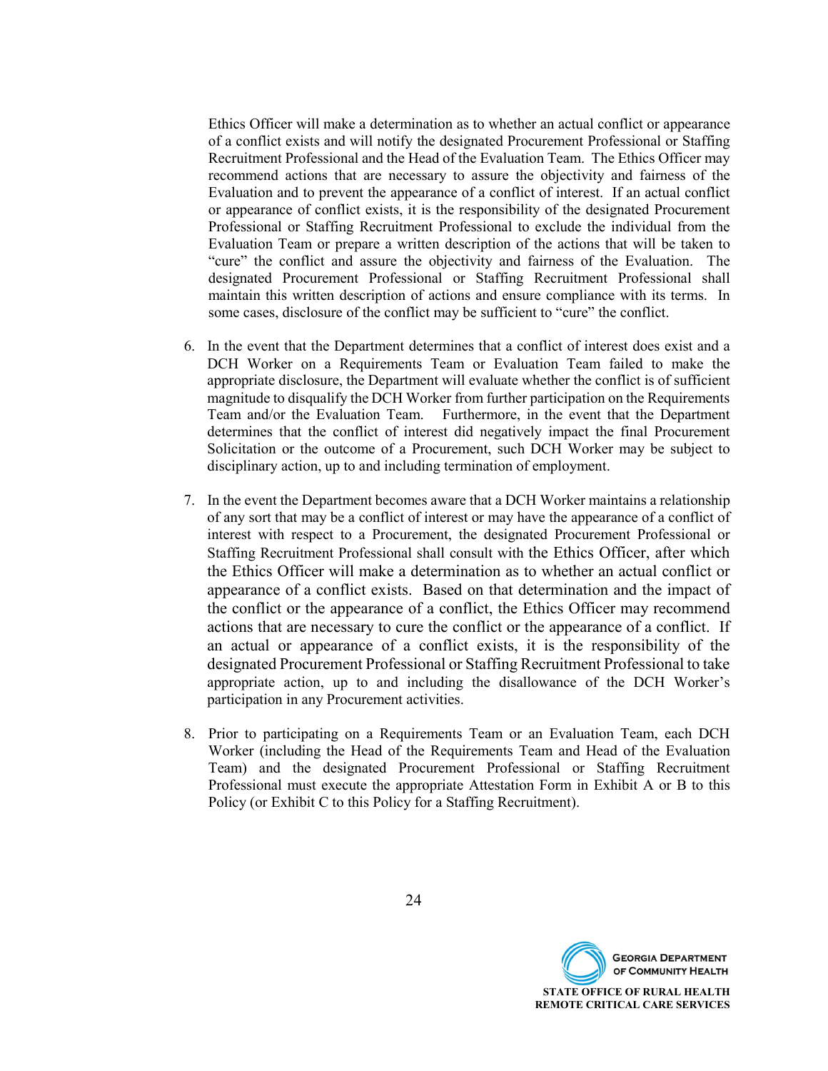Ethics Officer will make a determination as to whether an actual conflict or appearance of a conflict exists and will notify the designated Procurement Professional or Staffing Recruitment Professional and the Head of the Evaluation Team. The Ethics Officer may recommend actions that are necessary to assure the objectivity and fairness of the Evaluation and to prevent the appearance of a conflict of interest. If an actual conflict or appearance of conflict exists, it is the responsibility of the designated Procurement Professional or Staffing Recruitment Professional to exclude the individual from the Evaluation Team or prepare a written description of the actions that will be taken to "cure" the conflict and assure the objectivity and fairness of the Evaluation. The designated Procurement Professional or Staffing Recruitment Professional shall maintain this written description of actions and ensure compliance with its terms. In some cases, disclosure of the conflict may be sufficient to "cure" the conflict.

6. In the event that the Department determines that a conflict of interest does exist and a DCH Worker on a Requirements Team or Evaluation Team failed to make the appropriate disclosure, the Department will evaluate whether the conflict is of sufficient magnitude to disqualify the DCH Worker from further participation on the Requirements Team and/or the Evaluation Team. Furthermore, in the event that the Department determines that the conflict of interest did negatively impact the final Procurement Solicitation or the outcome of a Procurement, such DCH Worker may be subject to disciplinary action, up to and including termination of employment.

7. In the event the Department becomes aware that a DCH Worker maintains a relationship of any sort that may be a conflict of interest or may have the appearance of a conflict of interest with respect to a Procurement, the designated Procurement Professional or Staffing Recruitment Professional shall consult with the Ethics Officer, after which the Ethics Officer will make a determination as to whether an actual conflict or appearance of a conflict exists. Based on that determination and the impact of the conflict or the appearance of a conflict, the Ethics Officer may recommend actions that are necessary to cure the conflict or the appearance of a conflict. If an actual or appearance of a conflict exists, it is the responsibility of the designated Procurement Professional or Staffing Recruitment Professional to take appropriate action, up to and including the disallowance of the DCH Worker's participation in any Procurement activities.

8. Prior to participating on a Requirements Team or an Evaluation Team, each DCH Worker (including the Head of the Requirements Team and Head of the Evaluation Team) and the designated Procurement Professional or Staffing Recruitment Professional must execute the appropriate Attestation Form in Exhibit A or B to this Policy (or Exhibit C to this Policy for a Staffing Recruitment).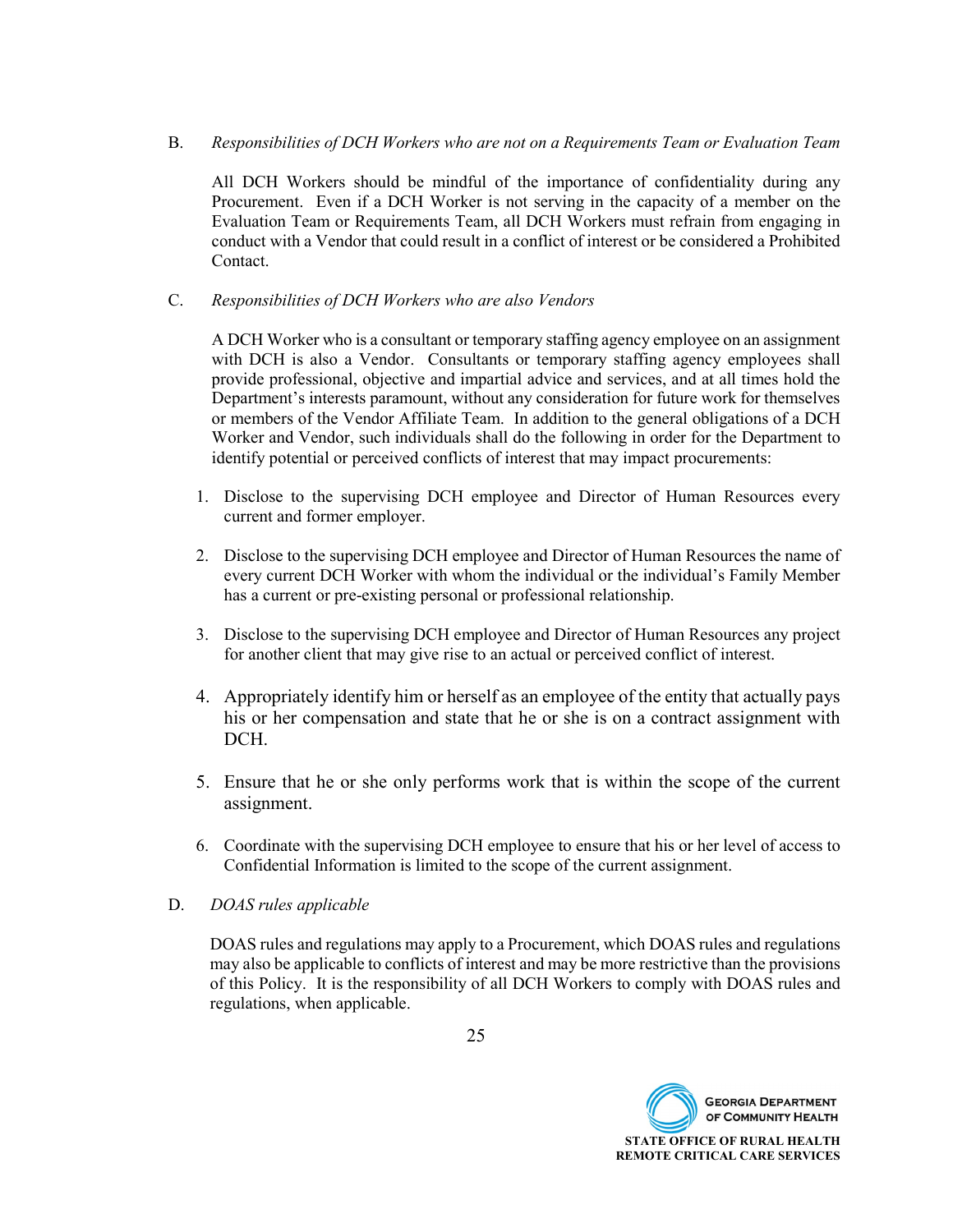B. *Responsibilities of DCH Workers who are not on a Requirements Team or Evaluation Team*

All DCH Workers should be mindful of the importance of confidentiality during any Procurement. Even if a DCH Worker is not serving in the capacity of a member on the Evaluation Team or Requirements Team, all DCH Workers must refrain from engaging in conduct with a Vendor that could result in a conflict of interest or be considered a Prohibited Contact.

C. *Responsibilities of DCH Workers who are also Vendors*

A DCH Worker who is a consultant or temporary staffing agency employee on an assignment with DCH is also a Vendor. Consultants or temporary staffing agency employees shall provide professional, objective and impartial advice and services, and at all times hold the Department's interests paramount, without any consideration for future work for themselves or members of the Vendor Affiliate Team. In addition to the general obligations of a DCH Worker and Vendor, such individuals shall do the following in order for the Department to identify potential or perceived conflicts of interest that may impact procurements:

1. Disclose to the supervising DCH employee and Director of Human Resources every current and former employer.
2. Disclose to the supervising DCH employee and Director of Human Resources the name of every current DCH Worker with whom the individual or the individual's Family Member has a current or pre-existing personal or professional relationship.
3. Disclose to the supervising DCH employee and Director of Human Resources any project for another client that may give rise to an actual or perceived conflict of interest.
4. Appropriately identify him or herself as an employee of the entity that actually pays his or her compensation and state that he or she is on a contract assignment with DCH.
5. Ensure that he or she only performs work that is within the scope of the current assignment.
6. Coordinate with the supervising DCH employee to ensure that his or her level of access to Confidential Information is limited to the scope of the current assignment.

D. *DOAS rules applicable*

DOAS rules and regulations may apply to a Procurement, which DOAS rules and regulations may also be applicable to conflicts of interest and may be more restrictive than the provisions of this Policy. It is the responsibility of all DCH Workers to comply with DOAS rules and regulations, when applicable.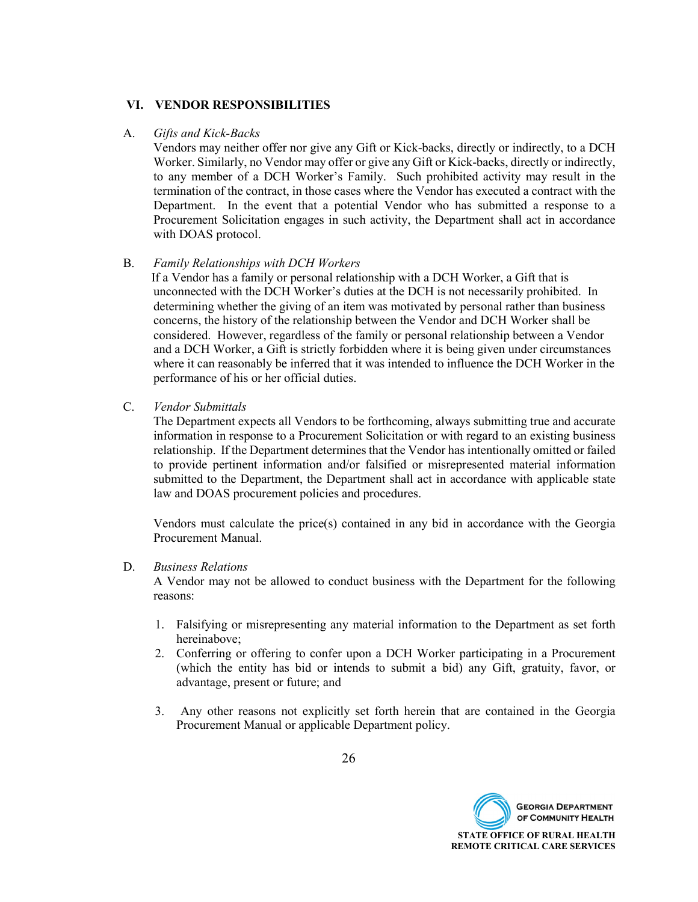## VI. VENDOR RESPONSIBILITIES

A. *Gifts and Kick-Backs*

Vendors may neither offer nor give any Gift or Kick-backs, directly or indirectly, to a DCH Worker. Similarly, no Vendor may offer or give any Gift or Kick-backs, directly or indirectly, to any member of a DCH Worker's Family. Such prohibited activity may result in the termination of the contract, in those cases where the Vendor has executed a contract with the Department. In the event that a potential Vendor who has submitted a response to a Procurement Solicitation engages in such activity, the Department shall act in accordance with DOAS protocol.

B. *Family Relationships with DCH Workers*

If a Vendor has a family or personal relationship with a DCH Worker, a Gift that is unconnected with the DCH Worker's duties at the DCH is not necessarily prohibited. In determining whether the giving of an item was motivated by personal rather than business concerns, the history of the relationship between the Vendor and DCH Worker shall be considered. However, regardless of the family or personal relationship between a Vendor and a DCH Worker, a Gift is strictly forbidden where it is being given under circumstances where it can reasonably be inferred that it was intended to influence the DCH Worker in the performance of his or her official duties.

C. *Vendor Submittals*

The Department expects all Vendors to be forthcoming, always submitting true and accurate information in response to a Procurement Solicitation or with regard to an existing business relationship. If the Department determines that the Vendor has intentionally omitted or failed to provide pertinent information and/or falsified or misrepresented material information submitted to the Department, the Department shall act in accordance with applicable state law and DOAS procurement policies and procedures.

Vendors must calculate the price(s) contained in any bid in accordance with the Georgia Procurement Manual.

D. *Business Relations*

A Vendor may not be allowed to conduct business with the Department for the following reasons:

1. Falsifying or misrepresenting any material information to the Department as set forth hereinabove;
2. Conferring or offering to confer upon a DCH Worker participating in a Procurement (which the entity has bid or intends to submit a bid) any Gift, gratuity, favor, or advantage, present or future; and
3. Any other reasons not explicitly set forth herein that are contained in the Georgia Procurement Manual or applicable Department policy.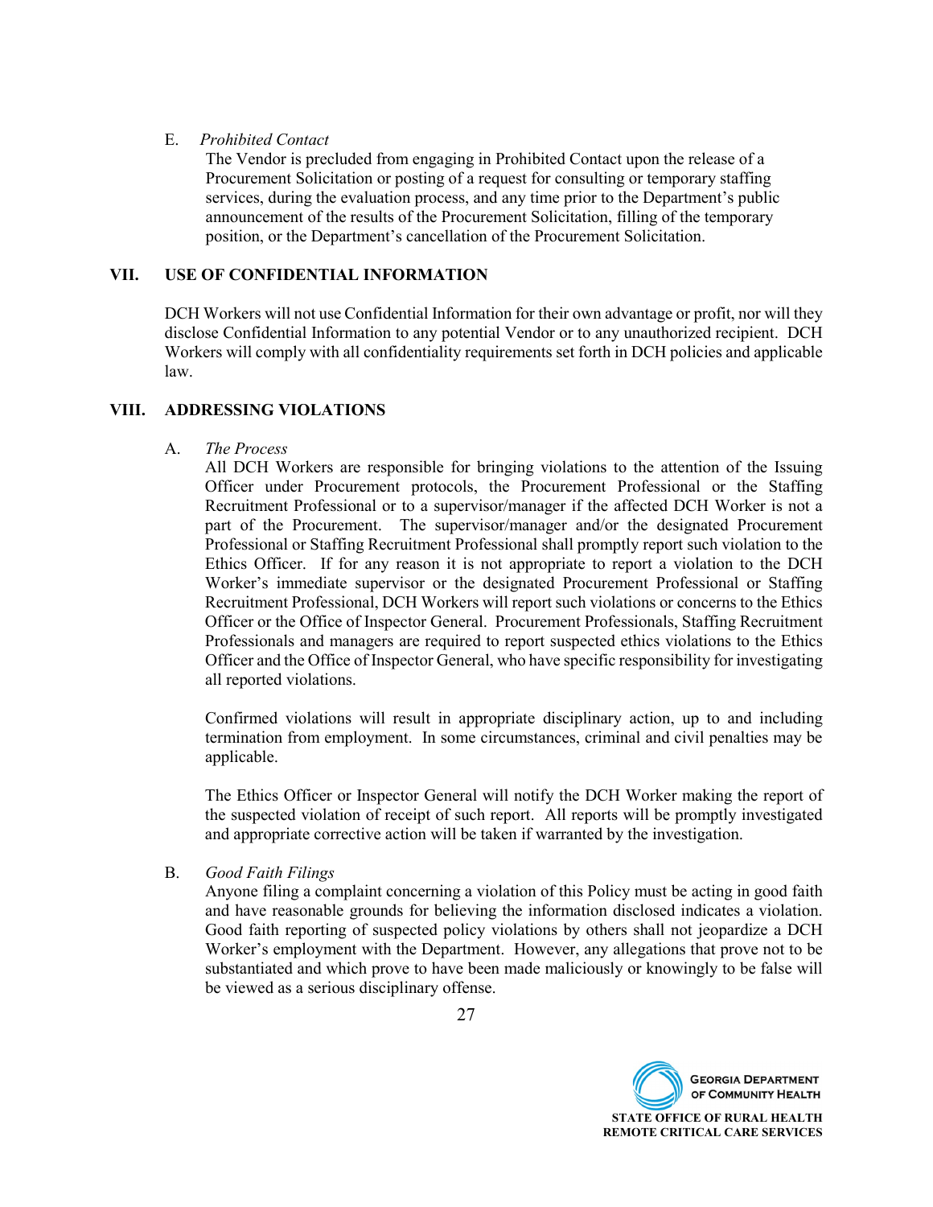E. *Prohibited Contact*

The Vendor is precluded from engaging in Prohibited Contact upon the release of a Procurement Solicitation or posting of a request for consulting or temporary staffing services, during the evaluation process, and any time prior to the Department's public announcement of the results of the Procurement Solicitation, filling of the temporary position, or the Department's cancellation of the Procurement Solicitation.

## VII. USE OF CONFIDENTIAL INFORMATION

DCH Workers will not use Confidential Information for their own advantage or profit, nor will they disclose Confidential Information to any potential Vendor or to any unauthorized recipient. DCH Workers will comply with all confidentiality requirements set forth in DCH policies and applicable law.

## VIII. ADDRESSING VIOLATIONS

A. *The Process*

All DCH Workers are responsible for bringing violations to the attention of the Issuing Officer under Procurement protocols, the Procurement Professional or the Staffing Recruitment Professional or to a supervisor/manager if the affected DCH Worker is not a part of the Procurement. The supervisor/manager and/or the designated Procurement Professional or Staffing Recruitment Professional shall promptly report such violation to the Ethics Officer. If for any reason it is not appropriate to report a violation to the DCH Worker's immediate supervisor or the designated Procurement Professional or Staffing Recruitment Professional, DCH Workers will report such violations or concerns to the Ethics Officer or the Office of Inspector General. Procurement Professionals, Staffing Recruitment Professionals and managers are required to report suspected ethics violations to the Ethics Officer and the Office of Inspector General, who have specific responsibility for investigating all reported violations.

Confirmed violations will result in appropriate disciplinary action, up to and including termination from employment. In some circumstances, criminal and civil penalties may be applicable.

The Ethics Officer or Inspector General will notify the DCH Worker making the report of the suspected violation of receipt of such report. All reports will be promptly investigated and appropriate corrective action will be taken if warranted by the investigation.

B. *Good Faith Filings*

Anyone filing a complaint concerning a violation of this Policy must be acting in good faith and have reasonable grounds for believing the information disclosed indicates a violation. Good faith reporting of suspected policy violations by others shall not jeopardize a DCH Worker's employment with the Department. However, any allegations that prove not to be substantiated and which prove to have been made maliciously or knowingly to be false will be viewed as a serious disciplinary offense.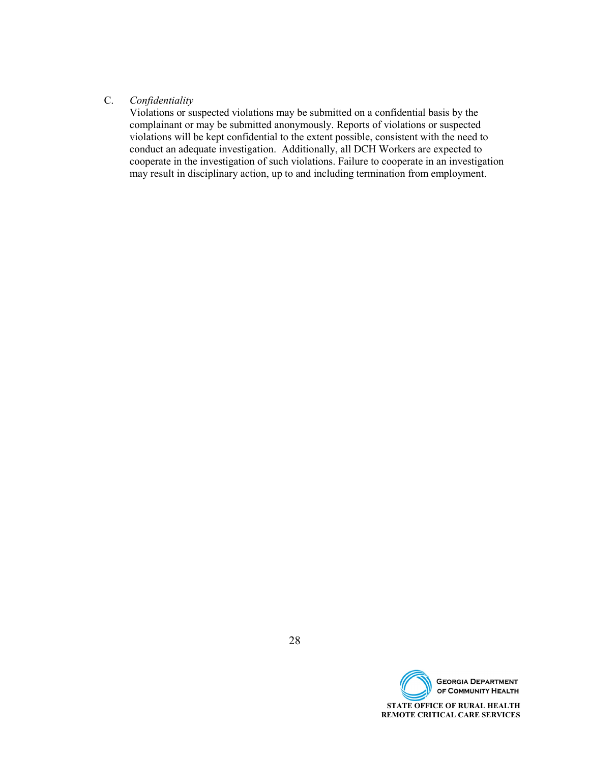C. *Confidentiality*

Violations or suspected violations may be submitted on a confidential basis by the complainant or may be submitted anonymously. Reports of violations or suspected violations will be kept confidential to the extent possible, consistent with the need to conduct an adequate investigation. Additionally, all DCH Workers are expected to cooperate in the investigation of such violations. Failure to cooperate in an investigation may result in disciplinary action, up to and including termination from employment.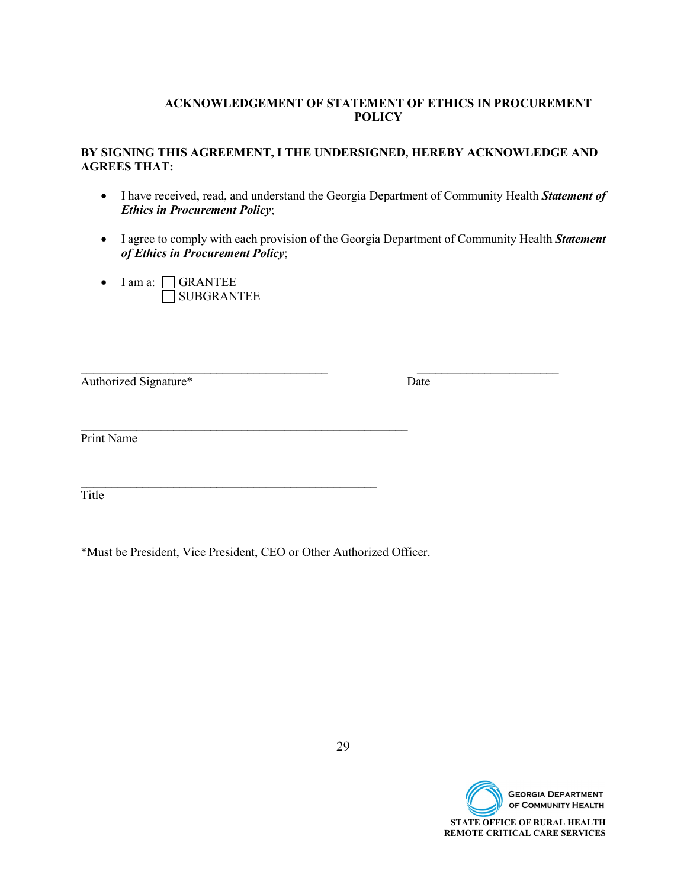## ACKNOWLEDGEMENT OF STATEMENT OF ETHICS IN PROCUREMENT POLICY

**BY SIGNING THIS AGREEMENT, I THE UNDERSIGNED, HEREBY ACKNOWLEDGE AND AGREES THAT:**

- I have received, read, and understand the Georgia Department of Community Health ***Statement of Ethics in Procurement Policy***;

- I agree to comply with each provision of the Georgia Department of Community Health ***Statement of Ethics in Procurement Policy***;

- I am a: ☐ GRANTEE
  ☐ SUBGRANTEE

\_\_\_\_\_\_\_\_\_\_\_\_\_\_\_\_\_\_\_\_\_\_\_\_\_\_\_\_\_\_\_\_\_\_\_\_\_\_\_\_\_ \_\_\_\_\_\_\_\_\_\_\_\_\_\_\_\_\_\_\_\_\_\_\_\_
Authorized Signature* Date

\_\_\_\_\_\_\_\_\_\_\_\_\_\_\_\_\_\_\_\_\_\_\_\_\_\_\_\_\_\_\_\_\_\_\_\_\_\_\_\_\_\_\_\_\_\_\_\_\_\_\_\_\_\_\_
Print Name

\_\_\_\_\_\_\_\_\_\_\_\_\_\_\_\_\_\_\_\_\_\_\_\_\_\_\_\_\_\_\_\_\_\_\_\_\_\_\_\_\_\_\_\_\_\_\_\_\_\_
Title

*Must be President, Vice President, CEO or Other Authorized Officer.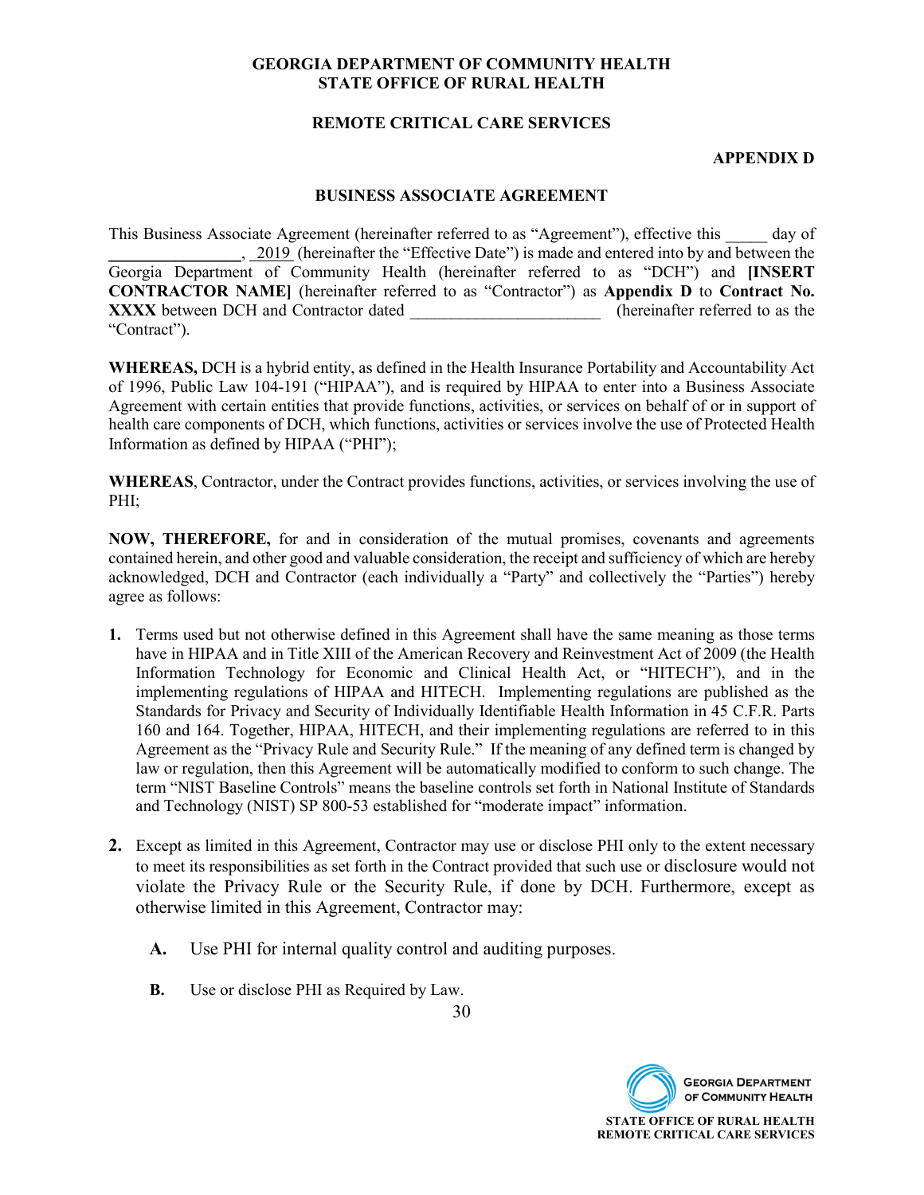**GEORGIA DEPARTMENT OF COMMUNITY HEALTH**
**STATE OFFICE OF RURAL HEALTH**

**REMOTE CRITICAL CARE SERVICES**

**APPENDIX D**

**BUSINESS ASSOCIATE AGREEMENT**

This Business Associate Agreement (hereinafter referred to as "Agreement"), effective this _____ day of ________________, 2019 (hereinafter the "Effective Date") is made and entered into by and between the Georgia Department of Community Health (hereinafter referred to as "DCH") and **[INSERT CONTRACTOR NAME]** (hereinafter referred to as "Contractor") as **Appendix D** to **Contract No. XXXX** between DCH and Contractor dated _______________________ (hereinafter referred to as the "Contract").

**WHEREAS,** DCH is a hybrid entity, as defined in the Health Insurance Portability and Accountability Act of 1996, Public Law 104-191 ("HIPAA"), and is required by HIPAA to enter into a Business Associate Agreement with certain entities that provide functions, activities, or services on behalf of or in support of health care components of DCH, which functions, activities or services involve the use of Protected Health Information as defined by HIPAA ("PHI");

**WHEREAS**, Contractor, under the Contract provides functions, activities, or services involving the use of PHI;

**NOW, THEREFORE,** for and in consideration of the mutual promises, covenants and agreements contained herein, and other good and valuable consideration, the receipt and sufficiency of which are hereby acknowledged, DCH and Contractor (each individually a "Party" and collectively the "Parties") hereby agree as follows:

**1.** Terms used but not otherwise defined in this Agreement shall have the same meaning as those terms have in HIPAA and in Title XIII of the American Recovery and Reinvestment Act of 2009 (the Health Information Technology for Economic and Clinical Health Act, or "HITECH"), and in the implementing regulations of HIPAA and HITECH. Implementing regulations are published as the Standards for Privacy and Security of Individually Identifiable Health Information in 45 C.F.R. Parts 160 and 164. Together, HIPAA, HITECH, and their implementing regulations are referred to in this Agreement as the "Privacy Rule and Security Rule." If the meaning of any defined term is changed by law or regulation, then this Agreement will be automatically modified to conform to such change. The term "NIST Baseline Controls" means the baseline controls set forth in National Institute of Standards and Technology (NIST) SP 800-53 established for "moderate impact" information.

**2.** Except as limited in this Agreement, Contractor may use or disclose PHI only to the extent necessary to meet its responsibilities as set forth in the Contract provided that such use or disclosure would not violate the Privacy Rule or the Security Rule, if done by DCH. Furthermore, except as otherwise limited in this Agreement, Contractor may:

   **A.** Use PHI for internal quality control and auditing purposes.

   **B.** Use or disclose PHI as Required by Law.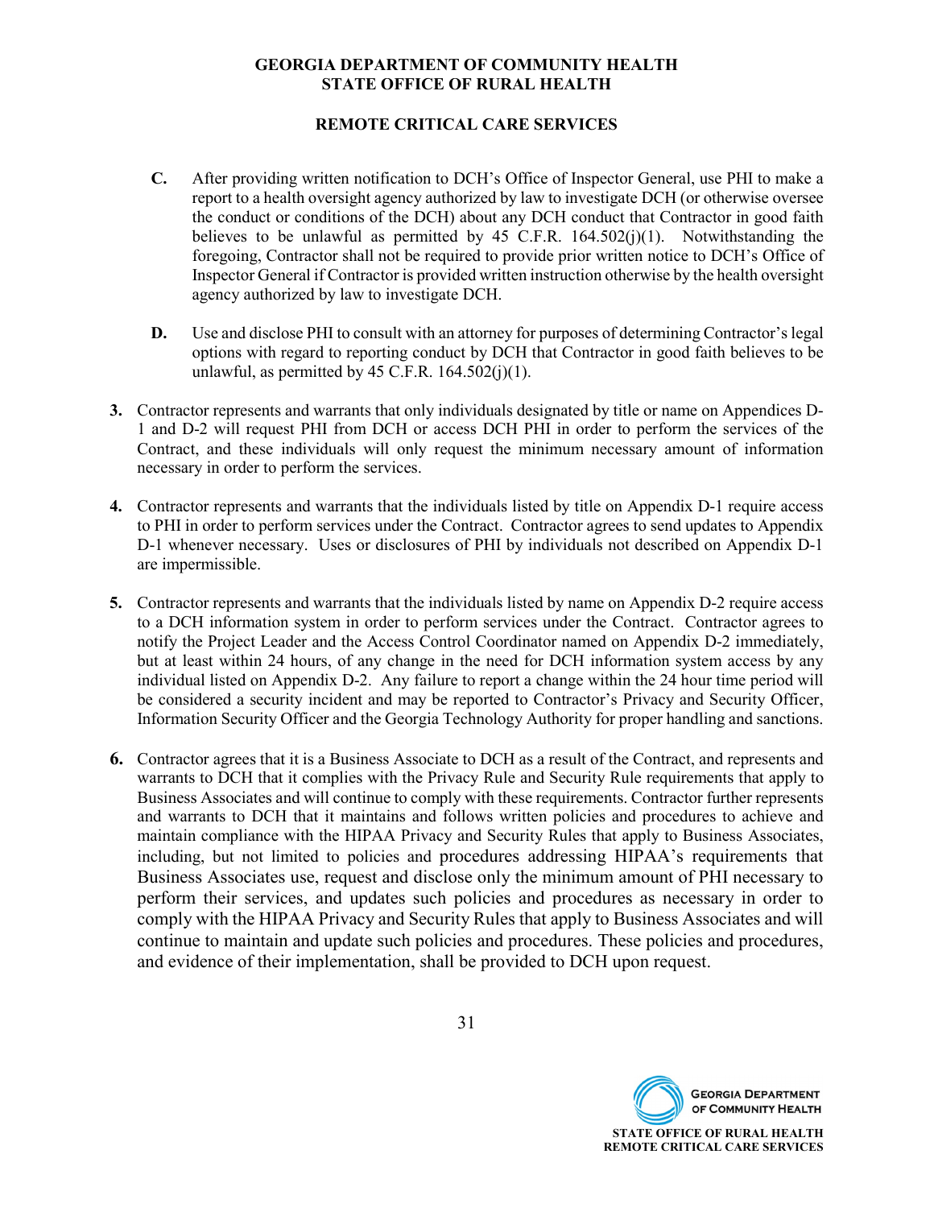**C.** After providing written notification to DCH's Office of Inspector General, use PHI to make a report to a health oversight agency authorized by law to investigate DCH (or otherwise oversee the conduct or conditions of the DCH) about any DCH conduct that Contractor in good faith believes to be unlawful as permitted by 45 C.F.R. 164.502(j)(1). Notwithstanding the foregoing, Contractor shall not be required to provide prior written notice to DCH's Office of Inspector General if Contractor is provided written instruction otherwise by the health oversight agency authorized by law to investigate DCH.

**D.** Use and disclose PHI to consult with an attorney for purposes of determining Contractor's legal options with regard to reporting conduct by DCH that Contractor in good faith believes to be unlawful, as permitted by 45 C.F.R. 164.502(j)(1).

**3.** Contractor represents and warrants that only individuals designated by title or name on Appendices D-1 and D-2 will request PHI from DCH or access DCH PHI in order to perform the services of the Contract, and these individuals will only request the minimum necessary amount of information necessary in order to perform the services.

**4.** Contractor represents and warrants that the individuals listed by title on Appendix D-1 require access to PHI in order to perform services under the Contract. Contractor agrees to send updates to Appendix D-1 whenever necessary. Uses or disclosures of PHI by individuals not described on Appendix D-1 are impermissible.

**5.** Contractor represents and warrants that the individuals listed by name on Appendix D-2 require access to a DCH information system in order to perform services under the Contract. Contractor agrees to notify the Project Leader and the Access Control Coordinator named on Appendix D-2 immediately, but at least within 24 hours, of any change in the need for DCH information system access by any individual listed on Appendix D-2. Any failure to report a change within the 24 hour time period will be considered a security incident and may be reported to Contractor's Privacy and Security Officer, Information Security Officer and the Georgia Technology Authority for proper handling and sanctions.

**6.** Contractor agrees that it is a Business Associate to DCH as a result of the Contract, and represents and warrants to DCH that it complies with the Privacy Rule and Security Rule requirements that apply to Business Associates and will continue to comply with these requirements. Contractor further represents and warrants to DCH that it maintains and follows written policies and procedures to achieve and maintain compliance with the HIPAA Privacy and Security Rules that apply to Business Associates, including, but not limited to policies and procedures addressing HIPAA's requirements that Business Associates use, request and disclose only the minimum amount of PHI necessary to perform their services, and updates such policies and procedures as necessary in order to comply with the HIPAA Privacy and Security Rules that apply to Business Associates and will continue to maintain and update such policies and procedures. These policies and procedures, and evidence of their implementation, shall be provided to DCH upon request.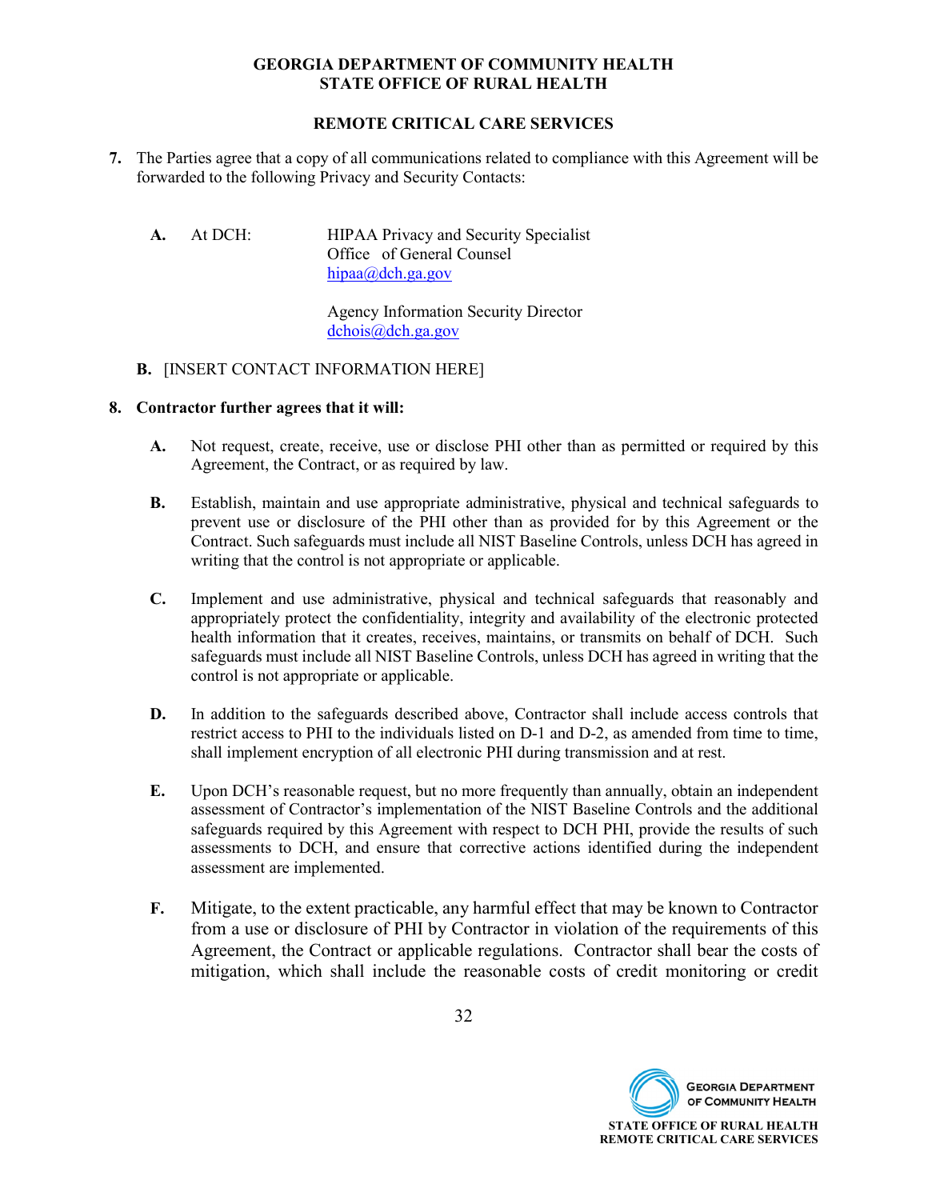**7.** The Parties agree that a copy of all communications related to compliance with this Agreement will be forwarded to the following Privacy and Security Contacts:

**A.** At DCH:

HIPAA Privacy and Security Specialist
Office of General Counsel
hipaa@dch.ga.gov

Agency Information Security Director
dchois@dch.ga.gov

**B.** [INSERT CONTACT INFORMATION HERE]

**8. Contractor further agrees that it will:**

**A.** Not request, create, receive, use or disclose PHI other than as permitted or required by this Agreement, the Contract, or as required by law.

**B.** Establish, maintain and use appropriate administrative, physical and technical safeguards to prevent use or disclosure of the PHI other than as provided for by this Agreement or the Contract. Such safeguards must include all NIST Baseline Controls, unless DCH has agreed in writing that the control is not appropriate or applicable.

**C.** Implement and use administrative, physical and technical safeguards that reasonably and appropriately protect the confidentiality, integrity and availability of the electronic protected health information that it creates, receives, maintains, or transmits on behalf of DCH. Such safeguards must include all NIST Baseline Controls, unless DCH has agreed in writing that the control is not appropriate or applicable.

**D.** In addition to the safeguards described above, Contractor shall include access controls that restrict access to PHI to the individuals listed on D-1 and D-2, as amended from time to time, shall implement encryption of all electronic PHI during transmission and at rest.

**E.** Upon DCH's reasonable request, but no more frequently than annually, obtain an independent assessment of Contractor's implementation of the NIST Baseline Controls and the additional safeguards required by this Agreement with respect to DCH PHI, provide the results of such assessments to DCH, and ensure that corrective actions identified during the independent assessment are implemented.

**F.** Mitigate, to the extent practicable, any harmful effect that may be known to Contractor from a use or disclosure of PHI by Contractor in violation of the requirements of this Agreement, the Contract or applicable regulations. Contractor shall bear the costs of mitigation, which shall include the reasonable costs of credit monitoring or credit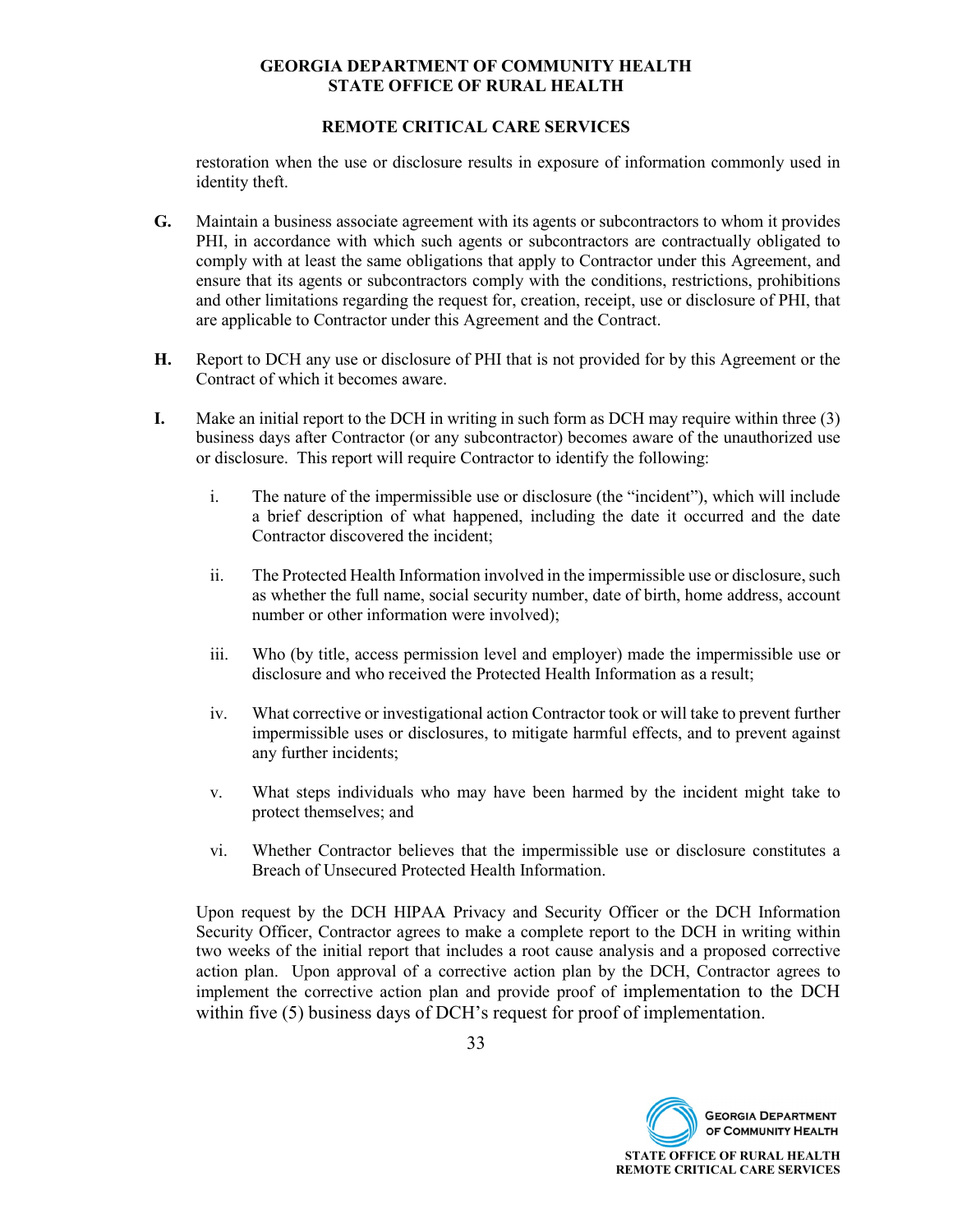restoration when the use or disclosure results in exposure of information commonly used in identity theft.

**G.** Maintain a business associate agreement with its agents or subcontractors to whom it provides PHI, in accordance with which such agents or subcontractors are contractually obligated to comply with at least the same obligations that apply to Contractor under this Agreement, and ensure that its agents or subcontractors comply with the conditions, restrictions, prohibitions and other limitations regarding the request for, creation, receipt, use or disclosure of PHI, that are applicable to Contractor under this Agreement and the Contract.

**H.** Report to DCH any use or disclosure of PHI that is not provided for by this Agreement or the Contract of which it becomes aware.

**I.** Make an initial report to the DCH in writing in such form as DCH may require within three (3) business days after Contractor (or any subcontractor) becomes aware of the unauthorized use or disclosure. This report will require Contractor to identify the following:

   i. The nature of the impermissible use or disclosure (the "incident"), which will include a brief description of what happened, including the date it occurred and the date Contractor discovered the incident;

   ii. The Protected Health Information involved in the impermissible use or disclosure, such as whether the full name, social security number, date of birth, home address, account number or other information were involved);

   iii. Who (by title, access permission level and employer) made the impermissible use or disclosure and who received the Protected Health Information as a result;

   iv. What corrective or investigational action Contractor took or will take to prevent further impermissible uses or disclosures, to mitigate harmful effects, and to prevent against any further incidents;

   v. What steps individuals who may have been harmed by the incident might take to protect themselves; and

   vi. Whether Contractor believes that the impermissible use or disclosure constitutes a Breach of Unsecured Protected Health Information.

Upon request by the DCH HIPAA Privacy and Security Officer or the DCH Information Security Officer, Contractor agrees to make a complete report to the DCH in writing within two weeks of the initial report that includes a root cause analysis and a proposed corrective action plan. Upon approval of a corrective action plan by the DCH, Contractor agrees to implement the corrective action plan and provide proof of implementation to the DCH within five (5) business days of DCH's request for proof of implementation.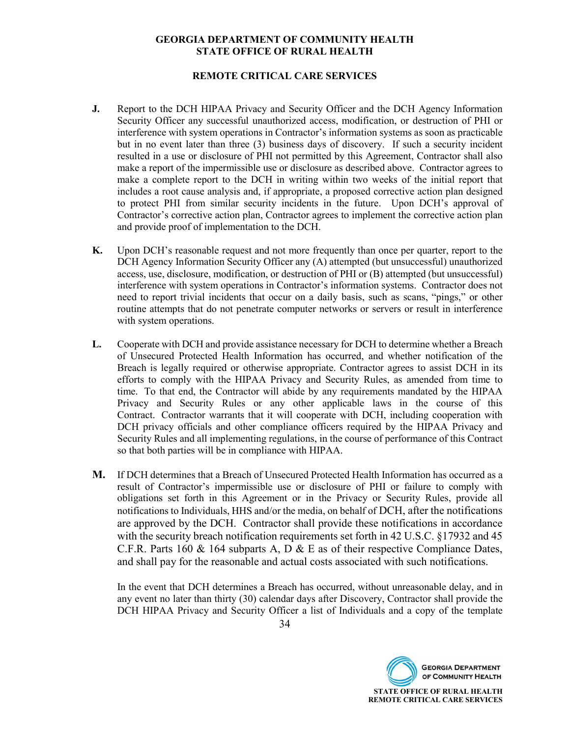**J.** Report to the DCH HIPAA Privacy and Security Officer and the DCH Agency Information Security Officer any successful unauthorized access, modification, or destruction of PHI or interference with system operations in Contractor's information systems as soon as practicable but in no event later than three (3) business days of discovery. If such a security incident resulted in a use or disclosure of PHI not permitted by this Agreement, Contractor shall also make a report of the impermissible use or disclosure as described above. Contractor agrees to make a complete report to the DCH in writing within two weeks of the initial report that includes a root cause analysis and, if appropriate, a proposed corrective action plan designed to protect PHI from similar security incidents in the future. Upon DCH's approval of Contractor's corrective action plan, Contractor agrees to implement the corrective action plan and provide proof of implementation to the DCH.

**K.** Upon DCH's reasonable request and not more frequently than once per quarter, report to the DCH Agency Information Security Officer any (A) attempted (but unsuccessful) unauthorized access, use, disclosure, modification, or destruction of PHI or (B) attempted (but unsuccessful) interference with system operations in Contractor's information systems. Contractor does not need to report trivial incidents that occur on a daily basis, such as scans, "pings," or other routine attempts that do not penetrate computer networks or servers or result in interference with system operations.

**L.** Cooperate with DCH and provide assistance necessary for DCH to determine whether a Breach of Unsecured Protected Health Information has occurred, and whether notification of the Breach is legally required or otherwise appropriate. Contractor agrees to assist DCH in its efforts to comply with the HIPAA Privacy and Security Rules, as amended from time to time. To that end, the Contractor will abide by any requirements mandated by the HIPAA Privacy and Security Rules or any other applicable laws in the course of this Contract. Contractor warrants that it will cooperate with DCH, including cooperation with DCH privacy officials and other compliance officers required by the HIPAA Privacy and Security Rules and all implementing regulations, in the course of performance of this Contract so that both parties will be in compliance with HIPAA.

**M.** If DCH determines that a Breach of Unsecured Protected Health Information has occurred as a result of Contractor's impermissible use or disclosure of PHI or failure to comply with obligations set forth in this Agreement or in the Privacy or Security Rules, provide all notifications to Individuals, HHS and/or the media, on behalf of DCH, after the notifications are approved by the DCH. Contractor shall provide these notifications in accordance with the security breach notification requirements set forth in 42 U.S.C. §17932 and 45 C.F.R. Parts 160 & 164 subparts A, D & E as of their respective Compliance Dates, and shall pay for the reasonable and actual costs associated with such notifications.

In the event that DCH determines a Breach has occurred, without unreasonable delay, and in any event no later than thirty (30) calendar days after Discovery, Contractor shall provide the DCH HIPAA Privacy and Security Officer a list of Individuals and a copy of the template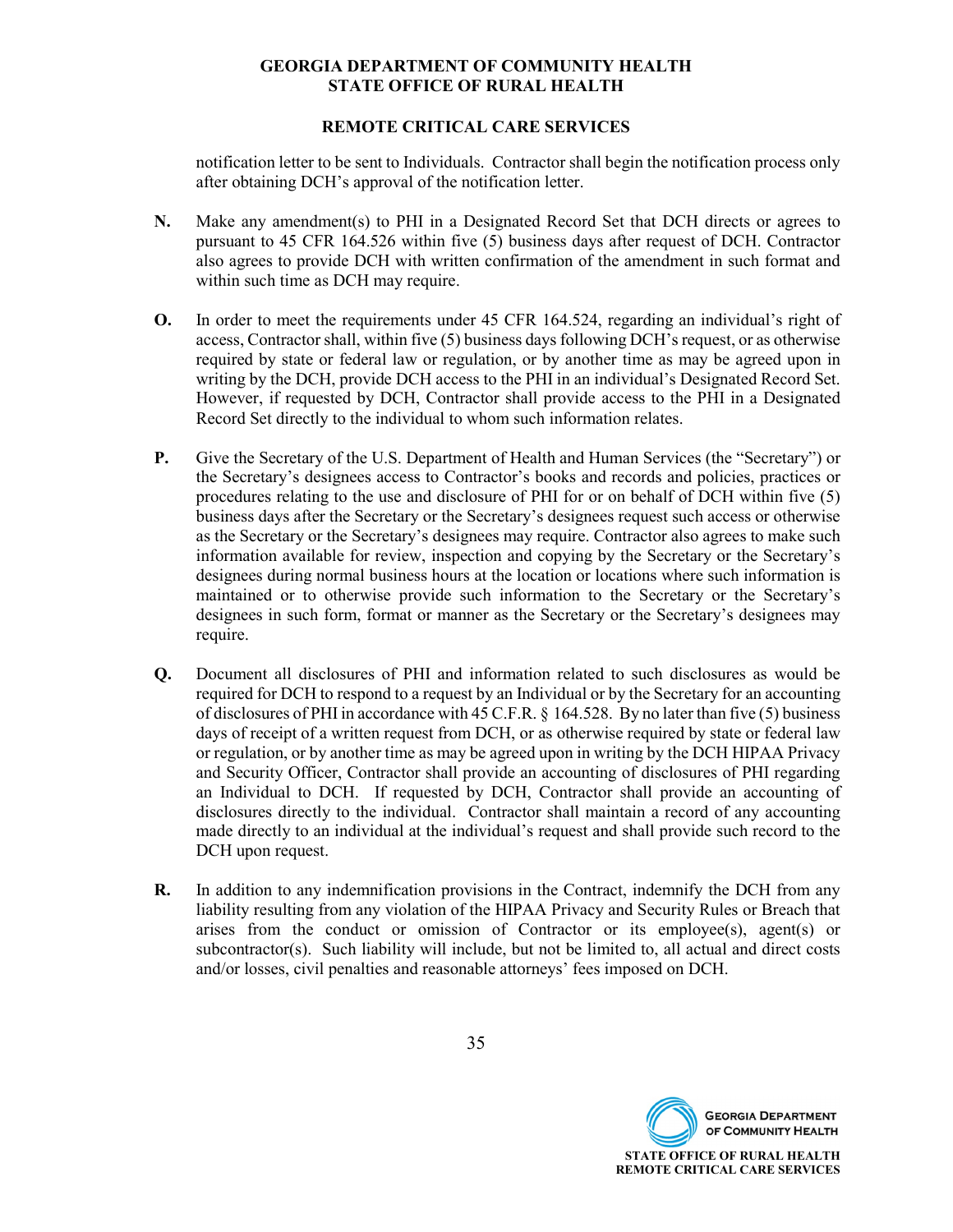notification letter to be sent to Individuals. Contractor shall begin the notification process only after obtaining DCH's approval of the notification letter.

**N.** Make any amendment(s) to PHI in a Designated Record Set that DCH directs or agrees to pursuant to 45 CFR 164.526 within five (5) business days after request of DCH. Contractor also agrees to provide DCH with written confirmation of the amendment in such format and within such time as DCH may require.

**O.** In order to meet the requirements under 45 CFR 164.524, regarding an individual's right of access, Contractor shall, within five (5) business days following DCH's request, or as otherwise required by state or federal law or regulation, or by another time as may be agreed upon in writing by the DCH, provide DCH access to the PHI in an individual's Designated Record Set. However, if requested by DCH, Contractor shall provide access to the PHI in a Designated Record Set directly to the individual to whom such information relates.

**P.** Give the Secretary of the U.S. Department of Health and Human Services (the "Secretary") or the Secretary's designees access to Contractor's books and records and policies, practices or procedures relating to the use and disclosure of PHI for or on behalf of DCH within five (5) business days after the Secretary or the Secretary's designees request such access or otherwise as the Secretary or the Secretary's designees may require. Contractor also agrees to make such information available for review, inspection and copying by the Secretary or the Secretary's designees during normal business hours at the location or locations where such information is maintained or to otherwise provide such information to the Secretary or the Secretary's designees in such form, format or manner as the Secretary or the Secretary's designees may require.

**Q.** Document all disclosures of PHI and information related to such disclosures as would be required for DCH to respond to a request by an Individual or by the Secretary for an accounting of disclosures of PHI in accordance with 45 C.F.R. § 164.528. By no later than five (5) business days of receipt of a written request from DCH, or as otherwise required by state or federal law or regulation, or by another time as may be agreed upon in writing by the DCH HIPAA Privacy and Security Officer, Contractor shall provide an accounting of disclosures of PHI regarding an Individual to DCH. If requested by DCH, Contractor shall provide an accounting of disclosures directly to the individual. Contractor shall maintain a record of any accounting made directly to an individual at the individual's request and shall provide such record to the DCH upon request.

**R.** In addition to any indemnification provisions in the Contract, indemnify the DCH from any liability resulting from any violation of the HIPAA Privacy and Security Rules or Breach that arises from the conduct or omission of Contractor or its employee(s), agent(s) or subcontractor(s). Such liability will include, but not be limited to, all actual and direct costs and/or losses, civil penalties and reasonable attorneys' fees imposed on DCH.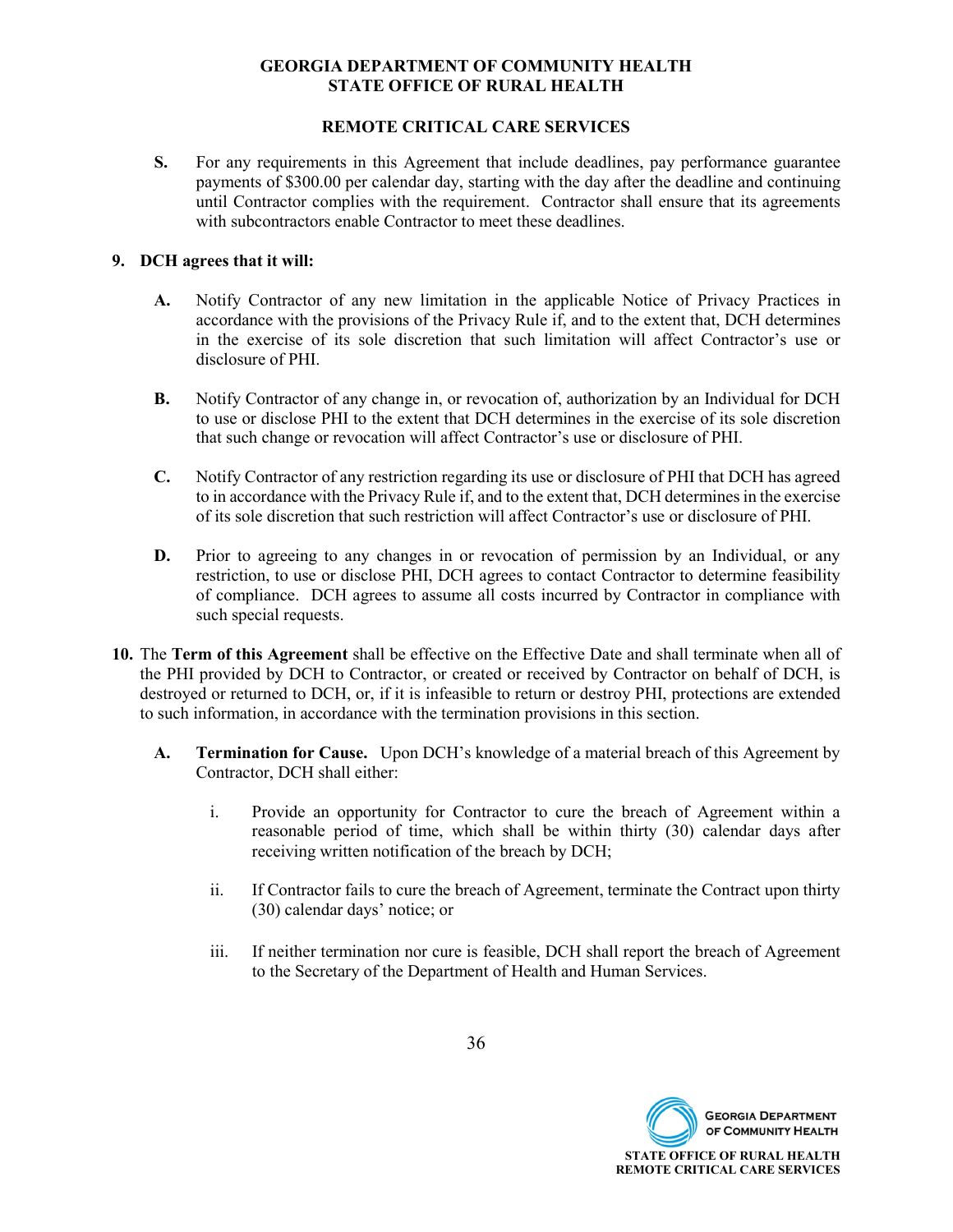**S.** For any requirements in this Agreement that include deadlines, pay performance guarantee payments of $300.00 per calendar day, starting with the day after the deadline and continuing until Contractor complies with the requirement. Contractor shall ensure that its agreements with subcontractors enable Contractor to meet these deadlines.

**9. DCH agrees that it will:**

**A.** Notify Contractor of any new limitation in the applicable Notice of Privacy Practices in accordance with the provisions of the Privacy Rule if, and to the extent that, DCH determines in the exercise of its sole discretion that such limitation will affect Contractor's use or disclosure of PHI.

**B.** Notify Contractor of any change in, or revocation of, authorization by an Individual for DCH to use or disclose PHI to the extent that DCH determines in the exercise of its sole discretion that such change or revocation will affect Contractor's use or disclosure of PHI.

**C.** Notify Contractor of any restriction regarding its use or disclosure of PHI that DCH has agreed to in accordance with the Privacy Rule if, and to the extent that, DCH determines in the exercise of its sole discretion that such restriction will affect Contractor's use or disclosure of PHI.

**D.** Prior to agreeing to any changes in or revocation of permission by an Individual, or any restriction, to use or disclose PHI, DCH agrees to contact Contractor to determine feasibility of compliance. DCH agrees to assume all costs incurred by Contractor in compliance with such special requests.

**10.** The **Term of this Agreement** shall be effective on the Effective Date and shall terminate when all of the PHI provided by DCH to Contractor, or created or received by Contractor on behalf of DCH, is destroyed or returned to DCH, or, if it is infeasible to return or destroy PHI, protections are extended to such information, in accordance with the termination provisions in this section.

**A. Termination for Cause.** Upon DCH's knowledge of a material breach of this Agreement by Contractor, DCH shall either:

i. Provide an opportunity for Contractor to cure the breach of Agreement within a reasonable period of time, which shall be within thirty (30) calendar days after receiving written notification of the breach by DCH;

ii. If Contractor fails to cure the breach of Agreement, terminate the Contract upon thirty (30) calendar days' notice; or

iii. If neither termination nor cure is feasible, DCH shall report the breach of Agreement to the Secretary of the Department of Health and Human Services.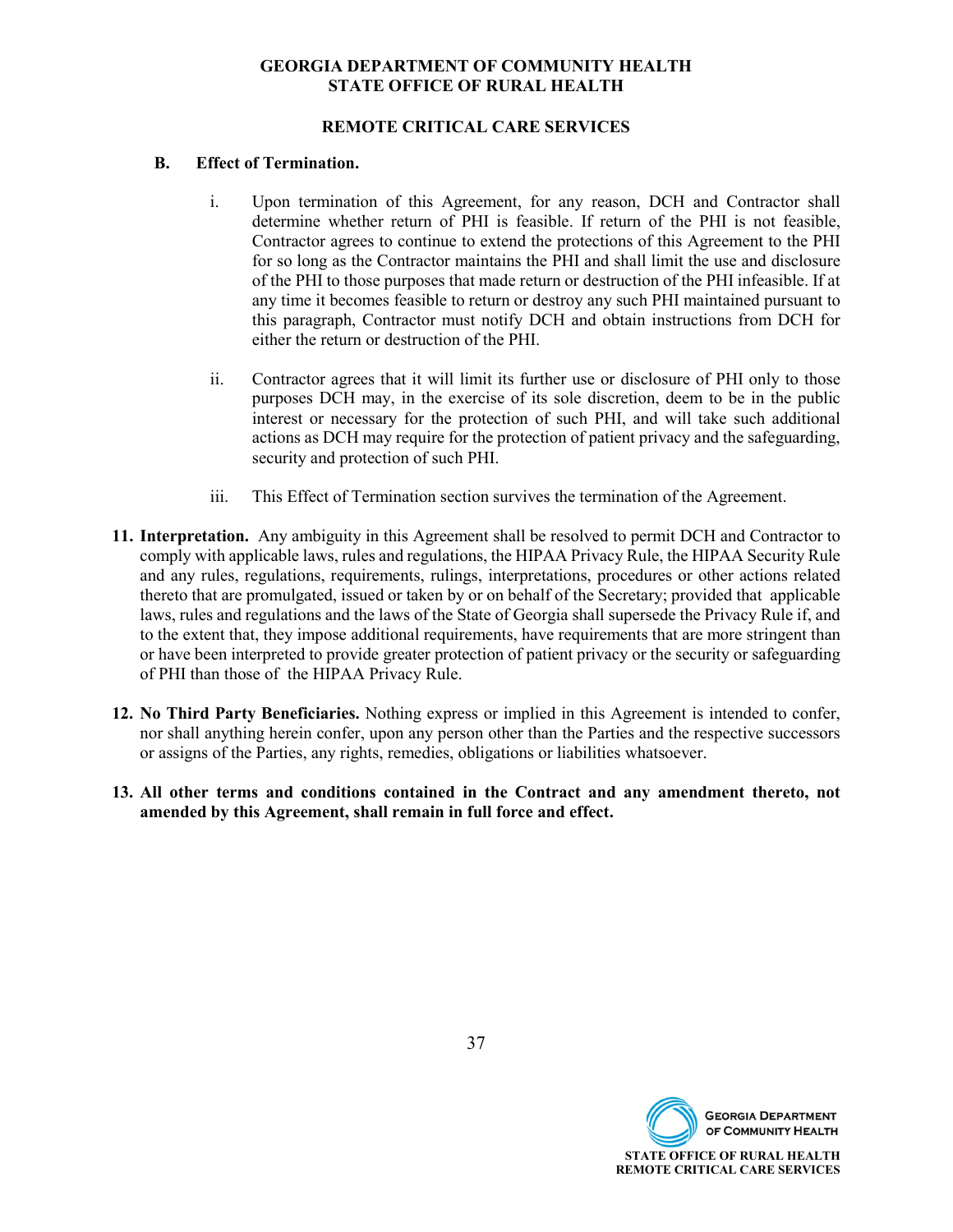**B. Effect of Termination.**

i. Upon termination of this Agreement, for any reason, DCH and Contractor shall determine whether return of PHI is feasible. If return of the PHI is not feasible, Contractor agrees to continue to extend the protections of this Agreement to the PHI for so long as the Contractor maintains the PHI and shall limit the use and disclosure of the PHI to those purposes that made return or destruction of the PHI infeasible. If at any time it becomes feasible to return or destroy any such PHI maintained pursuant to this paragraph, Contractor must notify DCH and obtain instructions from DCH for either the return or destruction of the PHI.

ii. Contractor agrees that it will limit its further use or disclosure of PHI only to those purposes DCH may, in the exercise of its sole discretion, deem to be in the public interest or necessary for the protection of such PHI, and will take such additional actions as DCH may require for the protection of patient privacy and the safeguarding, security and protection of such PHI.

iii. This Effect of Termination section survives the termination of the Agreement.

**11. Interpretation.** Any ambiguity in this Agreement shall be resolved to permit DCH and Contractor to comply with applicable laws, rules and regulations, the HIPAA Privacy Rule, the HIPAA Security Rule and any rules, regulations, requirements, rulings, interpretations, procedures or other actions related thereto that are promulgated, issued or taken by or on behalf of the Secretary; provided that applicable laws, rules and regulations and the laws of the State of Georgia shall supersede the Privacy Rule if, and to the extent that, they impose additional requirements, have requirements that are more stringent than or have been interpreted to provide greater protection of patient privacy or the security or safeguarding of PHI than those of the HIPAA Privacy Rule.

**12. No Third Party Beneficiaries.** Nothing express or implied in this Agreement is intended to confer, nor shall anything herein confer, upon any person other than the Parties and the respective successors or assigns of the Parties, any rights, remedies, obligations or liabilities whatsoever.

**13. All other terms and conditions contained in the Contract and any amendment thereto, not amended by this Agreement, shall remain in full force and effect.**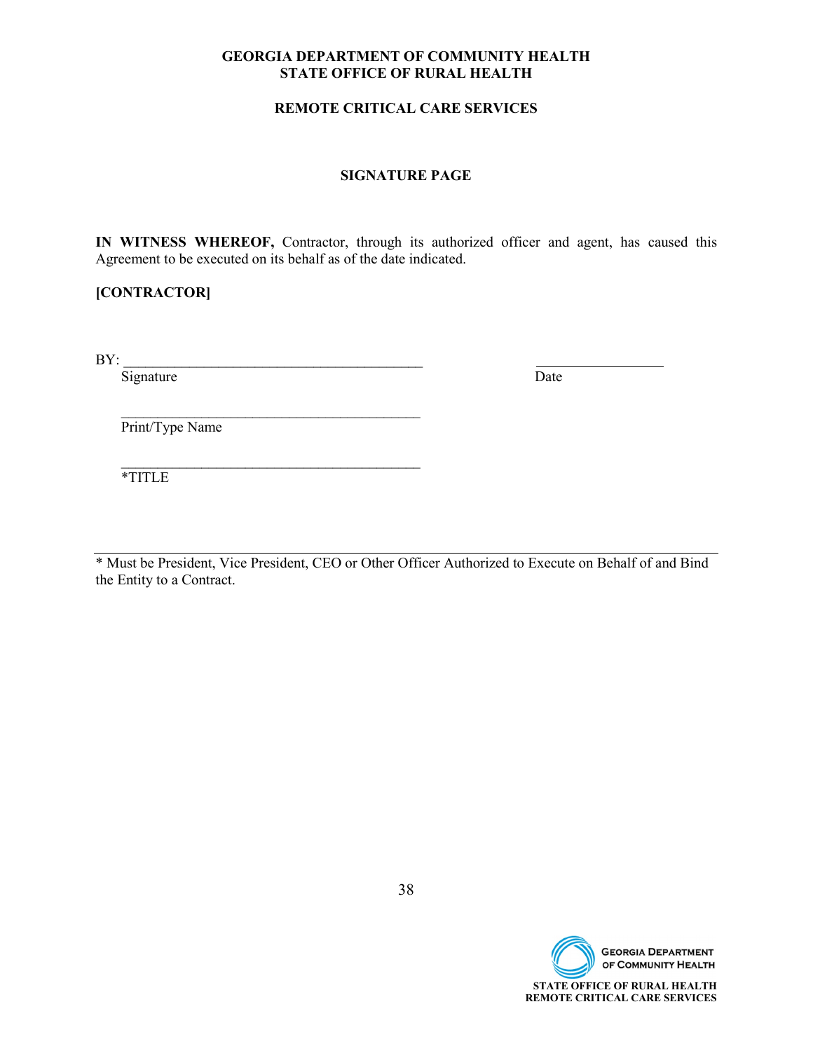**GEORGIA DEPARTMENT OF COMMUNITY HEALTH**
**STATE OFFICE OF RURAL HEALTH**

**REMOTE CRITICAL CARE SERVICES**

## SIGNATURE PAGE

**IN WITNESS WHEREOF,** Contractor, through its authorized officer and agent, has caused this Agreement to be executed on its behalf as of the date indicated.

**[CONTRACTOR]**

BY: ___________________________________________ ___________________
Signature Date

___________________________________________
Print/Type Name

___________________________________________
*TITLE

---

* Must be President, Vice President, CEO or Other Officer Authorized to Execute on Behalf of and Bind the Entity to a Contract.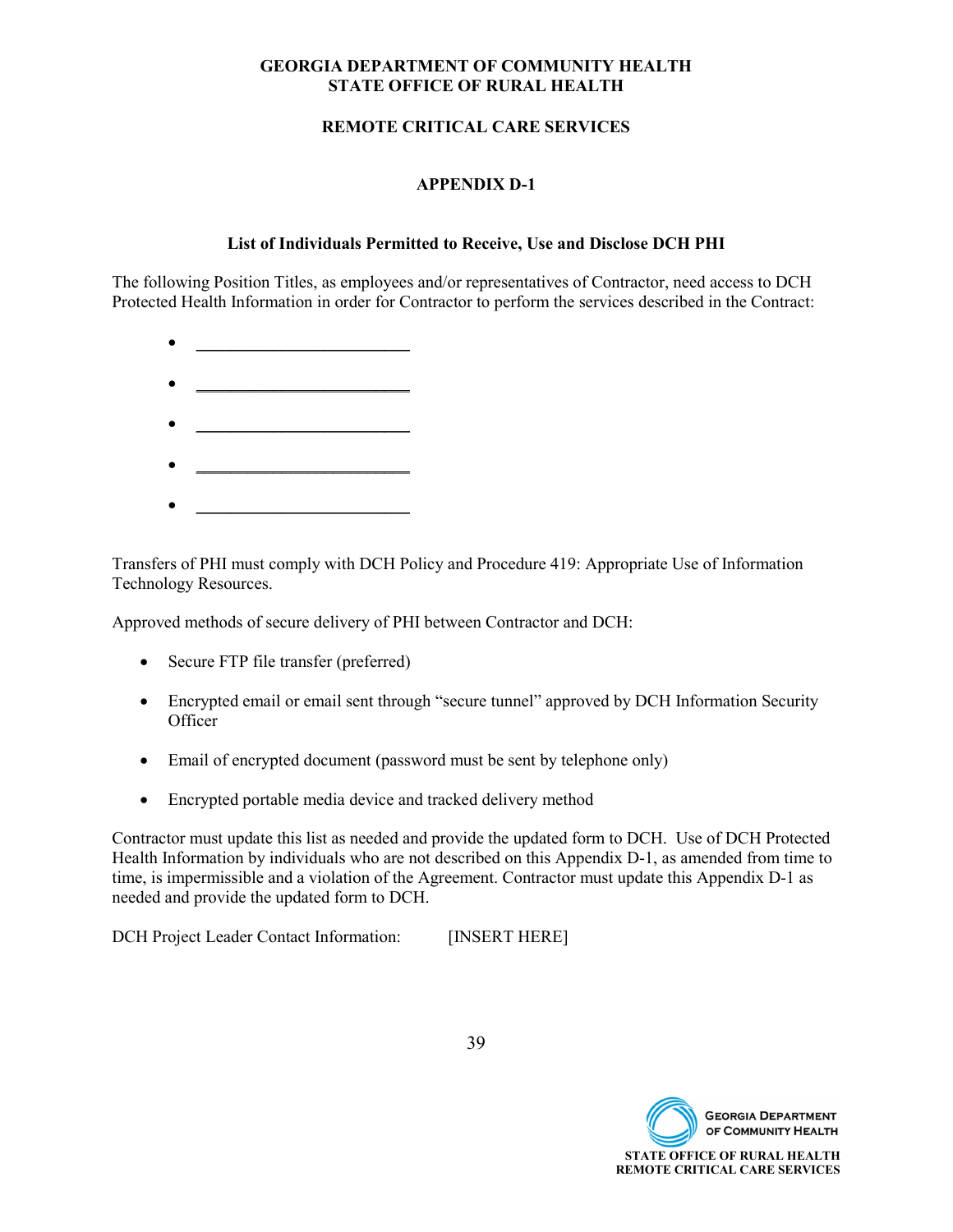**GEORGIA DEPARTMENT OF COMMUNITY HEALTH**
**STATE OFFICE OF RURAL HEALTH**

**REMOTE CRITICAL CARE SERVICES**

# APPENDIX D-1

## List of Individuals Permitted to Receive, Use and Disclose DCH PHI

The following Position Titles, as employees and/or representatives of Contractor, need access to DCH Protected Health Information in order for Contractor to perform the services described in the Contract:

- ________________________
- ________________________
- ________________________
- ________________________
- ________________________

Transfers of PHI must comply with DCH Policy and Procedure 419: Appropriate Use of Information Technology Resources.

Approved methods of secure delivery of PHI between Contractor and DCH:

- Secure FTP file transfer (preferred)
- Encrypted email or email sent through "secure tunnel" approved by DCH Information Security Officer
- Email of encrypted document (password must be sent by telephone only)
- Encrypted portable media device and tracked delivery method

Contractor must update this list as needed and provide the updated form to DCH. Use of DCH Protected Health Information by individuals who are not described on this Appendix D-1, as amended from time to time, is impermissible and a violation of the Agreement. Contractor must update this Appendix D-1 as needed and provide the updated form to DCH.

DCH Project Leader Contact Information: [INSERT HERE]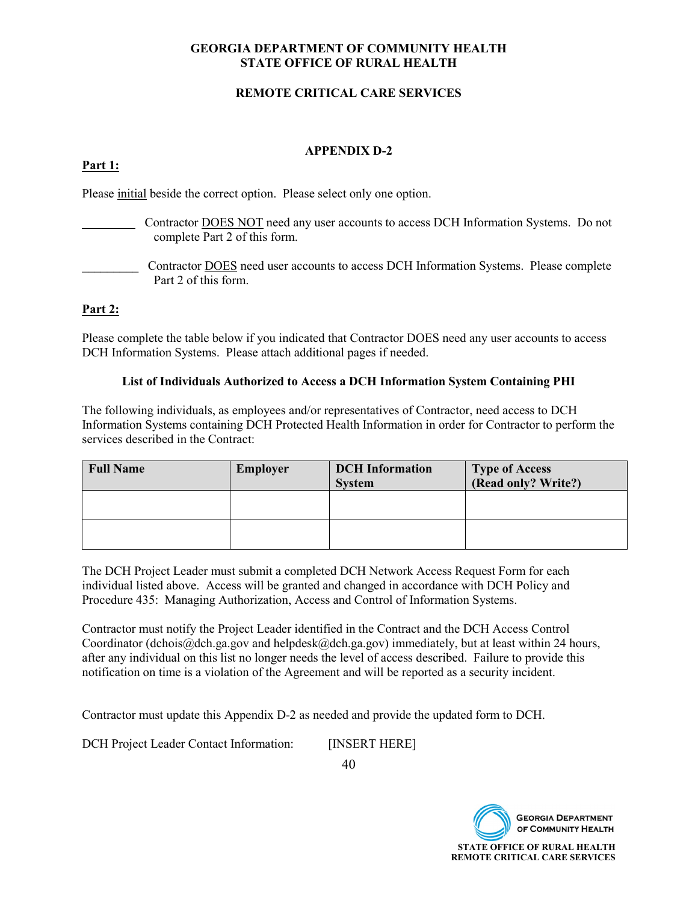**GEORGIA DEPARTMENT OF COMMUNITY HEALTH**
**STATE OFFICE OF RURAL HEALTH**

**REMOTE CRITICAL CARE SERVICES**

## APPENDIX D-2

**Part 1:**

Please initial beside the correct option. Please select only one option.

_________ Contractor DOES NOT need any user accounts to access DCH Information Systems. Do not complete Part 2 of this form.

_________ Contractor DOES need user accounts to access DCH Information Systems. Please complete Part 2 of this form.

**Part 2:**

Please complete the table below if you indicated that Contractor DOES need any user accounts to access DCH Information Systems. Please attach additional pages if needed.

**List of Individuals Authorized to Access a DCH Information System Containing PHI**

The following individuals, as employees and/or representatives of Contractor, need access to DCH Information Systems containing DCH Protected Health Information in order for Contractor to perform the services described in the Contract:

| Full Name | Employer | DCH Information System | Type of Access (Read only? Write?) |
|---|---|---|---|
| | | | |
| | | | |

The DCH Project Leader must submit a completed DCH Network Access Request Form for each individual listed above. Access will be granted and changed in accordance with DCH Policy and Procedure 435: Managing Authorization, Access and Control of Information Systems.

Contractor must notify the Project Leader identified in the Contract and the DCH Access Control Coordinator (dchois@dch.ga.gov and helpdesk@dch.ga.gov) immediately, but at least within 24 hours, after any individual on this list no longer needs the level of access described. Failure to provide this notification on time is a violation of the Agreement and will be reported as a security incident.

Contractor must update this Appendix D-2 as needed and provide the updated form to DCH.

DCH Project Leader Contact Information: [INSERT HERE]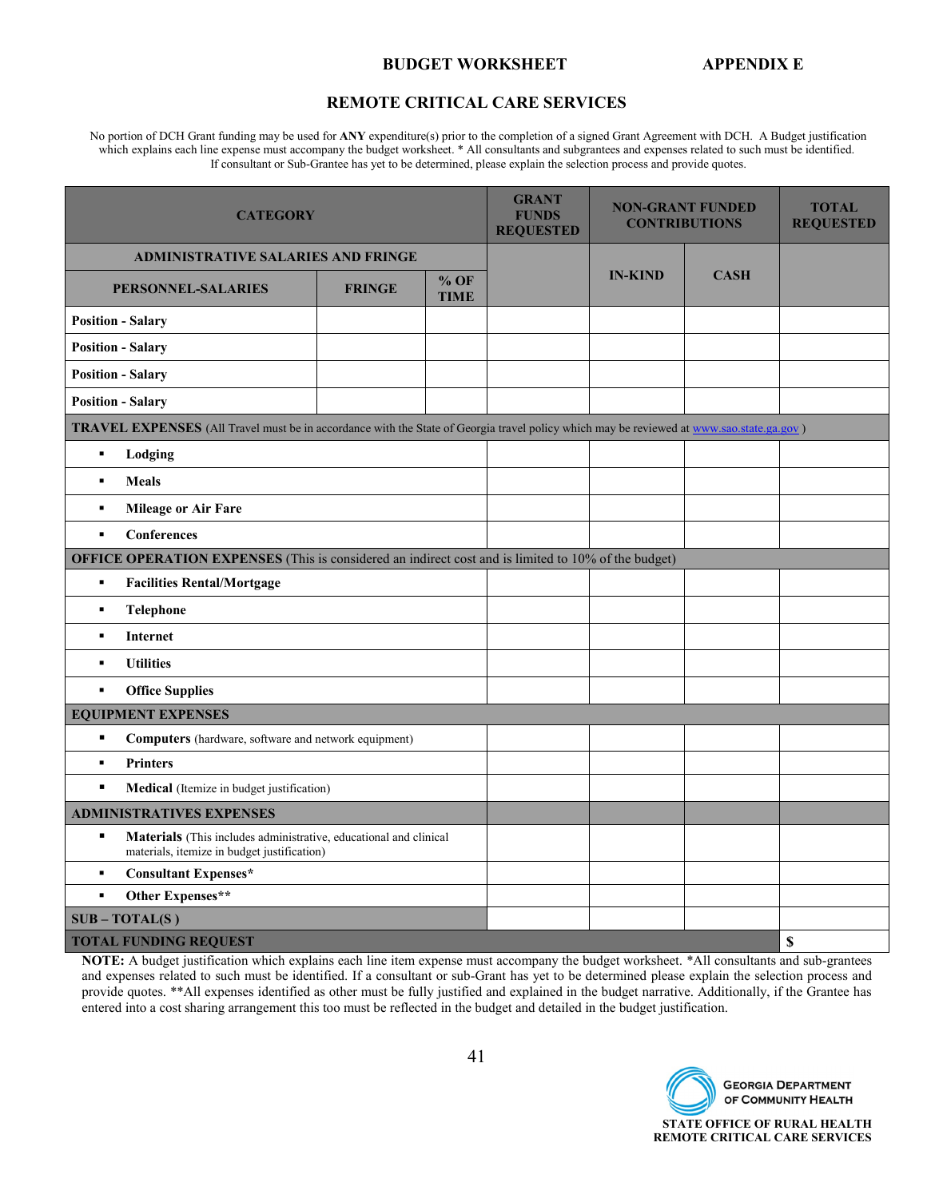## BUDGET WORKSHEET APPENDIX E

## REMOTE CRITICAL CARE SERVICES

No portion of DCH Grant funding may be used for **ANY** expenditure(s) prior to the completion of a signed Grant Agreement with DCH. A Budget justification which explains each line expense must accompany the budget worksheet. * All consultants and subgrantees and expenses related to such must be identified. If consultant or Sub-Grantee has yet to be determined, please explain the selection process and provide quotes.

| CATEGORY | | | GRANT FUNDS REQUESTED | NON-GRANT FUNDED CONTRIBUTIONS | | TOTAL REQUESTED |
|---|---|---|---|---|---|---|
| **ADMINISTRATIVE SALARIES AND FRINGE** | | | | IN-KIND | CASH | |
| **PERSONNEL-SALARIES** | **FRINGE** | **% OF TIME** | | | | |
| **Position - Salary** | | | | | | |
| **Position - Salary** | | | | | | |
| **Position - Salary** | | | | | | |
| **Position - Salary** | | | | | | |
| **TRAVEL EXPENSES** (All Travel must be in accordance with the State of Georgia travel policy which may be reviewed at www.sao.state.ga.gov ) | | | | | | |
| ▪ **Lodging** | | | | | | |
| ▪ **Meals** | | | | | | |
| ▪ **Mileage or Air Fare** | | | | | | |
| ▪ **Conferences** | | | | | | |
| **OFFICE OPERATION EXPENSES** (This is considered an indirect cost and is limited to 10% of the budget) | | | | | | |
| ▪ **Facilities Rental/Mortgage** | | | | | | |
| ▪ **Telephone** | | | | | | |
| ▪ **Internet** | | | | | | |
| ▪ **Utilities** | | | | | | |
| ▪ **Office Supplies** | | | | | | |
| **EQUIPMENT EXPENSES** | | | | | | |
| ▪ **Computers** (hardware, software and network equipment) | | | | | | |
| ▪ **Printers** | | | | | | |
| ▪ **Medical** (Itemize in budget justification) | | | | | | |
| **ADMINISTRATIVES EXPENSES** | | | | | | |
| ▪ **Materials** (This includes administrative, educational and clinical materials, itemize in budget justification) | | | | | | |
| ▪ **Consultant Expenses*** | | | | | | |
| ▪ **Other Expenses**** | | | | | | |
| **SUB – TOTAL(S )** | | | | | | |
| **TOTAL FUNDING REQUEST** | | | | | | $ |

**NOTE:** A budget justification which explains each line item expense must accompany the budget worksheet. *All consultants and sub-grantees and expenses related to such must be identified. If a consultant or sub-Grant has yet to be determined please explain the selection process and provide quotes. **All expenses identified as other must be fully justified and explained in the budget narrative. Additionally, if the Grantee has entered into a cost sharing arrangement this too must be reflected in the budget and detailed in the budget justification.

GEORGIA DEPARTMENT OF COMMUNITY HEALTH

STATE OFFICE OF RURAL HEALTH
REMOTE CRITICAL CARE SERVICES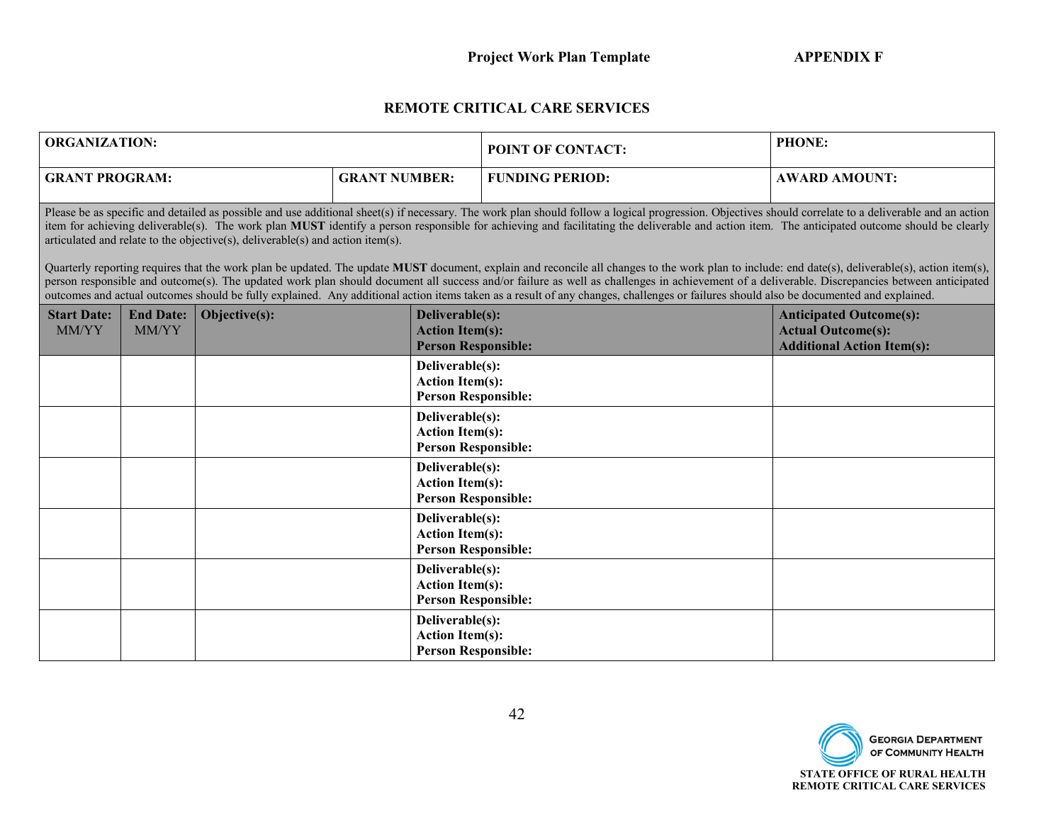**Project Work Plan Template** **APPENDIX F**

## REMOTE CRITICAL CARE SERVICES

| ORGANIZATION: | | POINT OF CONTACT: | PHONE: |
|---|---|---|---|
| **GRANT PROGRAM:** | **GRANT NUMBER:** | **FUNDING PERIOD:** | **AWARD AMOUNT:** |

Please be as specific and detailed as possible and use additional sheet(s) if necessary. The work plan should follow a logical progression. Objectives should correlate to a deliverable and an action item for achieving deliverable(s). The work plan **MUST** identify a person responsible for achieving and facilitating the deliverable and action item. The anticipated outcome should be clearly articulated and relate to the objective(s), deliverable(s) and action item(s).

Quarterly reporting requires that the work plan be updated. The update **MUST** document, explain and reconcile all changes to the work plan to include: end date(s), deliverable(s), action item(s), person responsible and outcome(s). The updated work plan should document all success and/or failure as well as challenges in achievement of a deliverable. Discrepancies between anticipated outcomes and actual outcomes should be fully explained. Any additional action items taken as a result of any changes, challenges or failures should also be documented and explained.

| **Start Date:** MM/YY | **End Date:** MM/YY | **Objective(s):** | **Deliverable(s):** **Action Item(s):** **Person Responsible:** | **Anticipated Outcome(s):** **Actual Outcome(s):** **Additional Action Item(s):** |
|---|---|---|---|---|
| | | | **Deliverable(s):** **Action Item(s):** **Person Responsible:** | |
| | | | **Deliverable(s):** **Action Item(s):** **Person Responsible:** | |
| | | | **Deliverable(s):** **Action Item(s):** **Person Responsible:** | |
| | | | **Deliverable(s):** **Action Item(s):** **Person Responsible:** | |
| | | | **Deliverable(s):** **Action Item(s):** **Person Responsible:** | |
| | | | **Deliverable(s):** **Action Item(s):** **Person Responsible:** | |

GEORGIA DEPARTMENT OF COMMUNITY HEALTH

STATE OFFICE OF RURAL HEALTH
REMOTE CRITICAL CARE SERVICES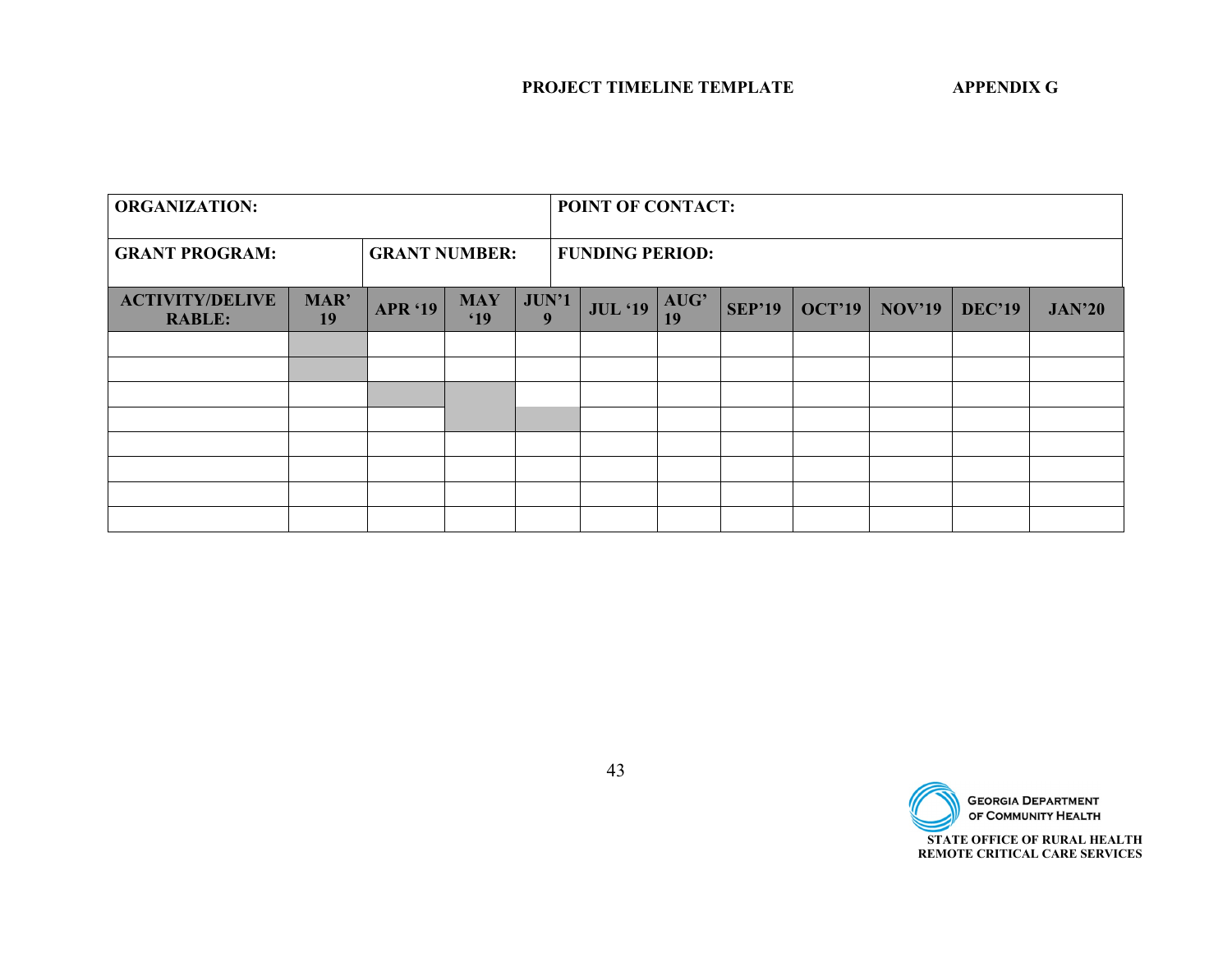**PROJECT TIMELINE TEMPLATE** **APPENDIX G**

| ORGANIZATION: | | | | | POINT OF CONTACT: | | | | | | |
|---|---|---|---|---|---|---|---|---|---|---|---|
| **GRANT PROGRAM:** | | **GRANT NUMBER:** | | | **FUNDING PERIOD:** | | | | | | |
| **ACTIVITY/DELIVERABLE:** | **MAR' 19** | **APR '19** | **MAY '19** | **JUN'19** | **JUL '19** | **AUG' 19** | **SEP'19** | **OCT'19** | **NOV'19** | **DEC'19** | **JAN'20** |
| | | | | | | | | | | | |
| | | | | | | | | | | | |
| | | | | | | | | | | | |
| | | | | | | | | | | | |
| | | | | | | | | | | | |
| | | | | | | | | | | | |
| | | | | | | | | | | | |
| | | | | | | | | | | | |

GEORGIA DEPARTMENT OF COMMUNITY HEALTH

STATE OFFICE OF RURAL HEALTH
REMOTE CRITICAL CARE SERVICES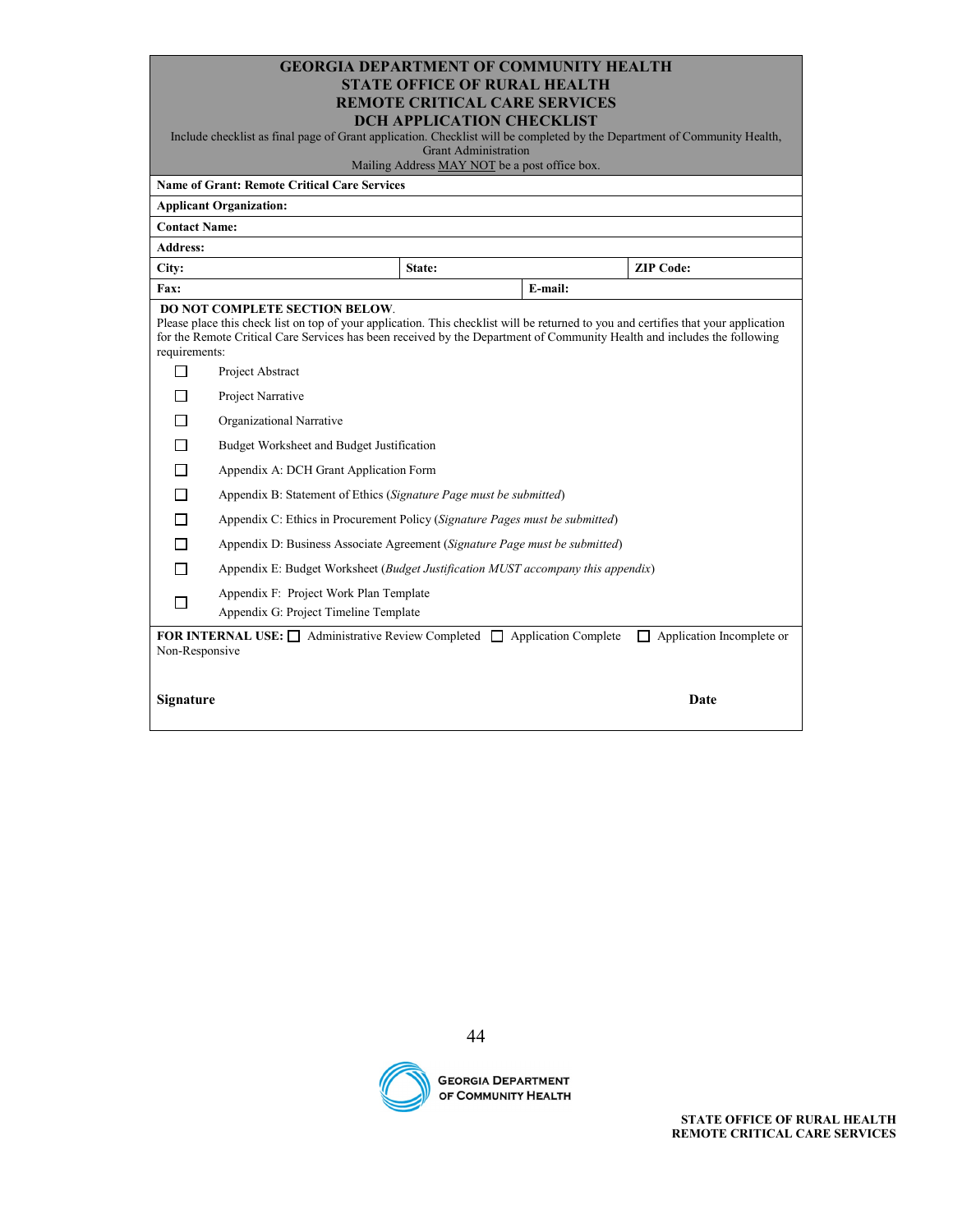# GEORGIA DEPARTMENT OF COMMUNITY HEALTH
## STATE OFFICE OF RURAL HEALTH
## REMOTE CRITICAL CARE SERVICES
## DCH APPLICATION CHECKLIST

Include checklist as final page of Grant application. Checklist will be completed by the Department of Community Health, Grant Administration

Mailing Address MAY NOT be a post office box.

| | | |
|---|---|---|
| **Name of Grant: Remote Critical Care Services** | | |
| **Applicant Organization:** | | |
| **Contact Name:** | | |
| **Address:** | | |
| **City:** | **State:** | **ZIP Code:** |
| **Fax:** | **E-mail:** | |

**DO NOT COMPLETE SECTION BELOW**.

Please place this check list on top of your application. This checklist will be returned to you and certifies that your application for the Remote Critical Care Services has been received by the Department of Community Health and includes the following requirements:

- ☐ Project Abstract
- ☐ Project Narrative
- ☐ Organizational Narrative
- ☐ Budget Worksheet and Budget Justification
- ☐ Appendix A: DCH Grant Application Form
- ☐ Appendix B: Statement of Ethics (*Signature Page must be submitted*)
- ☐ Appendix C: Ethics in Procurement Policy (*Signature Pages must be submitted*)
- ☐ Appendix D: Business Associate Agreement (*Signature Page must be submitted*)
- ☐ Appendix E: Budget Worksheet (*Budget Justification MUST accompany this appendix*)
- ☐ Appendix F: Project Work Plan Template
  Appendix G: Project Timeline Template

**FOR INTERNAL USE:** ☐ Administrative Review Completed ☐ Application Complete ☐ Application Incomplete or Non-Responsive

**Signature** **Date**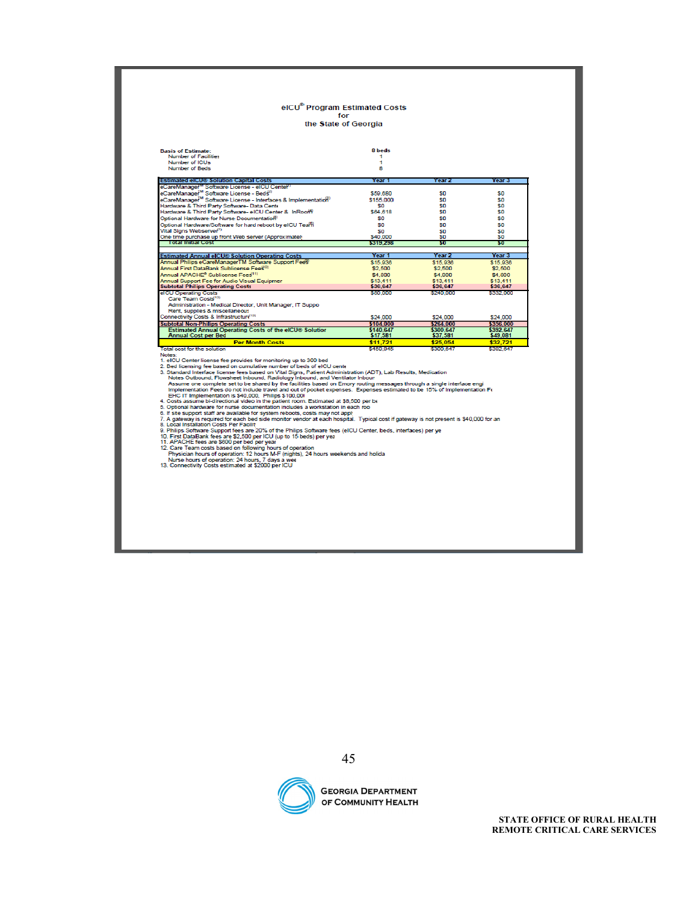# eICU® Program Estimated Costs for the State of Georgia

| Basis of Estimate: | 8 beds |
|---|---|
| Number of Facilities | 1 |
| Number of ICUs | 1 |
| Number of Beds | 8 |

| Estimated eICU® Solution Capital Costs | Year 1 | Year 2 | Year 3 |
|---|---|---|---|
| eCareManager℠ Software License - eICU Center[1] | | | |
| eCareManager℠ Software License - Beds[2] | $59,680 | $0 | $0 |
| eCareManager℠ Software License - Interfaces & Implementation[3] | $155,000 | $0 | $0 |
| Hardware & Third Party Software- Data Center | $0 | $0 | $0 |
| Hardware & Third Party Software- eICU Center & InRoom[4] | $64,618 | $0 | $0 |
| Optional Hardware for Nurse Documentation[5] | $0 | $0 | $0 |
| Optional Hardware/Software for hard reboot by eICU Team[6] | $0 | $0 | $0 |
| Vital Signs Webserver[7] | $0 | $0 | $0 |
| One-time purchase up front Web server (Approximate) | $40,000 | $0 | $0 |
| **Total Initial Cost** | **$319,298** | **$0** | **$0** |

| Estimated Annual eICU® Solution Operating Costs | Year 1 | Year 2 | Year 3 |
|---|---|---|---|
| Annual Philips eCareManagerTM Software Support Fees[9] | $15,936 | $15,936 | $15,936 |
| Annual First DataBank Sublicense Fee[10] | $2,500 | $2,500 | $2,500 |
| Annual APACHE® Sublicense Fees[11] | $4,800 | $4,800 | $4,800 |
| Annual Support Fee for Audio Visual Equipment | $13,411 | $13,411 | $13,411 |
| **Subtotal Philips Operating Costs** | **$36,647** | **$36,647** | **$36,647** |
| eICU Operating Costs | $80,000 | $240,000 | $332,000 |
| Care Team Costs[12] | | | |
| Administration - Medical Director, Unit Manager, IT Support | | | |
| Rent, supplies & miscellaneous | | | |
| Connectivity Costs & Infrastructure[13] | $24,000 | $24,000 | $24,000 |
| **Subtotal Non-Philips Operating Costs** | **$104,000** | **$264,000** | **$356,000** |
| **Estimated Annual Operating Costs of the eICU® Solution** | **$140,647** | **$300,647** | **$392,647** |
| **Annual Cost per Bed** | **$17,581** | **$37,581** | **$49,081** |
| **Per Month Costs** | **$11,721** | **$25,054** | **$32,721** |
| Total cost for the solution | $459,945 | $300,647 | $392,647 |

Notes:

1. eICU Center license fee provides for monitoring up to 300 bed
2. Bed licensing fee based on cumulative number of beds of eICU cente
3. Standard Interface license fees based on Vital Signs, Patient Administration (ADT), Lab Results, Medication Notes Outbound, Flowsheet Inbound, Radiology Inbound, and Ventilator Inbour
   Assume one complete set to be shared by the facilities based on Emory routing messages through a single interface engi
   Implementation Fees do not include travel and out of pocket expenses. Expenses estimated to be 15% of Implementation Fe
   EHC IT Implementation is $40,000, Philips $100,00
4. Costs assume bi-directional video in the patient room. Estimated at $8,500 per be
5. Optional hardware for nurse documentation includes a workstation in each roo
6. If site support staff are available for system reboots, costs may not appl
7. A gateway is required for each bed side monitor vendor at each hospital. Typical cost if gateway is not present is $40,000 for an
8. Local Installation Costs Per Facilit
9. Philips Software Support fees are 20% of the Philips Software fees (eICU Center, beds, interfaces) per ye
10. First DataBank fees are $2,500 per ICU (up to 15 beds) per yea
11. APACHE fees are $600 per bed per yea
12. Care Team costs based on following hours of operation
    Physician hours of operation: 12 hours M-F (nights), 24 hours weekends and holida
    Nurse hours of operation: 24 hours, 7 days a wee
13. Connectivity Costs estimated at $2000 per ICU

GEORGIA DEPARTMENT OF COMMUNITY HEALTH

STATE OFFICE OF RURAL HEALTH
REMOTE CRITICAL CARE SERVICES